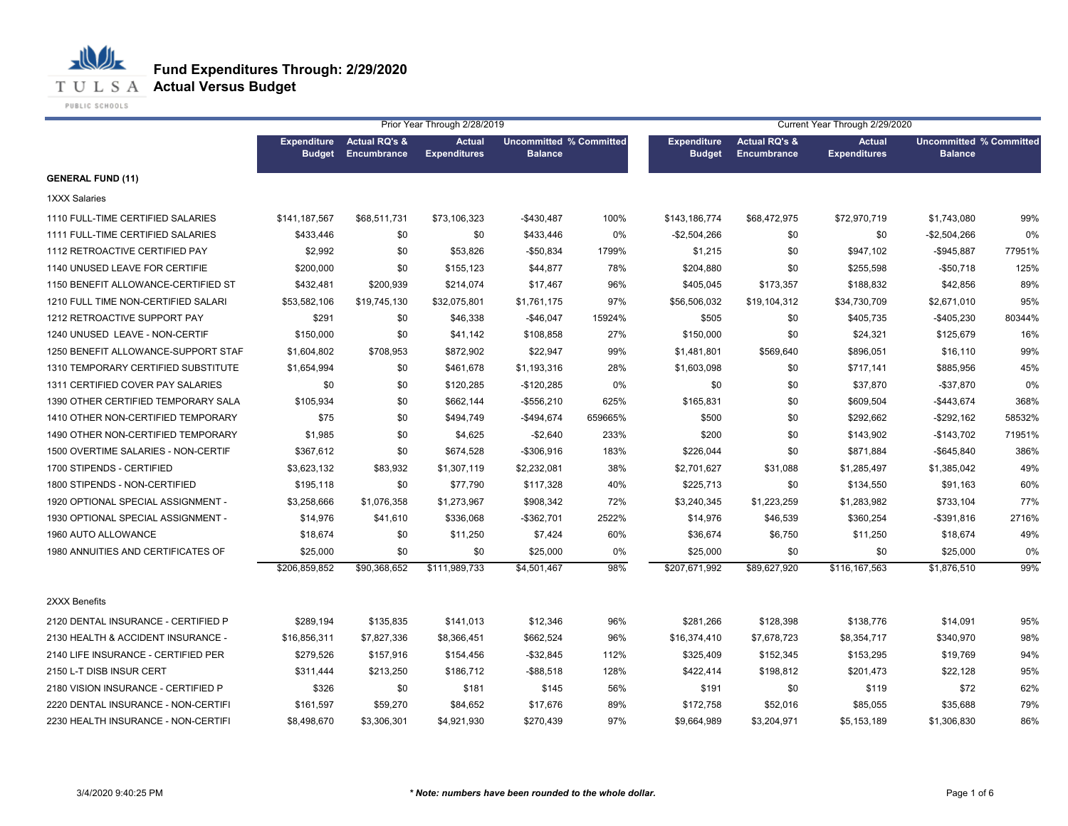# Fund Expenditures Through: 2/29/2020
## Actual Versus Budget

| | Prior Year Through 2/28/2019 | | | | | Current Year Through 2/29/2020 | | | | |
|---|---|---|---|---|---|---|---|---|---|---|
| | Expenditure Budget | Actual RQ's & Encumbrance | Actual Expenditures | Uncommitted Balance | % Committed | Expenditure Budget | Actual RQ's & Encumbrance | Actual Expenditures | Uncommitted Balance | % Committed |
| **GENERAL FUND (11)** | | | | | | | | | | |
| 1XXX Salaries | | | | | | | | | | |
| 1110 FULL-TIME CERTIFIED SALARIES | $141,187,567 | $68,511,731 | $73,106,323 | -$430,487 | 100% | $143,186,774 | $68,472,975 | $72,970,719 | $1,743,080 | 99% |
| 1111 FULL-TIME CERTIFIED SALARIES | $433,446 | $0 | $0 | $433,446 | 0% | -$2,504,266 | $0 | $0 | -$2,504,266 | 0% |
| 1112 RETROACTIVE CERTIFIED PAY | $2,992 | $0 | $53,826 | -$50,834 | 1799% | $1,215 | $0 | $947,102 | -$945,887 | 77951% |
| 1140 UNUSED LEAVE FOR CERTIFIE | $200,000 | $0 | $155,123 | $44,877 | 78% | $204,880 | $0 | $255,598 | -$50,718 | 125% |
| 1150 BENEFIT ALLOWANCE-CERTIFIED ST | $432,481 | $200,939 | $214,074 | $17,467 | 96% | $405,045 | $173,357 | $188,832 | $42,856 | 89% |
| 1210 FULL TIME NON-CERTIFIED SALARI | $53,582,106 | $19,745,130 | $32,075,801 | $1,761,175 | 97% | $56,506,032 | $19,104,312 | $34,730,709 | $2,671,010 | 95% |
| 1212 RETROACTIVE SUPPORT PAY | $291 | $0 | $46,338 | -$46,047 | 15924% | $505 | $0 | $405,735 | -$405,230 | 80344% |
| 1240 UNUSED LEAVE - NON-CERTIF | $150,000 | $0 | $41,142 | $108,858 | 27% | $150,000 | $0 | $24,321 | $125,679 | 16% |
| 1250 BENEFIT ALLOWANCE-SUPPORT STAF | $1,604,802 | $708,953 | $872,902 | $22,947 | 99% | $1,481,801 | $569,640 | $896,051 | $16,110 | 99% |
| 1310 TEMPORARY CERTIFIED SUBSTITUTE | $1,654,994 | $0 | $461,678 | $1,193,316 | 28% | $1,603,098 | $0 | $717,141 | $885,956 | 45% |
| 1311 CERTIFIED COVER PAY SALARIES | $0 | $0 | $120,285 | -$120,285 | 0% | $0 | $0 | $37,870 | -$37,870 | 0% |
| 1390 OTHER CERTIFIED TEMPORARY SALA | $105,934 | $0 | $662,144 | -$556,210 | 625% | $165,831 | $0 | $609,504 | -$443,674 | 368% |
| 1410 OTHER NON-CERTIFIED TEMPORARY | $75 | $0 | $494,749 | -$494,674 | 659665% | $500 | $0 | $292,662 | -$292,162 | 58532% |
| 1490 OTHER NON-CERTIFIED TEMPORARY | $1,985 | $0 | $4,625 | -$2,640 | 233% | $200 | $0 | $143,902 | -$143,702 | 71951% |
| 1500 OVERTIME SALARIES - NON-CERTIF | $367,612 | $0 | $674,528 | -$306,916 | 183% | $226,044 | $0 | $871,884 | -$645,840 | 386% |
| 1700 STIPENDS - CERTIFIED | $3,623,132 | $83,932 | $1,307,119 | $2,232,081 | 38% | $2,701,627 | $31,088 | $1,285,497 | $1,385,042 | 49% |
| 1800 STIPENDS - NON-CERTIFIED | $195,118 | $0 | $77,790 | $117,328 | 40% | $225,713 | $0 | $134,550 | $91,163 | 60% |
| 1920 OPTIONAL SPECIAL ASSIGNMENT - | $3,258,666 | $1,076,358 | $1,273,967 | $908,342 | 72% | $3,240,345 | $1,223,259 | $1,283,982 | $733,104 | 77% |
| 1930 OPTIONAL SPECIAL ASSIGNMENT - | $14,976 | $41,610 | $336,068 | -$362,701 | 2522% | $14,976 | $46,539 | $360,254 | -$391,816 | 2716% |
| 1960 AUTO ALLOWANCE | $18,674 | $0 | $11,250 | $7,424 | 60% | $36,674 | $6,750 | $11,250 | $18,674 | 49% |
| 1980 ANNUITIES AND CERTIFICATES OF | $25,000 | $0 | $0 | $25,000 | 0% | $25,000 | $0 | $0 | $25,000 | 0% |
| | $206,859,852 | $90,368,652 | $111,989,733 | $4,501,467 | 98% | $207,671,992 | $89,627,920 | $116,167,563 | $1,876,510 | 99% |
| 2XXX Benefits | | | | | | | | | | |
| 2120 DENTAL INSURANCE - CERTIFIED P | $289,194 | $135,835 | $141,013 | $12,346 | 96% | $281,266 | $128,398 | $138,776 | $14,091 | 95% |
| 2130 HEALTH & ACCIDENT INSURANCE - | $16,856,311 | $7,827,336 | $8,366,451 | $662,524 | 96% | $16,374,410 | $7,678,723 | $8,354,717 | $340,970 | 98% |
| 2140 LIFE INSURANCE - CERTIFIED PER | $279,526 | $157,916 | $154,456 | -$32,845 | 112% | $325,409 | $152,345 | $153,295 | $19,769 | 94% |
| 2150 L-T DISB INSUR CERT | $311,444 | $213,250 | $186,712 | -$88,518 | 128% | $422,414 | $198,812 | $201,473 | $22,128 | 95% |
| 2180 VISION INSURANCE - CERTIFIED P | $326 | $0 | $181 | $145 | 56% | $191 | $0 | $119 | $72 | 62% |
| 2220 DENTAL INSURANCE - NON-CERTIFI | $161,597 | $59,270 | $84,652 | $17,676 | 89% | $172,758 | $52,016 | $85,055 | $35,688 | 79% |
| 2230 HEALTH INSURANCE - NON-CERTIFI | $8,498,670 | $3,306,301 | $4,921,930 | $270,439 | 97% | $9,664,989 | $3,204,971 | $5,153,189 | $1,306,830 | 86% |

3/4/2020 9:40:25 PM

***Note: numbers have been rounded to the whole dollar.***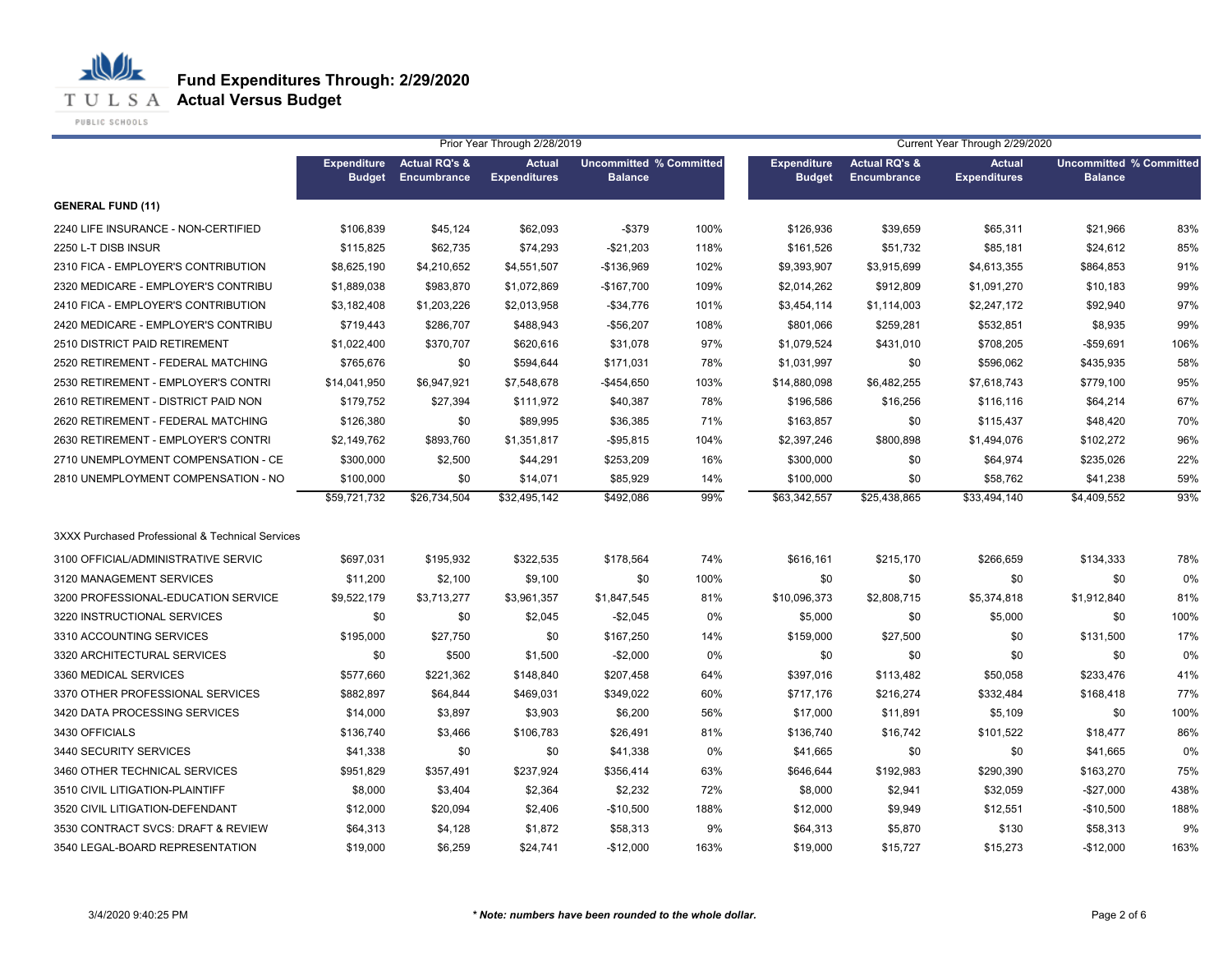# Fund Expenditures Through: 2/29/2020
## Actual Versus Budget

| | Prior Year Through 2/28/2019 | | | | | Current Year Through 2/29/2020 | | | | |
|---|---|---|---|---|---|---|---|---|---|---|
| | Expenditure Budget | Actual RQ's & Encumbrance | Actual Expenditures | Uncommitted Balance | % Committed | Expenditure Budget | Actual RQ's & Encumbrance | Actual Expenditures | Uncommitted Balance | % Committed |
| **GENERAL FUND (11)** | | | | | | | | | | |
| 2240 LIFE INSURANCE - NON-CERTIFIED | $106,839 | $45,124 | $62,093 | -$379 | 100% | $126,936 | $39,659 | $65,311 | $21,966 | 83% |
| 2250 L-T DISB INSUR | $115,825 | $62,735 | $74,293 | -$21,203 | 118% | $161,526 | $51,732 | $85,181 | $24,612 | 85% |
| 2310 FICA - EMPLOYER'S CONTRIBUTION | $8,625,190 | $4,210,652 | $4,551,507 | -$136,969 | 102% | $9,393,907 | $3,915,699 | $4,613,355 | $864,853 | 91% |
| 2320 MEDICARE - EMPLOYER'S CONTRIBU | $1,889,038 | $983,870 | $1,072,869 | -$167,700 | 109% | $2,014,262 | $912,809 | $1,091,270 | $10,183 | 99% |
| 2410 FICA - EMPLOYER'S CONTRIBUTION | $3,182,408 | $1,203,226 | $2,013,958 | -$34,776 | 101% | $3,454,114 | $1,114,003 | $2,247,172 | $92,940 | 97% |
| 2420 MEDICARE - EMPLOYER'S CONTRIBU | $719,443 | $286,707 | $488,943 | -$56,207 | 108% | $801,066 | $259,281 | $532,851 | $8,935 | 99% |
| 2510 DISTRICT PAID RETIREMENT | $1,022,400 | $370,707 | $620,616 | $31,078 | 97% | $1,079,524 | $431,010 | $708,205 | -$59,691 | 106% |
| 2520 RETIREMENT - FEDERAL MATCHING | $765,676 | $0 | $594,644 | $171,031 | 78% | $1,031,997 | $0 | $596,062 | $435,935 | 58% |
| 2530 RETIREMENT - EMPLOYER'S CONTRI | $14,041,950 | $6,947,921 | $7,548,678 | -$454,650 | 103% | $14,880,098 | $6,482,255 | $7,618,743 | $779,100 | 95% |
| 2610 RETIREMENT - DISTRICT PAID NON | $179,752 | $27,394 | $111,972 | $40,387 | 78% | $196,586 | $16,256 | $116,116 | $64,214 | 67% |
| 2620 RETIREMENT - FEDERAL MATCHING | $126,380 | $0 | $89,995 | $36,385 | 71% | $163,857 | $0 | $115,437 | $48,420 | 70% |
| 2630 RETIREMENT - EMPLOYER'S CONTRI | $2,149,762 | $893,760 | $1,351,817 | -$95,815 | 104% | $2,397,246 | $800,898 | $1,494,076 | $102,272 | 96% |
| 2710 UNEMPLOYMENT COMPENSATION - CE | $300,000 | $2,500 | $44,291 | $253,209 | 16% | $300,000 | $0 | $64,974 | $235,026 | 22% |
| 2810 UNEMPLOYMENT COMPENSATION - NO | $100,000 | $0 | $14,071 | $85,929 | 14% | $100,000 | $0 | $58,762 | $41,238 | 59% |
| | $59,721,732 | $26,734,504 | $32,495,142 | $492,086 | 99% | $63,342,557 | $25,438,865 | $33,494,140 | $4,409,552 | 93% |
| 3XXX Purchased Professional & Technical Services | | | | | | | | | | |
| 3100 OFFICIAL/ADMINISTRATIVE SERVIC | $697,031 | $195,932 | $322,535 | $178,564 | 74% | $616,161 | $215,170 | $266,659 | $134,333 | 78% |
| 3120 MANAGEMENT SERVICES | $11,200 | $2,100 | $9,100 | $0 | 100% | $0 | $0 | $0 | $0 | 0% |
| 3200 PROFESSIONAL-EDUCATION SERVICE | $9,522,179 | $3,713,277 | $3,961,357 | $1,847,545 | 81% | $10,096,373 | $2,808,715 | $5,374,818 | $1,912,840 | 81% |
| 3220 INSTRUCTIONAL SERVICES | $0 | $0 | $2,045 | -$2,045 | 0% | $5,000 | $0 | $5,000 | $0 | 100% |
| 3310 ACCOUNTING SERVICES | $195,000 | $27,750 | $0 | $167,250 | 14% | $159,000 | $27,500 | $0 | $131,500 | 17% |
| 3320 ARCHITECTURAL SERVICES | $0 | $500 | $1,500 | -$2,000 | 0% | $0 | $0 | $0 | $0 | 0% |
| 3360 MEDICAL SERVICES | $577,660 | $221,362 | $148,840 | $207,458 | 64% | $397,016 | $113,482 | $50,058 | $233,476 | 41% |
| 3370 OTHER PROFESSIONAL SERVICES | $882,897 | $64,844 | $469,031 | $349,022 | 60% | $717,176 | $216,274 | $332,484 | $168,418 | 77% |
| 3420 DATA PROCESSING SERVICES | $14,000 | $3,897 | $3,903 | $6,200 | 56% | $17,000 | $11,891 | $5,109 | $0 | 100% |
| 3430 OFFICIALS | $136,740 | $3,466 | $106,783 | $26,491 | 81% | $136,740 | $16,742 | $101,522 | $18,477 | 86% |
| 3440 SECURITY SERVICES | $41,338 | $0 | $0 | $41,338 | 0% | $41,665 | $0 | $0 | $41,665 | 0% |
| 3460 OTHER TECHNICAL SERVICES | $951,829 | $357,491 | $237,924 | $356,414 | 63% | $646,644 | $192,983 | $290,390 | $163,270 | 75% |
| 3510 CIVIL LITIGATION-PLAINTIFF | $8,000 | $3,404 | $2,364 | $2,232 | 72% | $8,000 | $2,941 | $32,059 | -$27,000 | 438% |
| 3520 CIVIL LITIGATION-DEFENDANT | $12,000 | $20,094 | $2,406 | -$10,500 | 188% | $12,000 | $9,949 | $12,551 | -$10,500 | 188% |
| 3530 CONTRACT SVCS: DRAFT & REVIEW | $64,313 | $4,128 | $1,872 | $58,313 | 9% | $64,313 | $5,870 | $130 | $58,313 | 9% |
| 3540 LEGAL-BOARD REPRESENTATION | $19,000 | $6,259 | $24,741 | -$12,000 | 163% | $19,000 | $15,727 | $15,273 | -$12,000 | 163% |

3/4/2020 9:40:25 PM

***Note: numbers have been rounded to the whole dollar.**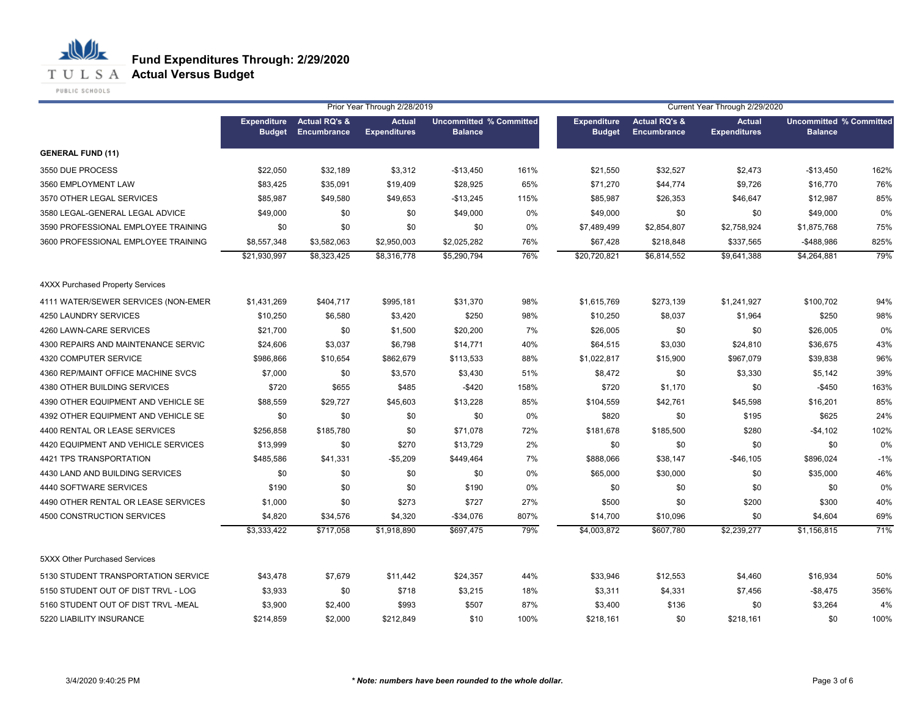# Fund Expenditures Through: 2/29/2020
## Actual Versus Budget

| | Prior Year Through 2/28/2019 | | | | | Current Year Through 2/29/2020 | | | | |
|---|---|---|---|---|---|---|---|---|---|---|
| | Expenditure Budget | Actual RQ's & Encumbrance | Actual Expenditures | Uncommitted Balance | % Committed | Expenditure Budget | Actual RQ's & Encumbrance | Actual Expenditures | Uncommitted Balance | % Committed |
| **GENERAL FUND (11)** | | | | | | | | | | |
| 3550 DUE PROCESS | $22,050 | $32,189 | $3,312 | -$13,450 | 161% | $21,550 | $32,527 | $2,473 | -$13,450 | 162% |
| 3560 EMPLOYMENT LAW | $83,425 | $35,091 | $19,409 | $28,925 | 65% | $71,270 | $44,774 | $9,726 | $16,770 | 76% |
| 3570 OTHER LEGAL SERVICES | $85,987 | $49,580 | $49,653 | -$13,245 | 115% | $85,987 | $26,353 | $46,647 | $12,987 | 85% |
| 3580 LEGAL-GENERAL LEGAL ADVICE | $49,000 | $0 | $0 | $49,000 | 0% | $49,000 | $0 | $0 | $49,000 | 0% |
| 3590 PROFESSIONAL EMPLOYEE TRAINING | $0 | $0 | $0 | $0 | 0% | $7,489,499 | $2,854,807 | $2,758,924 | $1,875,768 | 75% |
| 3600 PROFESSIONAL EMPLOYEE TRAINING | $8,557,348 | $3,582,063 | $2,950,003 | $2,025,282 | 76% | $67,428 | $218,848 | $337,565 | -$488,986 | 825% |
| | $21,930,997 | $8,323,425 | $8,316,778 | $5,290,794 | 76% | $20,720,821 | $6,814,552 | $9,641,388 | $4,264,881 | 79% |
| 4XXX Purchased Property Services | | | | | | | | | | |
| 4111 WATER/SEWER SERVICES (NON-EMER | $1,431,269 | $404,717 | $995,181 | $31,370 | 98% | $1,615,769 | $273,139 | $1,241,927 | $100,702 | 94% |
| 4250 LAUNDRY SERVICES | $10,250 | $6,580 | $3,420 | $250 | 98% | $10,250 | $8,037 | $1,964 | $250 | 98% |
| 4260 LAWN-CARE SERVICES | $21,700 | $0 | $1,500 | $20,200 | 7% | $26,005 | $0 | $0 | $26,005 | 0% |
| 4300 REPAIRS AND MAINTENANCE SERVIC | $24,606 | $3,037 | $6,798 | $14,771 | 40% | $64,515 | $3,030 | $24,810 | $36,675 | 43% |
| 4320 COMPUTER SERVICE | $986,866 | $10,654 | $862,679 | $113,533 | 88% | $1,022,817 | $15,900 | $967,079 | $39,838 | 96% |
| 4360 REP/MAINT OFFICE MACHINE SVCS | $7,000 | $0 | $3,570 | $3,430 | 51% | $8,472 | $0 | $3,330 | $5,142 | 39% |
| 4380 OTHER BUILDING SERVICES | $720 | $655 | $485 | -$420 | 158% | $720 | $1,170 | $0 | -$450 | 163% |
| 4390 OTHER EQUIPMENT AND VEHICLE SE | $88,559 | $29,727 | $45,603 | $13,228 | 85% | $104,559 | $42,761 | $45,598 | $16,201 | 85% |
| 4392 OTHER EQUIPMENT AND VEHICLE SE | $0 | $0 | $0 | $0 | 0% | $820 | $0 | $195 | $625 | 24% |
| 4400 RENTAL OR LEASE SERVICES | $256,858 | $185,780 | $0 | $71,078 | 72% | $181,678 | $185,500 | $280 | -$4,102 | 102% |
| 4420 EQUIPMENT AND VEHICLE SERVICES | $13,999 | $0 | $270 | $13,729 | 2% | $0 | $0 | $0 | $0 | 0% |
| 4421 TPS TRANSPORTATION | $485,586 | $41,331 | -$5,209 | $449,464 | 7% | $888,066 | $38,147 | -$46,105 | $896,024 | -1% |
| 4430 LAND AND BUILDING SERVICES | $0 | $0 | $0 | $0 | 0% | $65,000 | $30,000 | $0 | $35,000 | 46% |
| 4440 SOFTWARE SERVICES | $190 | $0 | $0 | $190 | 0% | $0 | $0 | $0 | $0 | 0% |
| 4490 OTHER RENTAL OR LEASE SERVICES | $1,000 | $0 | $273 | $727 | 27% | $500 | $0 | $200 | $300 | 40% |
| 4500 CONSTRUCTION SERVICES | $4,820 | $34,576 | $4,320 | -$34,076 | 807% | $14,700 | $10,096 | $0 | $4,604 | 69% |
| | $3,333,422 | $717,058 | $1,918,890 | $697,475 | 79% | $4,003,872 | $607,780 | $2,239,277 | $1,156,815 | 71% |
| 5XXX Other Purchased Services | | | | | | | | | | |
| 5130 STUDENT TRANSPORTATION SERVICE | $43,478 | $7,679 | $11,442 | $24,357 | 44% | $33,946 | $12,553 | $4,460 | $16,934 | 50% |
| 5150 STUDENT OUT OF DIST TRVL - LOG | $3,933 | $0 | $718 | $3,215 | 18% | $3,311 | $4,331 | $7,456 | -$8,475 | 356% |
| 5160 STUDENT OUT OF DIST TRVL -MEAL | $3,900 | $2,400 | $993 | $507 | 87% | $3,400 | $136 | $0 | $3,264 | 4% |
| 5220 LIABILITY INSURANCE | $214,859 | $2,000 | $212,849 | $10 | 100% | $218,161 | $0 | $218,161 | $0 | 100% |

3/4/2020 9:40:25 PM

*** Note: numbers have been rounded to the whole dollar.***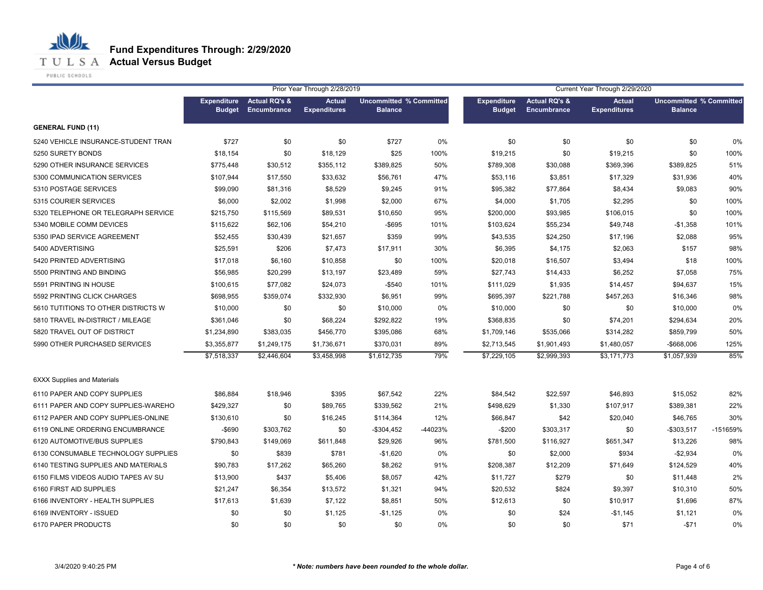# Fund Expenditures Through: 2/29/2020

## Actual Versus Budget

| | Prior Year Through 2/28/2019 | | | | | Current Year Through 2/29/2020 | | | | |
|---|---|---|---|---|---|---|---|---|---|---|
| | Expenditure Budget | Actual RQ's & Encumbrance | Actual Expenditures | Uncommitted Balance | % Committed | Expenditure Budget | Actual RQ's & Encumbrance | Actual Expenditures | Uncommitted Balance | % Committed |
| **GENERAL FUND (11)** | | | | | | | | | | |
| 5240 VEHICLE INSURANCE-STUDENT TRAN | $727 | $0 | $0 | $727 | 0% | $0 | $0 | $0 | $0 | 0% |
| 5250 SURETY BONDS | $18,154 | $0 | $18,129 | $25 | 100% | $19,215 | $0 | $19,215 | $0 | 100% |
| 5290 OTHER INSURANCE SERVICES | $775,448 | $30,512 | $355,112 | $389,825 | 50% | $789,308 | $30,088 | $369,396 | $389,825 | 51% |
| 5300 COMMUNICATION SERVICES | $107,944 | $17,550 | $33,632 | $56,761 | 47% | $53,116 | $3,851 | $17,329 | $31,936 | 40% |
| 5310 POSTAGE SERVICES | $99,090 | $81,316 | $8,529 | $9,245 | 91% | $95,382 | $77,864 | $8,434 | $9,083 | 90% |
| 5315 COURIER SERVICES | $6,000 | $2,002 | $1,998 | $2,000 | 67% | $4,000 | $1,705 | $2,295 | $0 | 100% |
| 5320 TELEPHONE OR TELEGRAPH SERVICE | $215,750 | $115,569 | $89,531 | $10,650 | 95% | $200,000 | $93,985 | $106,015 | $0 | 100% |
| 5340 MOBILE COMM DEVICES | $115,622 | $62,106 | $54,210 | -$695 | 101% | $103,624 | $55,234 | $49,748 | -$1,358 | 101% |
| 5350 IPAD SERVICE AGREEMENT | $52,455 | $30,439 | $21,657 | $359 | 99% | $43,535 | $24,250 | $17,196 | $2,088 | 95% |
| 5400 ADVERTISING | $25,591 | $206 | $7,473 | $17,911 | 30% | $6,395 | $4,175 | $2,063 | $157 | 98% |
| 5420 PRINTED ADVERTISING | $17,018 | $6,160 | $10,858 | $0 | 100% | $20,018 | $16,507 | $3,494 | $18 | 100% |
| 5500 PRINTING AND BINDING | $56,985 | $20,299 | $13,197 | $23,489 | 59% | $27,743 | $14,433 | $6,252 | $7,058 | 75% |
| 5591 PRINTING IN HOUSE | $100,615 | $77,082 | $24,073 | -$540 | 101% | $111,029 | $1,935 | $14,457 | $94,637 | 15% |
| 5592 PRINTING CLICK CHARGES | $698,955 | $359,074 | $332,930 | $6,951 | 99% | $695,397 | $221,788 | $457,263 | $16,346 | 98% |
| 5610 TUTITIONS TO OTHER DISTRICTS W | $10,000 | $0 | $0 | $10,000 | 0% | $10,000 | $0 | $0 | $10,000 | 0% |
| 5810 TRAVEL IN-DISTRICT / MILEAGE | $361,046 | $0 | $68,224 | $292,822 | 19% | $368,835 | $0 | $74,201 | $294,634 | 20% |
| 5820 TRAVEL OUT OF DISTRICT | $1,234,890 | $383,035 | $456,770 | $395,086 | 68% | $1,709,146 | $535,066 | $314,282 | $859,799 | 50% |
| 5990 OTHER PURCHASED SERVICES | $3,355,877 | $1,249,175 | $1,736,671 | $370,031 | 89% | $2,713,545 | $1,901,493 | $1,480,057 | -$668,006 | 125% |
| | $7,518,337 | $2,446,604 | $3,458,998 | $1,612,735 | 79% | $7,229,105 | $2,999,393 | $3,171,773 | $1,057,939 | 85% |
| 6XXX Supplies and Materials | | | | | | | | | | |
| 6110 PAPER AND COPY SUPPLIES | $86,884 | $18,946 | $395 | $67,542 | 22% | $84,542 | $22,597 | $46,893 | $15,052 | 82% |
| 6111 PAPER AND COPY SUPPLIES-WAREHO | $429,327 | $0 | $89,765 | $339,562 | 21% | $498,629 | $1,330 | $107,917 | $389,381 | 22% |
| 6112 PAPER AND COPY SUPPLIES-ONLINE | $130,610 | $0 | $16,245 | $114,364 | 12% | $66,847 | $42 | $20,040 | $46,765 | 30% |
| 6119 ONLINE ORDERING ENCUMBRANCE | -$690 | $303,762 | $0 | -$304,452 | -44023% | -$200 | $303,317 | $0 | -$303,517 | -151659% |
| 6120 AUTOMOTIVE/BUS SUPPLIES | $790,843 | $149,069 | $611,848 | $29,926 | 96% | $781,500 | $116,927 | $651,347 | $13,226 | 98% |
| 6130 CONSUMABLE TECHNOLOGY SUPPLIES | $0 | $839 | $781 | -$1,620 | 0% | $0 | $2,000 | $934 | -$2,934 | 0% |
| 6140 TESTING SUPPLIES AND MATERIALS | $90,783 | $17,262 | $65,260 | $8,262 | 91% | $208,387 | $12,209 | $71,649 | $124,529 | 40% |
| 6150 FILMS VIDEOS AUDIO TAPES AV SU | $13,900 | $437 | $5,406 | $8,057 | 42% | $11,727 | $279 | $0 | $11,448 | 2% |
| 6160 FIRST AID SUPPLIES | $21,247 | $6,354 | $13,572 | $1,321 | 94% | $20,532 | $824 | $9,397 | $10,310 | 50% |
| 6166 INVENTORY - HEALTH SUPPLIES | $17,613 | $1,639 | $7,122 | $8,851 | 50% | $12,613 | $0 | $10,917 | $1,696 | 87% |
| 6169 INVENTORY - ISSUED | $0 | $0 | $1,125 | -$1,125 | 0% | $0 | $24 | -$1,145 | $1,121 | 0% |
| 6170 PAPER PRODUCTS | $0 | $0 | $0 | $0 | 0% | $0 | $0 | $71 | -$71 | 0% |

3/4/2020 9:40:25 PM

*** Note: numbers have been rounded to the whole dollar.**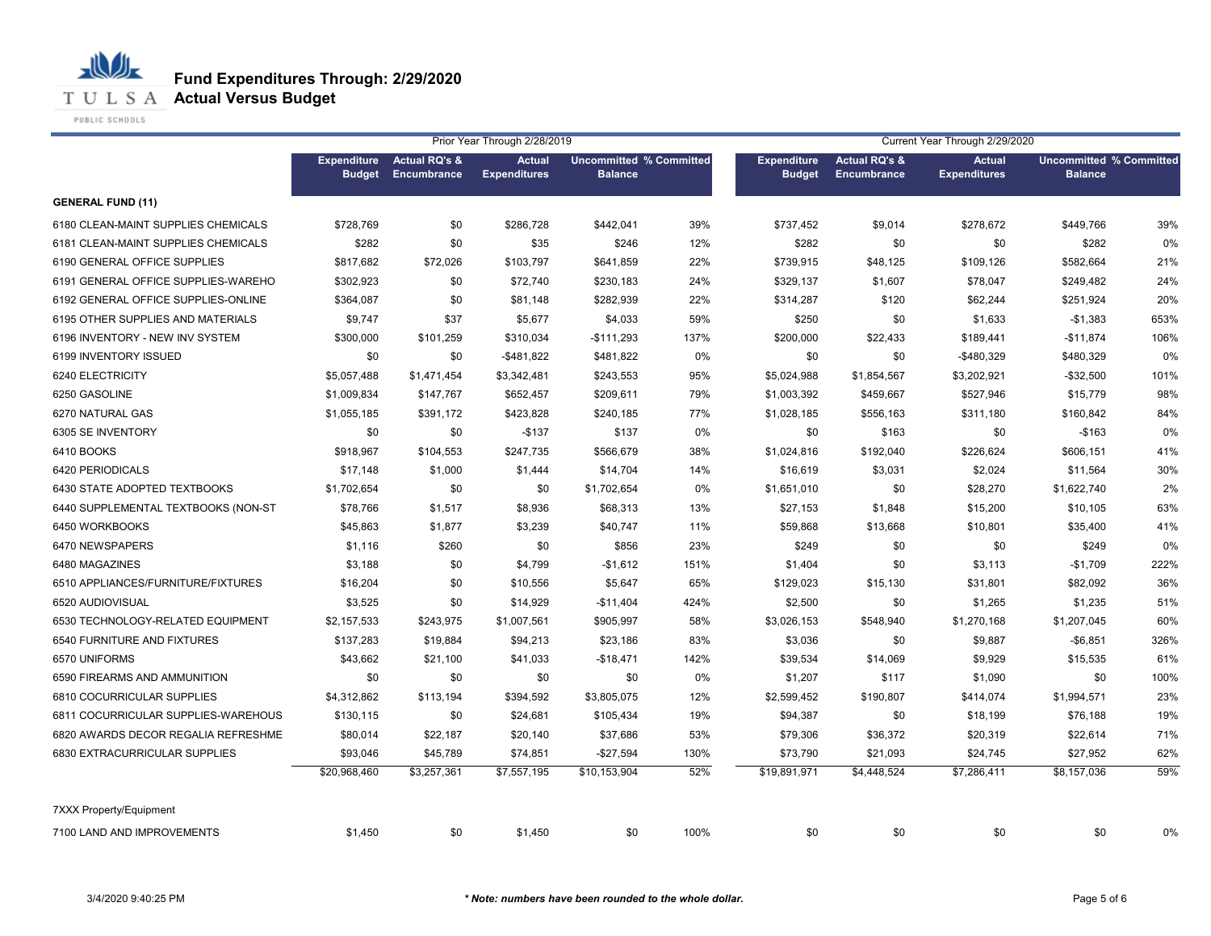# Fund Expenditures Through: 2/29/2020
## Actual Versus Budget

| | Prior Year Through 2/28/2019 | | | | | Current Year Through 2/29/2020 | | | | |
|---|---|---|---|---|---|---|---|---|---|---|
| | Expenditure Budget | Actual RQ's & Encumbrance | Actual Expenditures | Uncommitted Balance | % Committed | Expenditure Budget | Actual RQ's & Encumbrance | Actual Expenditures | Uncommitted Balance | % Committed |
| **GENERAL FUND (11)** | | | | | | | | | | |
| 6180 CLEAN-MAINT SUPPLIES CHEMICALS | $728,769 | $0 | $286,728 | $442,041 | 39% | $737,452 | $9,014 | $278,672 | $449,766 | 39% |
| 6181 CLEAN-MAINT SUPPLIES CHEMICALS | $282 | $0 | $35 | $246 | 12% | $282 | $0 | $0 | $282 | 0% |
| 6190 GENERAL OFFICE SUPPLIES | $817,682 | $72,026 | $103,797 | $641,859 | 22% | $739,915 | $48,125 | $109,126 | $582,664 | 21% |
| 6191 GENERAL OFFICE SUPPLIES-WAREHO | $302,923 | $0 | $72,740 | $230,183 | 24% | $329,137 | $1,607 | $78,047 | $249,482 | 24% |
| 6192 GENERAL OFFICE SUPPLIES-ONLINE | $364,087 | $0 | $81,148 | $282,939 | 22% | $314,287 | $120 | $62,244 | $251,924 | 20% |
| 6195 OTHER SUPPLIES AND MATERIALS | $9,747 | $37 | $5,677 | $4,033 | 59% | $250 | $0 | $1,633 | -$1,383 | 653% |
| 6196 INVENTORY - NEW INV SYSTEM | $300,000 | $101,259 | $310,034 | -$111,293 | 137% | $200,000 | $22,433 | $189,441 | -$11,874 | 106% |
| 6199 INVENTORY ISSUED | $0 | $0 | -$481,822 | $481,822 | 0% | $0 | $0 | -$480,329 | $480,329 | 0% |
| 6240 ELECTRICITY | $5,057,488 | $1,471,454 | $3,342,481 | $243,553 | 95% | $5,024,988 | $1,854,567 | $3,202,921 | -$32,500 | 101% |
| 6250 GASOLINE | $1,009,834 | $147,767 | $652,457 | $209,611 | 79% | $1,003,392 | $459,667 | $527,946 | $15,779 | 98% |
| 6270 NATURAL GAS | $1,055,185 | $391,172 | $423,828 | $240,185 | 77% | $1,028,185 | $556,163 | $311,180 | $160,842 | 84% |
| 6305 SE INVENTORY | $0 | $0 | -$137 | $137 | 0% | $0 | $163 | $0 | -$163 | 0% |
| 6410 BOOKS | $918,967 | $104,553 | $247,735 | $566,679 | 38% | $1,024,816 | $192,040 | $226,624 | $606,151 | 41% |
| 6420 PERIODICALS | $17,148 | $1,000 | $1,444 | $14,704 | 14% | $16,619 | $3,031 | $2,024 | $11,564 | 30% |
| 6430 STATE ADOPTED TEXTBOOKS | $1,702,654 | $0 | $0 | $1,702,654 | 0% | $1,651,010 | $0 | $28,270 | $1,622,740 | 2% |
| 6440 SUPPLEMENTAL TEXTBOOKS (NON-ST | $78,766 | $1,517 | $8,936 | $68,313 | 13% | $27,153 | $1,848 | $15,200 | $10,105 | 63% |
| 6450 WORKBOOKS | $45,863 | $1,877 | $3,239 | $40,747 | 11% | $59,868 | $13,668 | $10,801 | $35,400 | 41% |
| 6470 NEWSPAPERS | $1,116 | $260 | $0 | $856 | 23% | $249 | $0 | $0 | $249 | 0% |
| 6480 MAGAZINES | $3,188 | $0 | $4,799 | -$1,612 | 151% | $1,404 | $0 | $3,113 | -$1,709 | 222% |
| 6510 APPLIANCES/FURNITURE/FIXTURES | $16,204 | $0 | $10,556 | $5,647 | 65% | $129,023 | $15,130 | $31,801 | $82,092 | 36% |
| 6520 AUDIOVISUAL | $3,525 | $0 | $14,929 | -$11,404 | 424% | $2,500 | $0 | $1,265 | $1,235 | 51% |
| 6530 TECHNOLOGY-RELATED EQUIPMENT | $2,157,533 | $243,975 | $1,007,561 | $905,997 | 58% | $3,026,153 | $548,940 | $1,270,168 | $1,207,045 | 60% |
| 6540 FURNITURE AND FIXTURES | $137,283 | $19,884 | $94,213 | $23,186 | 83% | $3,036 | $0 | $9,887 | -$6,851 | 326% |
| 6570 UNIFORMS | $43,662 | $21,100 | $41,033 | -$18,471 | 142% | $39,534 | $14,069 | $9,929 | $15,535 | 61% |
| 6590 FIREARMS AND AMMUNITION | $0 | $0 | $0 | $0 | 0% | $1,207 | $117 | $1,090 | $0 | 100% |
| 6810 COCURRICULAR SUPPLIES | $4,312,862 | $113,194 | $394,592 | $3,805,075 | 12% | $2,599,452 | $190,807 | $414,074 | $1,994,571 | 23% |
| 6811 COCURRICULAR SUPPLIES-WAREHOUS | $130,115 | $0 | $24,681 | $105,434 | 19% | $94,387 | $0 | $18,199 | $76,188 | 19% |
| 6820 AWARDS DECOR REGALIA REFRESHME | $80,014 | $22,187 | $20,140 | $37,686 | 53% | $79,306 | $36,372 | $20,319 | $22,614 | 71% |
| 6830 EXTRACURRICULAR SUPPLIES | $93,046 | $45,789 | $74,851 | -$27,594 | 130% | $73,790 | $21,093 | $24,745 | $27,952 | 62% |
| | $20,968,460 | $3,257,361 | $7,557,195 | $10,153,904 | 52% | $19,891,971 | $4,448,524 | $7,286,411 | $8,157,036 | 59% |
| 7XXX Property/Equipment | | | | | | | | | | |
| 7100 LAND AND IMPROVEMENTS | $1,450 | $0 | $1,450 | $0 | 100% | $0 | $0 | $0 | $0 | 0% |

3/4/2020 9:40:25 PM

*** Note: numbers have been rounded to the whole dollar.**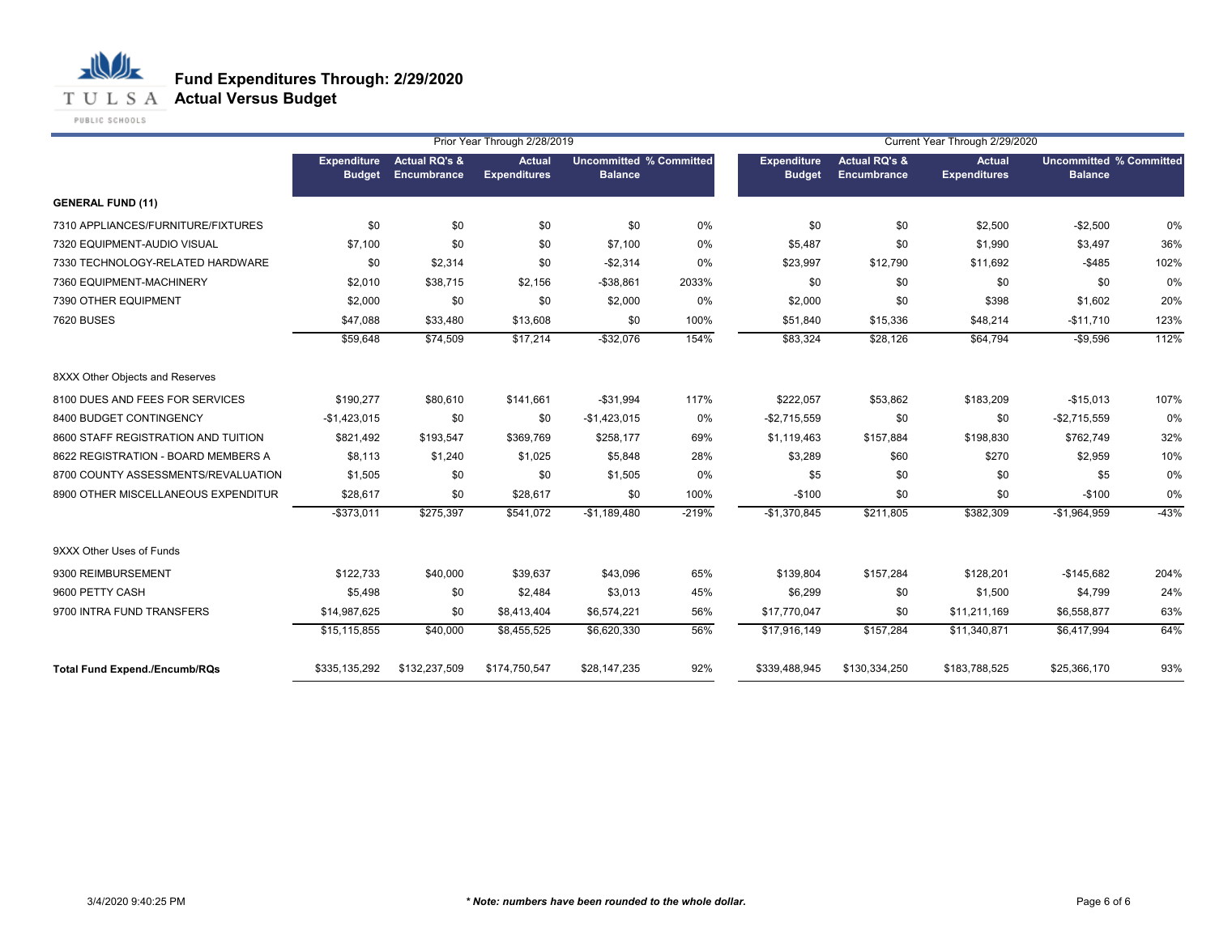# Fund Expenditures Through: 2/29/2020
## Actual Versus Budget

| | Prior Year Through 2/28/2019 | | | | | Current Year Through 2/29/2020 | | | | |
|---|---|---|---|---|---|---|---|---|---|---|
| | Expenditure Budget | Actual RQ's & Encumbrance | Actual Expenditures | Uncommitted Balance | % Committed | Expenditure Budget | Actual RQ's & Encumbrance | Actual Expenditures | Uncommitted Balance | % Committed |
| **GENERAL FUND (11)** | | | | | | | | | | |
| 7310 APPLIANCES/FURNITURE/FIXTURES | $0 | $0 | $0 | $0 | 0% | $0 | $0 | $2,500 | -$2,500 | 0% |
| 7320 EQUIPMENT-AUDIO VISUAL | $7,100 | $0 | $0 | $7,100 | 0% | $5,487 | $0 | $1,990 | $3,497 | 36% |
| 7330 TECHNOLOGY-RELATED HARDWARE | $0 | $2,314 | $0 | -$2,314 | 0% | $23,997 | $12,790 | $11,692 | -$485 | 102% |
| 7360 EQUIPMENT-MACHINERY | $2,010 | $38,715 | $2,156 | -$38,861 | 2033% | $0 | $0 | $0 | $0 | 0% |
| 7390 OTHER EQUIPMENT | $2,000 | $0 | $0 | $2,000 | 0% | $2,000 | $0 | $398 | $1,602 | 20% |
| 7620 BUSES | $47,088 | $33,480 | $13,608 | $0 | 100% | $51,840 | $15,336 | $48,214 | -$11,710 | 123% |
| | $59,648 | $74,509 | $17,214 | -$32,076 | 154% | $83,324 | $28,126 | $64,794 | -$9,596 | 112% |
| 8XXX Other Objects and Reserves | | | | | | | | | | |
| 8100 DUES AND FEES FOR SERVICES | $190,277 | $80,610 | $141,661 | -$31,994 | 117% | $222,057 | $53,862 | $183,209 | -$15,013 | 107% |
| 8400 BUDGET CONTINGENCY | -$1,423,015 | $0 | $0 | -$1,423,015 | 0% | -$2,715,559 | $0 | $0 | -$2,715,559 | 0% |
| 8600 STAFF REGISTRATION AND TUITION | $821,492 | $193,547 | $369,769 | $258,177 | 69% | $1,119,463 | $157,884 | $198,830 | $762,749 | 32% |
| 8622 REGISTRATION - BOARD MEMBERS A | $8,113 | $1,240 | $1,025 | $5,848 | 28% | $3,289 | $60 | $270 | $2,959 | 10% |
| 8700 COUNTY ASSESSMENTS/REVALUATION | $1,505 | $0 | $0 | $1,505 | 0% | $5 | $0 | $0 | $5 | 0% |
| 8900 OTHER MISCELLANEOUS EXPENDITUR | $28,617 | $0 | $28,617 | $0 | 100% | -$100 | $0 | $0 | -$100 | 0% |
| | -$373,011 | $275,397 | $541,072 | -$1,189,480 | -219% | -$1,370,845 | $211,805 | $382,309 | -$1,964,959 | -43% |
| 9XXX Other Uses of Funds | | | | | | | | | | |
| 9300 REIMBURSEMENT | $122,733 | $40,000 | $39,637 | $43,096 | 65% | $139,804 | $157,284 | $128,201 | -$145,682 | 204% |
| 9600 PETTY CASH | $5,498 | $0 | $2,484 | $3,013 | 45% | $6,299 | $0 | $1,500 | $4,799 | 24% |
| 9700 INTRA FUND TRANSFERS | $14,987,625 | $0 | $8,413,404 | $6,574,221 | 56% | $17,770,047 | $0 | $11,211,169 | $6,558,877 | 63% |
| | $15,115,855 | $40,000 | $8,455,525 | $6,620,330 | 56% | $17,916,149 | $157,284 | $11,340,871 | $6,417,994 | 64% |
| **Total Fund Expend./Encumb/RQs** | $335,135,292 | $132,237,509 | $174,750,547 | $28,147,235 | 92% | $339,488,945 | $130,334,250 | $183,788,525 | $25,366,170 | 93% |

3/4/2020 9:40:25 PM

*** Note: numbers have been rounded to the whole dollar.***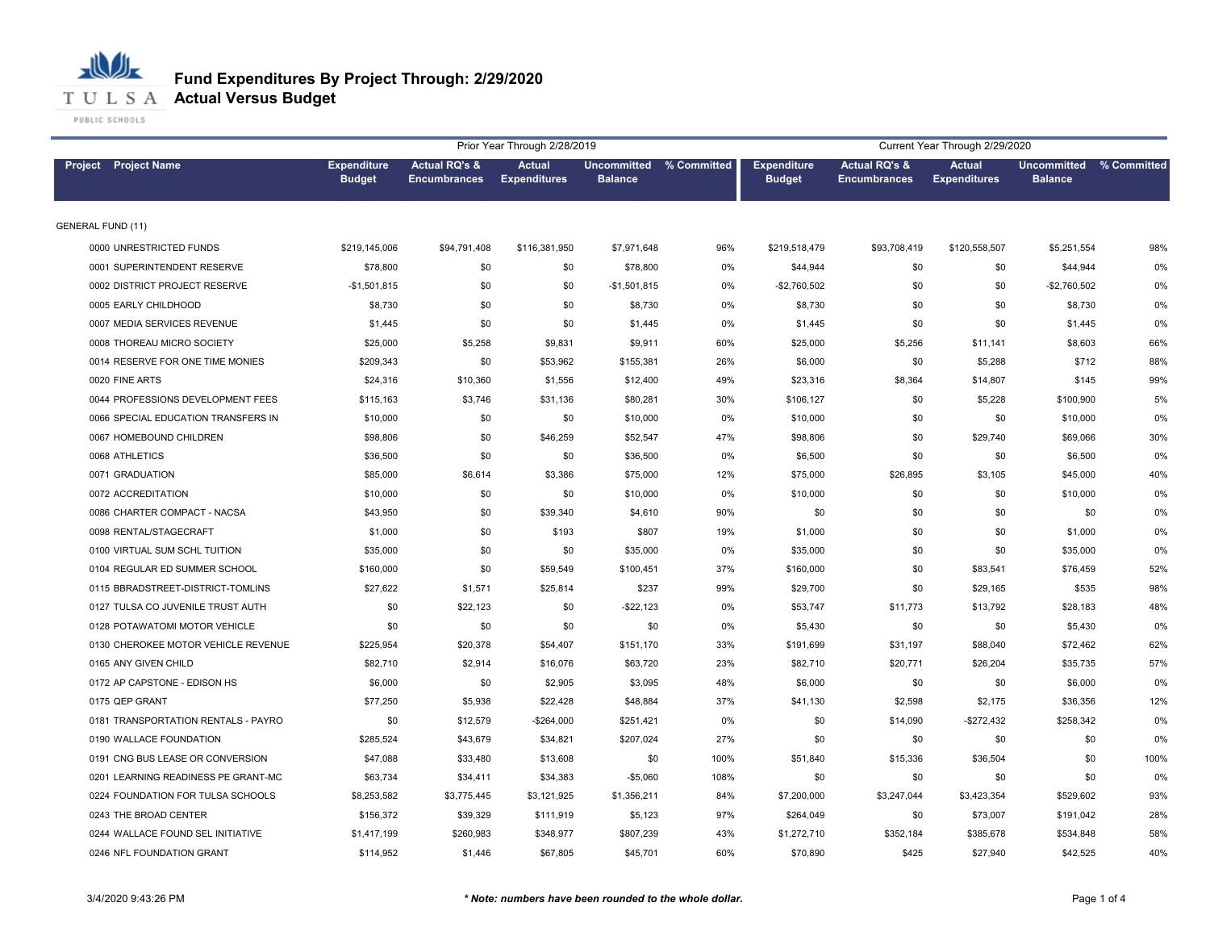# Fund Expenditures By Project Through: 2/29/2020
## Actual Versus Budget

| Project | Project Name | Prior Year Through 2/28/2019 | | | | | Current Year Through 2/29/2020 | | | | |
|---|---|---|---|---|---|---|---|---|---|---|---|
| | | Expenditure Budget | Actual RQ's & Encumbrances | Actual Expenditures | Uncommitted Balance | % Committed | Expenditure Budget | Actual RQ's & Encumbrances | Actual Expenditures | Uncommitted Balance | % Committed |
| GENERAL FUND (11) | | | | | | | | | | | |
| 0000 | UNRESTRICTED FUNDS | $219,145,006 | $94,791,408 | $116,381,950 | $7,971,648 | 96% | $219,518,479 | $93,708,419 | $120,558,507 | $5,251,554 | 98% |
| 0001 | SUPERINTENDENT RESERVE | $78,800 | $0 | $0 | $78,800 | 0% | $44,944 | $0 | $0 | $44,944 | 0% |
| 0002 | DISTRICT PROJECT RESERVE | -$1,501,815 | $0 | $0 | -$1,501,815 | 0% | -$2,760,502 | $0 | $0 | -$2,760,502 | 0% |
| 0005 | EARLY CHILDHOOD | $8,730 | $0 | $0 | $8,730 | 0% | $8,730 | $0 | $0 | $8,730 | 0% |
| 0007 | MEDIA SERVICES REVENUE | $1,445 | $0 | $0 | $1,445 | 0% | $1,445 | $0 | $0 | $1,445 | 0% |
| 0008 | THOREAU MICRO SOCIETY | $25,000 | $5,258 | $9,831 | $9,911 | 60% | $25,000 | $5,256 | $11,141 | $8,603 | 66% |
| 0014 | RESERVE FOR ONE TIME MONIES | $209,343 | $0 | $53,962 | $155,381 | 26% | $6,000 | $0 | $5,288 | $712 | 88% |
| 0020 | FINE ARTS | $24,316 | $10,360 | $1,556 | $12,400 | 49% | $23,316 | $8,364 | $14,807 | $145 | 99% |
| 0044 | PROFESSIONS DEVELOPMENT FEES | $115,163 | $3,746 | $31,136 | $80,281 | 30% | $106,127 | $0 | $5,228 | $100,900 | 5% |
| 0066 | SPECIAL EDUCATION TRANSFERS IN | $10,000 | $0 | $0 | $10,000 | 0% | $10,000 | $0 | $0 | $10,000 | 0% |
| 0067 | HOMEBOUND CHILDREN | $98,806 | $0 | $46,259 | $52,547 | 47% | $98,806 | $0 | $29,740 | $69,066 | 30% |
| 0068 | ATHLETICS | $36,500 | $0 | $0 | $36,500 | 0% | $6,500 | $0 | $0 | $6,500 | 0% |
| 0071 | GRADUATION | $85,000 | $6,614 | $3,386 | $75,000 | 12% | $75,000 | $26,895 | $3,105 | $45,000 | 40% |
| 0072 | ACCREDITATION | $10,000 | $0 | $0 | $10,000 | 0% | $10,000 | $0 | $0 | $10,000 | 0% |
| 0086 | CHARTER COMPACT - NACSA | $43,950 | $0 | $39,340 | $4,610 | 90% | $0 | $0 | $0 | $0 | 0% |
| 0098 | RENTAL/STAGECRAFT | $1,000 | $0 | $193 | $807 | 19% | $1,000 | $0 | $0 | $1,000 | 0% |
| 0100 | VIRTUAL SUM SCHL TUITION | $35,000 | $0 | $0 | $35,000 | 0% | $35,000 | $0 | $0 | $35,000 | 0% |
| 0104 | REGULAR ED SUMMER SCHOOL | $160,000 | $0 | $59,549 | $100,451 | 37% | $160,000 | $0 | $83,541 | $76,459 | 52% |
| 0115 | BBRADSTREET-DISTRICT-TOMLINS | $27,622 | $1,571 | $25,814 | $237 | 99% | $29,700 | $0 | $29,165 | $535 | 98% |
| 0127 | TULSA CO JUVENILE TRUST AUTH | $0 | $22,123 | $0 | -$22,123 | 0% | $53,747 | $11,773 | $13,792 | $28,183 | 48% |
| 0128 | POTAWATOMI MOTOR VEHICLE | $0 | $0 | $0 | $0 | 0% | $5,430 | $0 | $0 | $5,430 | 0% |
| 0130 | CHEROKEE MOTOR VEHICLE REVENUE | $225,954 | $20,378 | $54,407 | $151,170 | 33% | $191,699 | $31,197 | $88,040 | $72,462 | 62% |
| 0165 | ANY GIVEN CHILD | $82,710 | $2,914 | $16,076 | $63,720 | 23% | $82,710 | $20,771 | $26,204 | $35,735 | 57% |
| 0172 | AP CAPSTONE - EDISON HS | $6,000 | $0 | $2,905 | $3,095 | 48% | $6,000 | $0 | $0 | $6,000 | 0% |
| 0175 | QEP GRANT | $77,250 | $5,938 | $22,428 | $48,884 | 37% | $41,130 | $2,598 | $2,175 | $36,356 | 12% |
| 0181 | TRANSPORTATION RENTALS - PAYRO | $0 | $12,579 | -$264,000 | $251,421 | 0% | $0 | $14,090 | -$272,432 | $258,342 | 0% |
| 0190 | WALLACE FOUNDATION | $285,524 | $43,679 | $34,821 | $207,024 | 27% | $0 | $0 | $0 | $0 | 0% |
| 0191 | CNG BUS LEASE OR CONVERSION | $47,088 | $33,480 | $13,608 | $0 | 100% | $51,840 | $15,336 | $36,504 | $0 | 100% |
| 0201 | LEARNING READINESS PE GRANT-MC | $63,734 | $34,411 | $34,383 | -$5,060 | 108% | $0 | $0 | $0 | $0 | 0% |
| 0224 | FOUNDATION FOR TULSA SCHOOLS | $8,253,582 | $3,775,445 | $3,121,925 | $1,356,211 | 84% | $7,200,000 | $3,247,044 | $3,423,354 | $529,602 | 93% |
| 0243 | THE BROAD CENTER | $156,372 | $39,329 | $111,919 | $5,123 | 97% | $264,049 | $0 | $73,007 | $191,042 | 28% |
| 0244 | WALLACE FOUND SEL INITIATIVE | $1,417,199 | $260,983 | $348,977 | $807,239 | 43% | $1,272,710 | $352,184 | $385,678 | $534,848 | 58% |
| 0246 | NFL FOUNDATION GRANT | $114,952 | $1,446 | $67,805 | $45,701 | 60% | $70,890 | $425 | $27,940 | $42,525 | 40% |

3/4/2020 9:43:26 PM

*** Note: numbers have been rounded to the whole dollar.**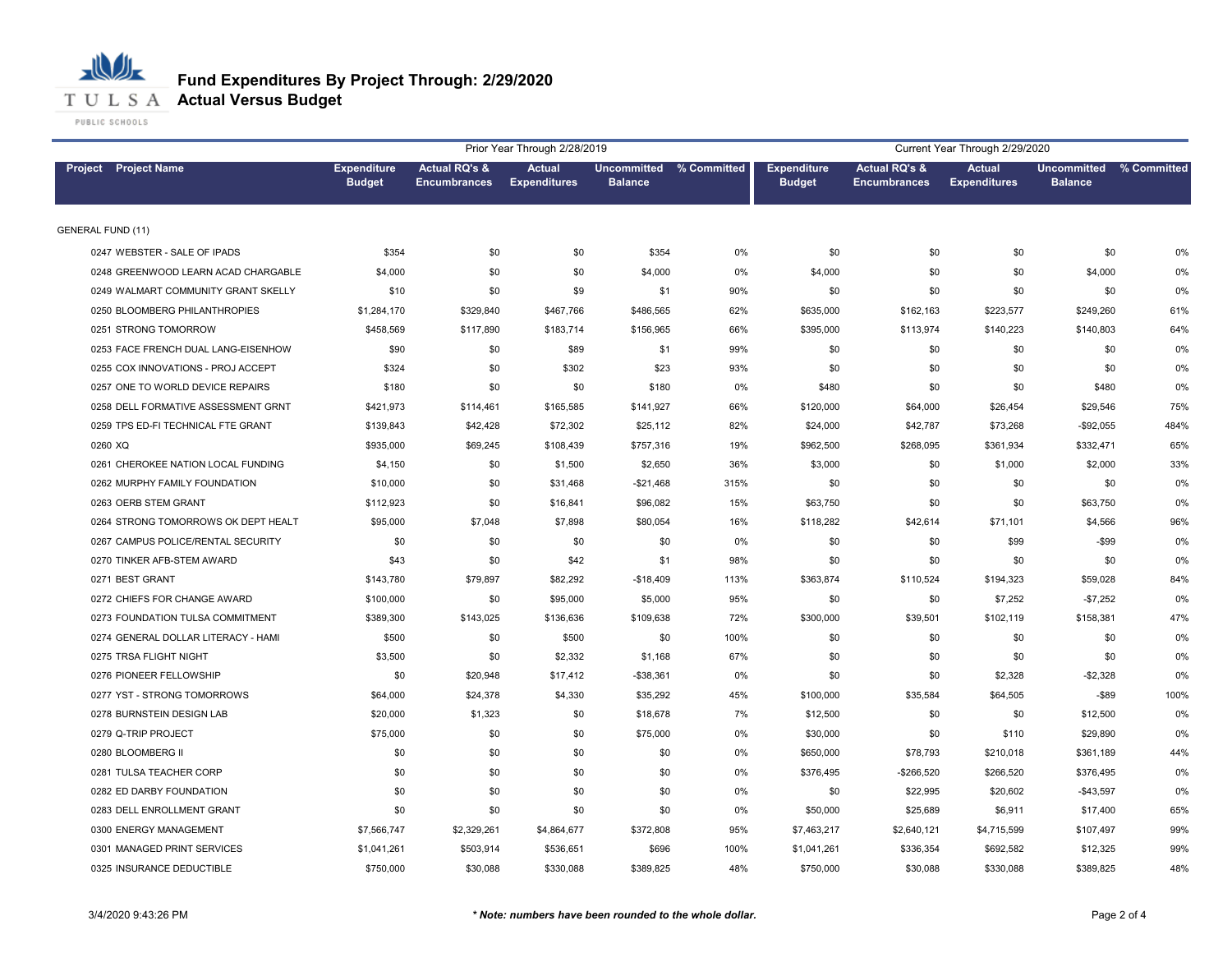# Fund Expenditures By Project Through: 2/29/2020

## Actual Versus Budget

| Project | Project Name | Prior Year Through 2/28/2019 | | | | | Current Year Through 2/29/2020 | | | | |
|---|---|---|---|---|---|---|---|---|---|---|---|
| | | Expenditure Budget | Actual RQ's & Encumbrances | Actual Expenditures | Uncommitted Balance | % Committed | Expenditure Budget | Actual RQ's & Encumbrances | Actual Expenditures | Uncommitted Balance | % Committed |
| GENERAL FUND (11) | | | | | | | | | | | |
| 0247 | WEBSTER - SALE OF IPADS | $354 | $0 | $0 | $354 | 0% | $0 | $0 | $0 | $0 | 0% |
| 0248 | GREENWOOD LEARN ACAD CHARGABLE | $4,000 | $0 | $0 | $4,000 | 0% | $4,000 | $0 | $0 | $4,000 | 0% |
| 0249 | WALMART COMMUNITY GRANT SKELLY | $10 | $0 | $9 | $1 | 90% | $0 | $0 | $0 | $0 | 0% |
| 0250 | BLOOMBERG PHILANTHROPIES | $1,284,170 | $329,840 | $467,766 | $486,565 | 62% | $635,000 | $162,163 | $223,577 | $249,260 | 61% |
| 0251 | STRONG TOMORROW | $458,569 | $117,890 | $183,714 | $156,965 | 66% | $395,000 | $113,974 | $140,223 | $140,803 | 64% |
| 0253 | FACE FRENCH DUAL LANG-EISENHOW | $90 | $0 | $89 | $1 | 99% | $0 | $0 | $0 | $0 | 0% |
| 0255 | COX INNOVATIONS - PROJ ACCEPT | $324 | $0 | $302 | $23 | 93% | $0 | $0 | $0 | $0 | 0% |
| 0257 | ONE TO WORLD DEVICE REPAIRS | $180 | $0 | $0 | $180 | 0% | $480 | $0 | $0 | $480 | 0% |
| 0258 | DELL FORMATIVE ASSESSMENT GRNT | $421,973 | $114,461 | $165,585 | $141,927 | 66% | $120,000 | $64,000 | $26,454 | $29,546 | 75% |
| 0259 | TPS ED-FI TECHNICAL FTE GRANT | $139,843 | $42,428 | $72,302 | $25,112 | 82% | $24,000 | $42,787 | $73,268 | -$92,055 | 484% |
| 0260 | XQ | $935,000 | $69,245 | $108,439 | $757,316 | 19% | $962,500 | $268,095 | $361,934 | $332,471 | 65% |
| 0261 | CHEROKEE NATION LOCAL FUNDING | $4,150 | $0 | $1,500 | $2,650 | 36% | $3,000 | $0 | $1,000 | $2,000 | 33% |
| 0262 | MURPHY FAMILY FOUNDATION | $10,000 | $0 | $31,468 | -$21,468 | 315% | $0 | $0 | $0 | $0 | 0% |
| 0263 | OERB STEM GRANT | $112,923 | $0 | $16,841 | $96,082 | 15% | $63,750 | $0 | $0 | $63,750 | 0% |
| 0264 | STRONG TOMORROWS OK DEPT HEALT | $95,000 | $7,048 | $7,898 | $80,054 | 16% | $118,282 | $42,614 | $71,101 | $4,566 | 96% |
| 0267 | CAMPUS POLICE/RENTAL SECURITY | $0 | $0 | $0 | $0 | 0% | $0 | $0 | $99 | -$99 | 0% |
| 0270 | TINKER AFB-STEM AWARD | $43 | $0 | $42 | $1 | 98% | $0 | $0 | $0 | $0 | 0% |
| 0271 | BEST GRANT | $143,780 | $79,897 | $82,292 | -$18,409 | 113% | $363,874 | $110,524 | $194,323 | $59,028 | 84% |
| 0272 | CHIEFS FOR CHANGE AWARD | $100,000 | $0 | $95,000 | $5,000 | 95% | $0 | $0 | $7,252 | -$7,252 | 0% |
| 0273 | FOUNDATION TULSA COMMITMENT | $389,300 | $143,025 | $136,636 | $109,638 | 72% | $300,000 | $39,501 | $102,119 | $158,381 | 47% |
| 0274 | GENERAL DOLLAR LITERACY - HAMI | $500 | $0 | $500 | $0 | 100% | $0 | $0 | $0 | $0 | 0% |
| 0275 | TRSA FLIGHT NIGHT | $3,500 | $0 | $2,332 | $1,168 | 67% | $0 | $0 | $0 | $0 | 0% |
| 0276 | PIONEER FELLOWSHIP | $0 | $20,948 | $17,412 | -$38,361 | 0% | $0 | $0 | $2,328 | -$2,328 | 0% |
| 0277 | YST - STRONG TOMORROWS | $64,000 | $24,378 | $4,330 | $35,292 | 45% | $100,000 | $35,584 | $64,505 | -$89 | 100% |
| 0278 | BURNSTEIN DESIGN LAB | $20,000 | $1,323 | $0 | $18,678 | 7% | $12,500 | $0 | $0 | $12,500 | 0% |
| 0279 | Q-TRIP PROJECT | $75,000 | $0 | $0 | $75,000 | 0% | $30,000 | $0 | $110 | $29,890 | 0% |
| 0280 | BLOOMBERG II | $0 | $0 | $0 | $0 | 0% | $650,000 | $78,793 | $210,018 | $361,189 | 44% |
| 0281 | TULSA TEACHER CORP | $0 | $0 | $0 | $0 | 0% | $376,495 | -$266,520 | $266,520 | $376,495 | 0% |
| 0282 | ED DARBY FOUNDATION | $0 | $0 | $0 | $0 | 0% | $0 | $22,995 | $20,602 | -$43,597 | 0% |
| 0283 | DELL ENROLLMENT GRANT | $0 | $0 | $0 | $0 | 0% | $50,000 | $25,689 | $6,911 | $17,400 | 65% |
| 0300 | ENERGY MANAGEMENT | $7,566,747 | $2,329,261 | $4,864,677 | $372,808 | 95% | $7,463,217 | $2,640,121 | $4,715,599 | $107,497 | 99% |
| 0301 | MANAGED PRINT SERVICES | $1,041,261 | $503,914 | $536,651 | $696 | 100% | $1,041,261 | $336,354 | $692,582 | $12,325 | 99% |
| 0325 | INSURANCE DEDUCTIBLE | $750,000 | $30,088 | $330,088 | $389,825 | 48% | $750,000 | $30,088 | $330,088 | $389,825 | 48% |

3/4/2020 9:43:26 PM

*** Note: numbers have been rounded to the whole dollar.***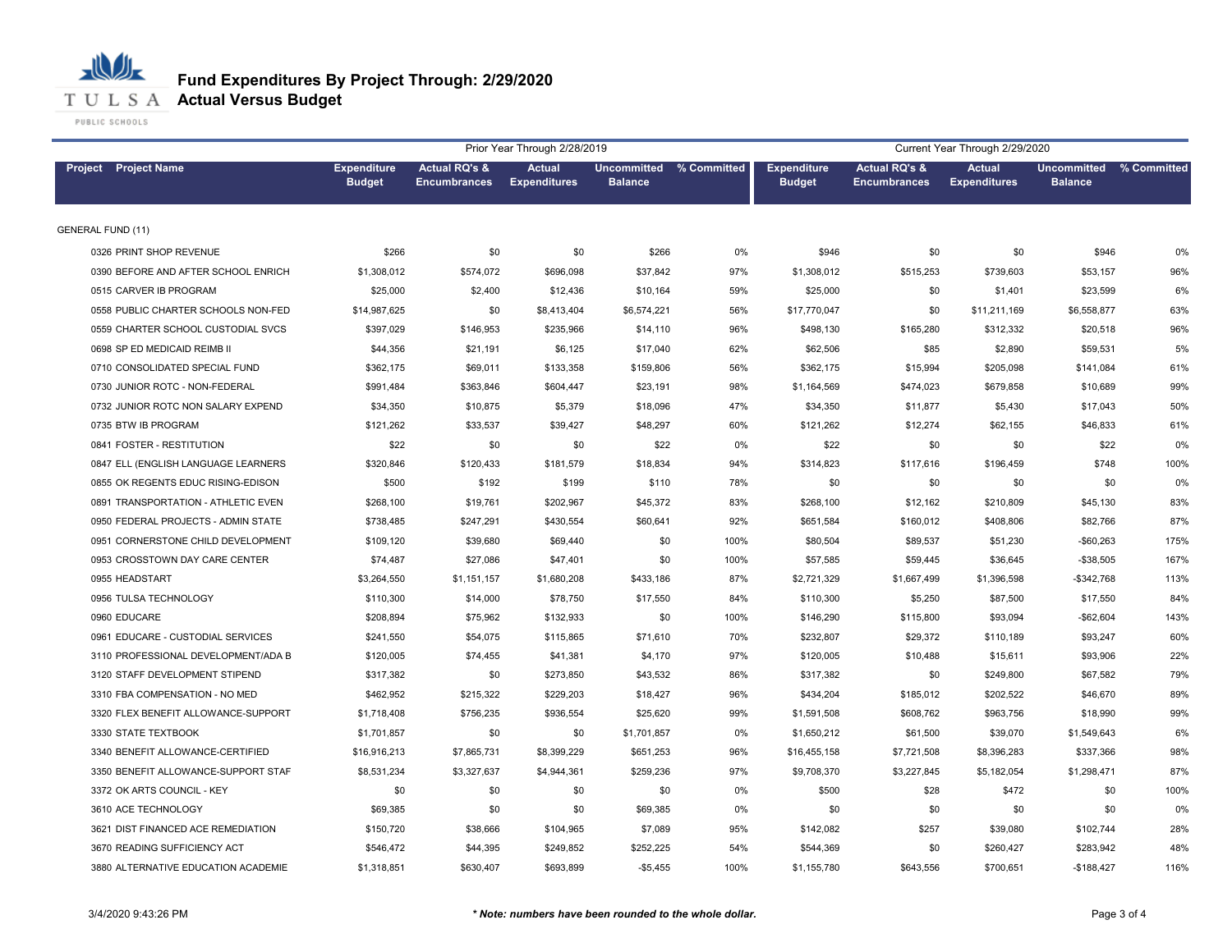# Fund Expenditures By Project Through: 2/29/2020
## Actual Versus Budget

| Project | Project Name | Prior Year Through 2/28/2019 | | | | | Current Year Through 2/29/2020 | | | | |
|---|---|---|---|---|---|---|---|---|---|---|---|
| | | Expenditure Budget | Actual RQ's & Encumbrances | Actual Expenditures | Uncommitted Balance | % Committed | Expenditure Budget | Actual RQ's & Encumbrances | Actual Expenditures | Uncommitted Balance | % Committed |
| GENERAL FUND (11) | | | | | | | | | | | |
| 0326 | PRINT SHOP REVENUE | $266 | $0 | $0 | $266 | 0% | $946 | $0 | $0 | $946 | 0% |
| 0390 | BEFORE AND AFTER SCHOOL ENRICH | $1,308,012 | $574,072 | $696,098 | $37,842 | 97% | $1,308,012 | $515,253 | $739,603 | $53,157 | 96% |
| 0515 | CARVER IB PROGRAM | $25,000 | $2,400 | $12,436 | $10,164 | 59% | $25,000 | $0 | $1,401 | $23,599 | 6% |
| 0558 | PUBLIC CHARTER SCHOOLS NON-FED | $14,987,625 | $0 | $8,413,404 | $6,574,221 | 56% | $17,770,047 | $0 | $11,211,169 | $6,558,877 | 63% |
| 0559 | CHARTER SCHOOL CUSTODIAL SVCS | $397,029 | $146,953 | $235,966 | $14,110 | 96% | $498,130 | $165,280 | $312,332 | $20,518 | 96% |
| 0698 | SP ED MEDICAID REIMB II | $44,356 | $21,191 | $6,125 | $17,040 | 62% | $62,506 | $85 | $2,890 | $59,531 | 5% |
| 0710 | CONSOLIDATED SPECIAL FUND | $362,175 | $69,011 | $133,358 | $159,806 | 56% | $362,175 | $15,994 | $205,098 | $141,084 | 61% |
| 0730 | JUNIOR ROTC - NON-FEDERAL | $991,484 | $363,846 | $604,447 | $23,191 | 98% | $1,164,569 | $474,023 | $679,858 | $10,689 | 99% |
| 0732 | JUNIOR ROTC NON SALARY EXPEND | $34,350 | $10,875 | $5,379 | $18,096 | 47% | $34,350 | $11,877 | $5,430 | $17,043 | 50% |
| 0735 | BTW IB PROGRAM | $121,262 | $33,537 | $39,427 | $48,297 | 60% | $121,262 | $12,274 | $62,155 | $46,833 | 61% |
| 0841 | FOSTER - RESTITUTION | $22 | $0 | $0 | $22 | 0% | $22 | $0 | $0 | $22 | 0% |
| 0847 | ELL (ENGLISH LANGUAGE LEARNERS | $320,846 | $120,433 | $181,579 | $18,834 | 94% | $314,823 | $117,616 | $196,459 | $748 | 100% |
| 0855 | OK REGENTS EDUC RISING-EDISON | $500 | $192 | $199 | $110 | 78% | $0 | $0 | $0 | $0 | 0% |
| 0891 | TRANSPORTATION - ATHLETIC EVEN | $268,100 | $19,761 | $202,967 | $45,372 | 83% | $268,100 | $12,162 | $210,809 | $45,130 | 83% |
| 0950 | FEDERAL PROJECTS - ADMIN STATE | $738,485 | $247,291 | $430,554 | $60,641 | 92% | $651,584 | $160,012 | $408,806 | $82,766 | 87% |
| 0951 | CORNERSTONE CHILD DEVELOPMENT | $109,120 | $39,680 | $69,440 | $0 | 100% | $80,504 | $89,537 | $51,230 | -$60,263 | 175% |
| 0953 | CROSSTOWN DAY CARE CENTER | $74,487 | $27,086 | $47,401 | $0 | 100% | $57,585 | $59,445 | $36,645 | -$38,505 | 167% |
| 0955 | HEADSTART | $3,264,550 | $1,151,157 | $1,680,208 | $433,186 | 87% | $2,721,329 | $1,667,499 | $1,396,598 | -$342,768 | 113% |
| 0956 | TULSA TECHNOLOGY | $110,300 | $14,000 | $78,750 | $17,550 | 84% | $110,300 | $5,250 | $87,500 | $17,550 | 84% |
| 0960 | EDUCARE | $208,894 | $75,962 | $132,933 | $0 | 100% | $146,290 | $115,800 | $93,094 | -$62,604 | 143% |
| 0961 | EDUCARE - CUSTODIAL SERVICES | $241,550 | $54,075 | $115,865 | $71,610 | 70% | $232,807 | $29,372 | $110,189 | $93,247 | 60% |
| 3110 | PROFESSIONAL DEVELOPMENT/ADA B | $120,005 | $74,455 | $41,381 | $4,170 | 97% | $120,005 | $10,488 | $15,611 | $93,906 | 22% |
| 3120 | STAFF DEVELOPMENT STIPEND | $317,382 | $0 | $273,850 | $43,532 | 86% | $317,382 | $0 | $249,800 | $67,582 | 79% |
| 3310 | FBA COMPENSATION - NO MED | $462,952 | $215,322 | $229,203 | $18,427 | 96% | $434,204 | $185,012 | $202,522 | $46,670 | 89% |
| 3320 | FLEX BENEFIT ALLOWANCE-SUPPORT | $1,718,408 | $756,235 | $936,554 | $25,620 | 99% | $1,591,508 | $608,762 | $963,756 | $18,990 | 99% |
| 3330 | STATE TEXTBOOK | $1,701,857 | $0 | $0 | $1,701,857 | 0% | $1,650,212 | $61,500 | $39,070 | $1,549,643 | 6% |
| 3340 | BENEFIT ALLOWANCE-CERTIFIED | $16,916,213 | $7,865,731 | $8,399,229 | $651,253 | 96% | $16,455,158 | $7,721,508 | $8,396,283 | $337,366 | 98% |
| 3350 | BENEFIT ALLOWANCE-SUPPORT STAF | $8,531,234 | $3,327,637 | $4,944,361 | $259,236 | 97% | $9,708,370 | $3,227,845 | $5,182,054 | $1,298,471 | 87% |
| 3372 | OK ARTS COUNCIL - KEY | $0 | $0 | $0 | $0 | 0% | $500 | $28 | $472 | $0 | 100% |
| 3610 | ACE TECHNOLOGY | $69,385 | $0 | $0 | $69,385 | 0% | $0 | $0 | $0 | $0 | 0% |
| 3621 | DIST FINANCED ACE REMEDIATION | $150,720 | $38,666 | $104,965 | $7,089 | 95% | $142,082 | $257 | $39,080 | $102,744 | 28% |
| 3670 | READING SUFFICIENCY ACT | $546,472 | $44,395 | $249,852 | $252,225 | 54% | $544,369 | $0 | $260,427 | $283,942 | 48% |
| 3880 | ALTERNATIVE EDUCATION ACADEMIE | $1,318,851 | $630,407 | $693,899 | -$5,455 | 100% | $1,155,780 | $643,556 | $700,651 | -$188,427 | 116% |

3/4/2020 9:43:26 PM

*** Note: numbers have been rounded to the whole dollar.**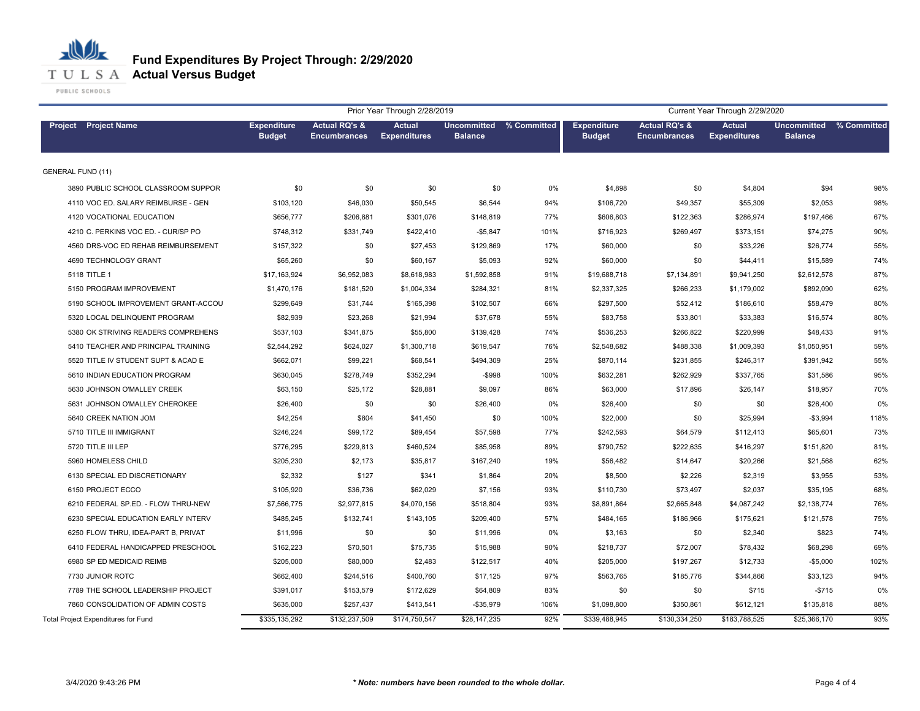# Fund Expenditures By Project Through: 2/29/2020
## Actual Versus Budget

| Project | Project Name | Prior Year Through 2/28/2019 Expenditure Budget | Actual RQ's & Encumbrances | Actual Expenditures | Uncommitted Balance | % Committed | Current Year Through 2/29/2020 Expenditure Budget | Actual RQ's & Encumbrances | Actual Expenditures | Uncommitted Balance | % Committed |
|---|---|---|---|---|---|---|---|---|---|---|---|
| GENERAL FUND (11) | | | | | | | | | | | |
| 3890 | PUBLIC SCHOOL CLASSROOM SUPPOR | $0 | $0 | $0 | $0 | 0% | $4,898 | $0 | $4,804 | $94 | 98% |
| 4110 | VOC ED. SALARY REIMBURSE - GEN | $103,120 | $46,030 | $50,545 | $6,544 | 94% | $106,720 | $49,357 | $55,309 | $2,053 | 98% |
| 4120 | VOCATIONAL EDUCATION | $656,777 | $206,881 | $301,076 | $148,819 | 77% | $606,803 | $122,363 | $286,974 | $197,466 | 67% |
| 4210 | C. PERKINS VOC ED. - CUR/SP PO | $748,312 | $331,749 | $422,410 | -$5,847 | 101% | $716,923 | $269,497 | $373,151 | $74,275 | 90% |
| 4560 | DRS-VOC ED REHAB REIMBURSEMENT | $157,322 | $0 | $27,453 | $129,869 | 17% | $60,000 | $0 | $33,226 | $26,774 | 55% |
| 4690 | TECHNOLOGY GRANT | $65,260 | $0 | $60,167 | $5,093 | 92% | $60,000 | $0 | $44,411 | $15,589 | 74% |
| 5118 | TITLE 1 | $17,163,924 | $6,952,083 | $8,618,983 | $1,592,858 | 91% | $19,688,718 | $7,134,891 | $9,941,250 | $2,612,578 | 87% |
| 5150 | PROGRAM IMPROVEMENT | $1,470,176 | $181,520 | $1,004,334 | $284,321 | 81% | $2,337,325 | $266,233 | $1,179,002 | $892,090 | 62% |
| 5190 | SCHOOL IMPROVEMENT GRANT-ACCOU | $299,649 | $31,744 | $165,398 | $102,507 | 66% | $297,500 | $52,412 | $186,610 | $58,479 | 80% |
| 5320 | LOCAL DELINQUENT PROGRAM | $82,939 | $23,268 | $21,994 | $37,678 | 55% | $83,758 | $33,801 | $33,383 | $16,574 | 80% |
| 5380 | OK STRIVING READERS COMPREHENS | $537,103 | $341,875 | $55,800 | $139,428 | 74% | $536,253 | $266,822 | $220,999 | $48,433 | 91% |
| 5410 | TEACHER AND PRINCIPAL TRAINING | $2,544,292 | $624,027 | $1,300,718 | $619,547 | 76% | $2,548,682 | $488,338 | $1,009,393 | $1,050,951 | 59% |
| 5520 | TITLE IV STUDENT SUPT & ACAD E | $662,071 | $99,221 | $68,541 | $494,309 | 25% | $870,114 | $231,855 | $246,317 | $391,942 | 55% |
| 5610 | INDIAN EDUCATION PROGRAM | $630,045 | $278,749 | $352,294 | -$998 | 100% | $632,281 | $262,929 | $337,765 | $31,586 | 95% |
| 5630 | JOHNSON O'MALLEY CREEK | $63,150 | $25,172 | $28,881 | $9,097 | 86% | $63,000 | $17,896 | $26,147 | $18,957 | 70% |
| 5631 | JOHNSON O'MALLEY CHEROKEE | $26,400 | $0 | $0 | $26,400 | 0% | $26,400 | $0 | $0 | $26,400 | 0% |
| 5640 | CREEK NATION JOM | $42,254 | $804 | $41,450 | $0 | 100% | $22,000 | $0 | $25,994 | -$3,994 | 118% |
| 5710 | TITLE III IMMIGRANT | $246,224 | $99,172 | $89,454 | $57,598 | 77% | $242,593 | $64,579 | $112,413 | $65,601 | 73% |
| 5720 | TITLE III LEP | $776,295 | $229,813 | $460,524 | $85,958 | 89% | $790,752 | $222,635 | $416,297 | $151,820 | 81% |
| 5960 | HOMELESS CHILD | $205,230 | $2,173 | $35,817 | $167,240 | 19% | $56,482 | $14,647 | $20,266 | $21,568 | 62% |
| 6130 | SPECIAL ED DISCRETIONARY | $2,332 | $127 | $341 | $1,864 | 20% | $8,500 | $2,226 | $2,319 | $3,955 | 53% |
| 6150 | PROJECT ECCO | $105,920 | $36,736 | $62,029 | $7,156 | 93% | $110,730 | $73,497 | $2,037 | $35,195 | 68% |
| 6210 | FEDERAL SP.ED. - FLOW THRU-NEW | $7,566,775 | $2,977,815 | $4,070,156 | $518,804 | 93% | $8,891,864 | $2,665,848 | $4,087,242 | $2,138,774 | 76% |
| 6230 | SPECIAL EDUCATION EARLY INTERV | $485,245 | $132,741 | $143,105 | $209,400 | 57% | $484,165 | $186,966 | $175,621 | $121,578 | 75% |
| 6250 | FLOW THRU, IDEA-PART B, PRIVAT | $11,996 | $0 | $0 | $11,996 | 0% | $3,163 | $0 | $2,340 | $823 | 74% |
| 6410 | FEDERAL HANDICAPPED PRESCHOOL | $162,223 | $70,501 | $75,735 | $15,988 | 90% | $218,737 | $72,007 | $78,432 | $68,298 | 69% |
| 6980 | SP ED MEDICAID REIMB | $205,000 | $80,000 | $2,483 | $122,517 | 40% | $205,000 | $197,267 | $12,733 | -$5,000 | 102% |
| 7730 | JUNIOR ROTC | $662,400 | $244,516 | $400,760 | $17,125 | 97% | $563,765 | $185,776 | $344,866 | $33,123 | 94% |
| 7789 | THE SCHOOL LEADERSHIP PROJECT | $391,017 | $153,579 | $172,629 | $64,809 | 83% | $0 | $0 | $715 | -$715 | 0% |
| 7860 | CONSOLIDATION OF ADMIN COSTS | $635,000 | $257,437 | $413,541 | -$35,979 | 106% | $1,098,800 | $350,861 | $612,121 | $135,818 | 88% |
| Total Project Expenditures for Fund | | $335,135,292 | $132,237,509 | $174,750,547 | $28,147,235 | 92% | $339,488,945 | $130,334,250 | $183,788,525 | $25,366,170 | 93% |

3/4/2020 9:43:26 PM

*** Note: numbers have been rounded to the whole dollar.**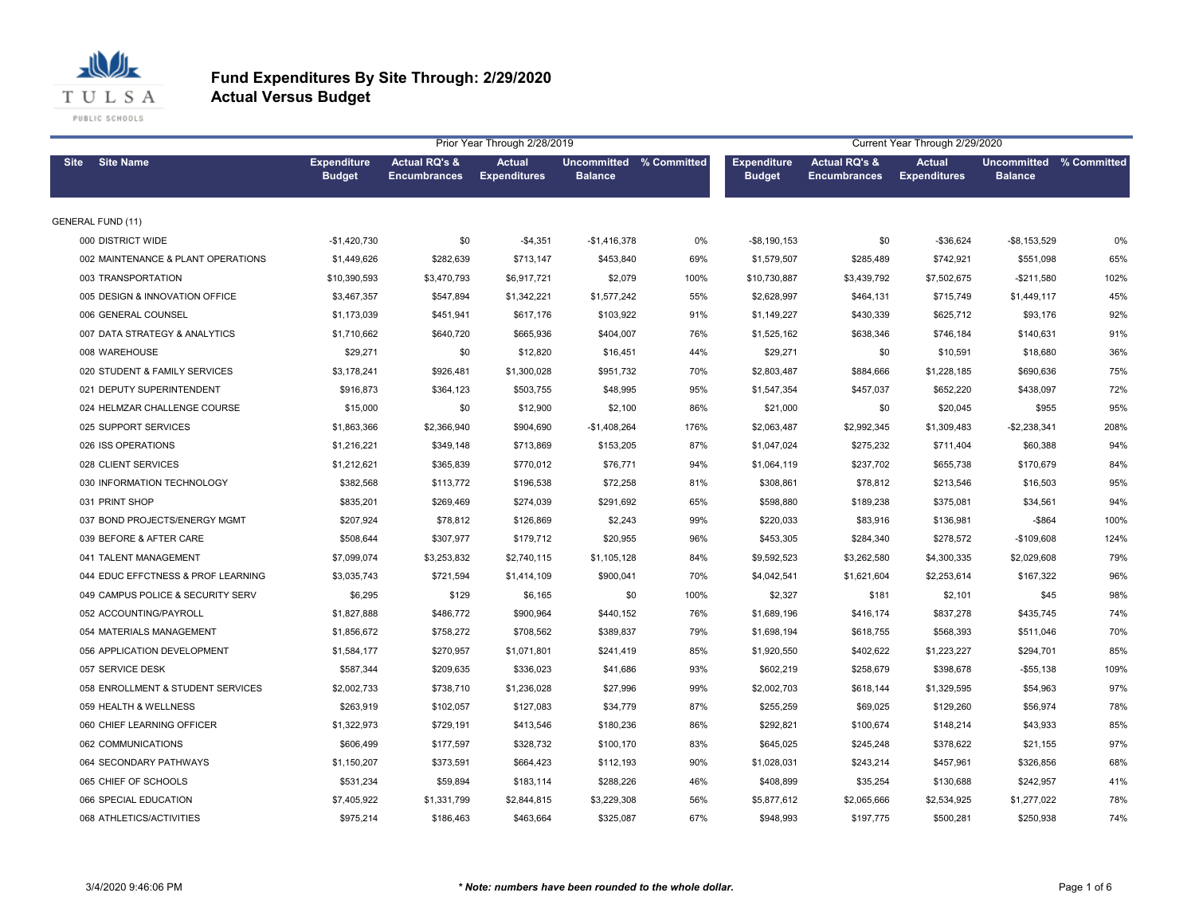# Fund Expenditures By Site Through: 2/29/2020
## Actual Versus Budget

| Site | Site Name | Prior Year Through 2/28/2019 | | | | | Current Year Through 2/29/2020 | | | | |
|---|---|---|---|---|---|---|---|---|---|---|---|
| | | Expenditure Budget | Actual RQ's & Encumbrances | Actual Expenditures | Uncommitted Balance | % Committed | Expenditure Budget | Actual RQ's & Encumbrances | Actual Expenditures | Uncommitted Balance | % Committed |
| GENERAL FUND (11) | | | | | | | | | | | |
| 000 | DISTRICT WIDE | -$1,420,730 | $0 | -$4,351 | -$1,416,378 | 0% | -$8,190,153 | $0 | -$36,624 | -$8,153,529 | 0% |
| 002 | MAINTENANCE & PLANT OPERATIONS | $1,449,626 | $282,639 | $713,147 | $453,840 | 69% | $1,579,507 | $285,489 | $742,921 | $551,098 | 65% |
| 003 | TRANSPORTATION | $10,390,593 | $3,470,793 | $6,917,721 | $2,079 | 100% | $10,730,887 | $3,439,792 | $7,502,675 | -$211,580 | 102% |
| 005 | DESIGN & INNOVATION OFFICE | $3,467,357 | $547,894 | $1,342,221 | $1,577,242 | 55% | $2,628,997 | $464,131 | $715,749 | $1,449,117 | 45% |
| 006 | GENERAL COUNSEL | $1,173,039 | $451,941 | $617,176 | $103,922 | 91% | $1,149,227 | $430,339 | $625,712 | $93,176 | 92% |
| 007 | DATA STRATEGY & ANALYTICS | $1,710,662 | $640,720 | $665,936 | $404,007 | 76% | $1,525,162 | $638,346 | $746,184 | $140,631 | 91% |
| 008 | WAREHOUSE | $29,271 | $0 | $12,820 | $16,451 | 44% | $29,271 | $0 | $10,591 | $18,680 | 36% |
| 020 | STUDENT & FAMILY SERVICES | $3,178,241 | $926,481 | $1,300,028 | $951,732 | 70% | $2,803,487 | $884,666 | $1,228,185 | $690,636 | 75% |
| 021 | DEPUTY SUPERINTENDENT | $916,873 | $364,123 | $503,755 | $48,995 | 95% | $1,547,354 | $457,037 | $652,220 | $438,097 | 72% |
| 024 | HELMZAR CHALLENGE COURSE | $15,000 | $0 | $12,900 | $2,100 | 86% | $21,000 | $0 | $20,045 | $955 | 95% |
| 025 | SUPPORT SERVICES | $1,863,366 | $2,366,940 | $904,690 | -$1,408,264 | 176% | $2,063,487 | $2,992,345 | $1,309,483 | -$2,238,341 | 208% |
| 026 | ISS OPERATIONS | $1,216,221 | $349,148 | $713,869 | $153,205 | 87% | $1,047,024 | $275,232 | $711,404 | $60,388 | 94% |
| 028 | CLIENT SERVICES | $1,212,621 | $365,839 | $770,012 | $76,771 | 94% | $1,064,119 | $237,702 | $655,738 | $170,679 | 84% |
| 030 | INFORMATION TECHNOLOGY | $382,568 | $113,772 | $196,538 | $72,258 | 81% | $308,861 | $78,812 | $213,546 | $16,503 | 95% |
| 031 | PRINT SHOP | $835,201 | $269,469 | $274,039 | $291,692 | 65% | $598,880 | $189,238 | $375,081 | $34,561 | 94% |
| 037 | BOND PROJECTS/ENERGY MGMT | $207,924 | $78,812 | $126,869 | $2,243 | 99% | $220,033 | $83,916 | $136,981 | -$864 | 100% |
| 039 | BEFORE & AFTER CARE | $508,644 | $307,977 | $179,712 | $20,955 | 96% | $453,305 | $284,340 | $278,572 | -$109,608 | 124% |
| 041 | TALENT MANAGEMENT | $7,099,074 | $3,253,832 | $2,740,115 | $1,105,128 | 84% | $9,592,523 | $3,262,580 | $4,300,335 | $2,029,608 | 79% |
| 044 | EDUC EFFCTNESS & PROF LEARNING | $3,035,743 | $721,594 | $1,414,109 | $900,041 | 70% | $4,042,541 | $1,621,604 | $2,253,614 | $167,322 | 96% |
| 049 | CAMPUS POLICE & SECURITY SERV | $6,295 | $129 | $6,165 | $0 | 100% | $2,327 | $181 | $2,101 | $45 | 98% |
| 052 | ACCOUNTING/PAYROLL | $1,827,888 | $486,772 | $900,964 | $440,152 | 76% | $1,689,196 | $416,174 | $837,278 | $435,745 | 74% |
| 054 | MATERIALS MANAGEMENT | $1,856,672 | $758,272 | $708,562 | $389,837 | 79% | $1,698,194 | $618,755 | $568,393 | $511,046 | 70% |
| 056 | APPLICATION DEVELOPMENT | $1,584,177 | $270,957 | $1,071,801 | $241,419 | 85% | $1,920,550 | $402,622 | $1,223,227 | $294,701 | 85% |
| 057 | SERVICE DESK | $587,344 | $209,635 | $336,023 | $41,686 | 93% | $602,219 | $258,679 | $398,678 | -$55,138 | 109% |
| 058 | ENROLLMENT & STUDENT SERVICES | $2,002,733 | $738,710 | $1,236,028 | $27,996 | 99% | $2,002,703 | $618,144 | $1,329,595 | $54,963 | 97% |
| 059 | HEALTH & WELLNESS | $263,919 | $102,057 | $127,083 | $34,779 | 87% | $255,259 | $69,025 | $129,260 | $56,974 | 78% |
| 060 | CHIEF LEARNING OFFICER | $1,322,973 | $729,191 | $413,546 | $180,236 | 86% | $292,821 | $100,674 | $148,214 | $43,933 | 85% |
| 062 | COMMUNICATIONS | $606,499 | $177,597 | $328,732 | $100,170 | 83% | $645,025 | $245,248 | $378,622 | $21,155 | 97% |
| 064 | SECONDARY PATHWAYS | $1,150,207 | $373,591 | $664,423 | $112,193 | 90% | $1,028,031 | $243,214 | $457,961 | $326,856 | 68% |
| 065 | CHIEF OF SCHOOLS | $531,234 | $59,894 | $183,114 | $288,226 | 46% | $408,899 | $35,254 | $130,688 | $242,957 | 41% |
| 066 | SPECIAL EDUCATION | $7,405,922 | $1,331,799 | $2,844,815 | $3,229,308 | 56% | $5,877,612 | $2,065,666 | $2,534,925 | $1,277,022 | 78% |
| 068 | ATHLETICS/ACTIVITIES | $975,214 | $186,463 | $463,664 | $325,087 | 67% | $948,993 | $197,775 | $500,281 | $250,938 | 74% |

3/4/2020 9:46:06 PM

*** Note: numbers have been rounded to the whole dollar.**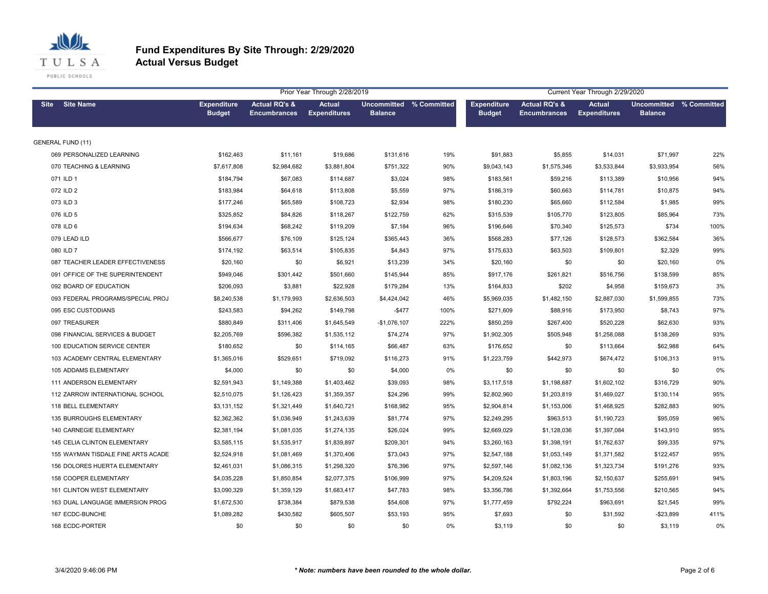# Fund Expenditures By Site Through: 2/29/2020
## Actual Versus Budget

| Site | Site Name | Prior Year Through 2/28/2019 Expenditure Budget | Actual RQ's & Encumbrances | Actual Expenditures | Uncommitted Balance | % Committed | Current Year Through 2/29/2020 Expenditure Budget | Actual RQ's & Encumbrances | Actual Expenditures | Uncommitted Balance | % Committed |
|---|---|---|---|---|---|---|---|---|---|---|---|
| GENERAL FUND (11) | | | | | | | | | | | |
| 069 | PERSONALIZED LEARNING | $162,463 | $11,161 | $19,686 | $131,616 | 19% | $91,883 | $5,855 | $14,031 | $71,997 | 22% |
| 070 | TEACHING & LEARNING | $7,617,808 | $2,984,682 | $3,881,804 | $751,322 | 90% | $9,043,143 | $1,575,346 | $3,533,844 | $3,933,954 | 56% |
| 071 | ILD 1 | $184,794 | $67,083 | $114,687 | $3,024 | 98% | $183,561 | $59,216 | $113,389 | $10,956 | 94% |
| 072 | ILD 2 | $183,984 | $64,618 | $113,808 | $5,559 | 97% | $186,319 | $60,663 | $114,781 | $10,875 | 94% |
| 073 | ILD 3 | $177,246 | $65,589 | $108,723 | $2,934 | 98% | $180,230 | $65,660 | $112,584 | $1,985 | 99% |
| 076 | ILD 5 | $325,852 | $84,826 | $118,267 | $122,759 | 62% | $315,539 | $105,770 | $123,805 | $85,964 | 73% |
| 078 | ILD 6 | $194,634 | $68,242 | $119,209 | $7,184 | 96% | $196,646 | $70,340 | $125,573 | $734 | 100% |
| 079 | LEAD ILD | $566,677 | $76,109 | $125,124 | $365,443 | 36% | $568,283 | $77,126 | $128,573 | $362,584 | 36% |
| 080 | ILD 7 | $174,192 | $63,514 | $105,835 | $4,843 | 97% | $175,633 | $63,503 | $109,801 | $2,329 | 99% |
| 087 | TEACHER LEADER EFFECTIVENESS | $20,160 | $0 | $6,921 | $13,239 | 34% | $20,160 | $0 | $0 | $20,160 | 0% |
| 091 | OFFICE OF THE SUPERINTENDENT | $949,046 | $301,442 | $501,660 | $145,944 | 85% | $917,176 | $261,821 | $516,756 | $138,599 | 85% |
| 092 | BOARD OF EDUCATION | $206,093 | $3,881 | $22,928 | $179,284 | 13% | $164,833 | $202 | $4,958 | $159,673 | 3% |
| 093 | FEDERAL PROGRAMS/SPECIAL PROJ | $8,240,538 | $1,179,993 | $2,636,503 | $4,424,042 | 46% | $5,969,035 | $1,482,150 | $2,887,030 | $1,599,855 | 73% |
| 095 | ESC CUSTODIANS | $243,583 | $94,262 | $149,798 | -$477 | 100% | $271,609 | $88,916 | $173,950 | $8,743 | 97% |
| 097 | TREASURER | $880,849 | $311,406 | $1,645,549 | -$1,076,107 | 222% | $850,259 | $267,400 | $520,228 | $62,630 | 93% |
| 098 | FINANCIAL SERVICES & BUDGET | $2,205,769 | $596,382 | $1,535,112 | $74,274 | 97% | $1,902,305 | $505,948 | $1,258,088 | $138,269 | 93% |
| 100 | EDUCATION SERVICE CENTER | $180,652 | $0 | $114,165 | $66,487 | 63% | $176,652 | $0 | $113,664 | $62,988 | 64% |
| 103 | ACADEMY CENTRAL ELEMENTARY | $1,365,016 | $529,651 | $719,092 | $116,273 | 91% | $1,223,759 | $442,973 | $674,472 | $106,313 | 91% |
| 105 | ADDAMS ELEMENTARY | $4,000 | $0 | $0 | $4,000 | 0% | $0 | $0 | $0 | $0 | 0% |
| 111 | ANDERSON ELEMENTARY | $2,591,943 | $1,149,388 | $1,403,462 | $39,093 | 98% | $3,117,518 | $1,198,687 | $1,602,102 | $316,729 | 90% |
| 112 | ZARROW INTERNATIONAL SCHOOL | $2,510,075 | $1,126,423 | $1,359,357 | $24,296 | 99% | $2,802,960 | $1,203,819 | $1,469,027 | $130,114 | 95% |
| 118 | BELL ELEMENTARY | $3,131,152 | $1,321,449 | $1,640,721 | $168,982 | 95% | $2,904,814 | $1,153,006 | $1,468,925 | $282,883 | 90% |
| 135 | BURROUGHS ELEMENTARY | $2,362,362 | $1,036,949 | $1,243,639 | $81,774 | 97% | $2,249,295 | $963,513 | $1,190,723 | $95,059 | 96% |
| 140 | CARNEGIE ELEMENTARY | $2,381,194 | $1,081,035 | $1,274,135 | $26,024 | 99% | $2,669,029 | $1,128,036 | $1,397,084 | $143,910 | 95% |
| 145 | CELIA CLINTON ELEMENTARY | $3,585,115 | $1,535,917 | $1,839,897 | $209,301 | 94% | $3,260,163 | $1,398,191 | $1,762,637 | $99,335 | 97% |
| 155 | WAYMAN TISDALE FINE ARTS ACADE | $2,524,918 | $1,081,469 | $1,370,406 | $73,043 | 97% | $2,547,188 | $1,053,149 | $1,371,582 | $122,457 | 95% |
| 156 | DOLORES HUERTA ELEMENTARY | $2,461,031 | $1,086,315 | $1,298,320 | $76,396 | 97% | $2,597,146 | $1,082,136 | $1,323,734 | $191,276 | 93% |
| 158 | COOPER ELEMENTARY | $4,035,228 | $1,850,854 | $2,077,375 | $106,999 | 97% | $4,209,524 | $1,803,196 | $2,150,637 | $255,691 | 94% |
| 161 | CLINTON WEST ELEMENTARY | $3,090,329 | $1,359,129 | $1,683,417 | $47,783 | 98% | $3,356,786 | $1,392,664 | $1,753,556 | $210,565 | 94% |
| 163 | DUAL LANGUAGE IMMERSION PROG | $1,672,530 | $738,384 | $879,538 | $54,608 | 97% | $1,777,459 | $792,224 | $963,691 | $21,545 | 99% |
| 167 | ECDC-BUNCHE | $1,089,282 | $430,582 | $605,507 | $53,193 | 95% | $7,693 | $0 | $31,592 | -$23,899 | 411% |
| 168 | ECDC-PORTER | $0 | $0 | $0 | $0 | 0% | $3,119 | $0 | $0 | $3,119 | 0% |

3/4/2020 9:46:06 PM

*** Note: numbers have been rounded to the whole dollar.***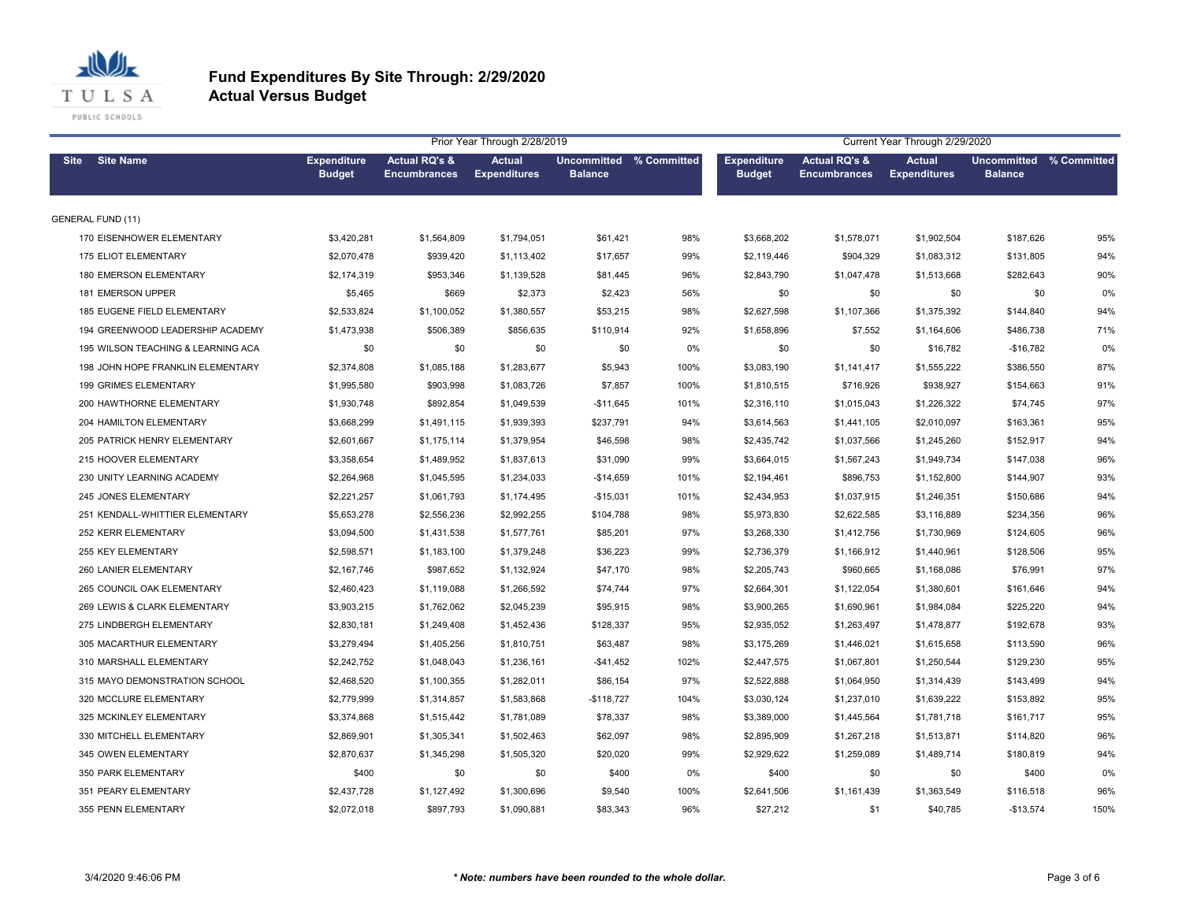# Fund Expenditures By Site Through: 2/29/2020
## Actual Versus Budget

| Site | Site Name | Prior Year Through 2/28/2019 Expenditure Budget | Actual RQ's & Encumbrances | Actual Expenditures | Uncommitted Balance | % Committed | Current Year Through 2/29/2020 Expenditure Budget | Actual RQ's & Encumbrances | Actual Expenditures | Uncommitted Balance | % Committed |
|---|---|---|---|---|---|---|---|---|---|---|---|
| GENERAL FUND (11) | | | | | | | | | | | |
| 170 | EISENHOWER ELEMENTARY | $3,420,281 | $1,564,809 | $1,794,051 | $61,421 | 98% | $3,668,202 | $1,578,071 | $1,902,504 | $187,626 | 95% |
| 175 | ELIOT ELEMENTARY | $2,070,478 | $939,420 | $1,113,402 | $17,657 | 99% | $2,119,446 | $904,329 | $1,083,312 | $131,805 | 94% |
| 180 | EMERSON ELEMENTARY | $2,174,319 | $953,346 | $1,139,528 | $81,445 | 96% | $2,843,790 | $1,047,478 | $1,513,668 | $282,643 | 90% |
| 181 | EMERSON UPPER | $5,465 | $669 | $2,373 | $2,423 | 56% | $0 | $0 | $0 | $0 | 0% |
| 185 | EUGENE FIELD ELEMENTARY | $2,533,824 | $1,100,052 | $1,380,557 | $53,215 | 98% | $2,627,598 | $1,107,366 | $1,375,392 | $144,840 | 94% |
| 194 | GREENWOOD LEADERSHIP ACADEMY | $1,473,938 | $506,389 | $856,635 | $110,914 | 92% | $1,658,896 | $7,552 | $1,164,606 | $486,738 | 71% |
| 195 | WILSON TEACHING & LEARNING ACA | $0 | $0 | $0 | $0 | 0% | $0 | $0 | $16,782 | -$16,782 | 0% |
| 198 | JOHN HOPE FRANKLIN ELEMENTARY | $2,374,808 | $1,085,188 | $1,283,677 | $5,943 | 100% | $3,083,190 | $1,141,417 | $1,555,222 | $386,550 | 87% |
| 199 | GRIMES ELEMENTARY | $1,995,580 | $903,998 | $1,083,726 | $7,857 | 100% | $1,810,515 | $716,926 | $938,927 | $154,663 | 91% |
| 200 | HAWTHORNE ELEMENTARY | $1,930,748 | $892,854 | $1,049,539 | -$11,645 | 101% | $2,316,110 | $1,015,043 | $1,226,322 | $74,745 | 97% |
| 204 | HAMILTON ELEMENTARY | $3,668,299 | $1,491,115 | $1,939,393 | $237,791 | 94% | $3,614,563 | $1,441,105 | $2,010,097 | $163,361 | 95% |
| 205 | PATRICK HENRY ELEMENTARY | $2,601,667 | $1,175,114 | $1,379,954 | $46,598 | 98% | $2,435,742 | $1,037,566 | $1,245,260 | $152,917 | 94% |
| 215 | HOOVER ELEMENTARY | $3,358,654 | $1,489,952 | $1,837,613 | $31,090 | 99% | $3,664,015 | $1,567,243 | $1,949,734 | $147,038 | 96% |
| 230 | UNITY LEARNING ACADEMY | $2,264,968 | $1,045,595 | $1,234,033 | -$14,659 | 101% | $2,194,461 | $896,753 | $1,152,800 | $144,907 | 93% |
| 245 | JONES ELEMENTARY | $2,221,257 | $1,061,793 | $1,174,495 | -$15,031 | 101% | $2,434,953 | $1,037,915 | $1,246,351 | $150,686 | 94% |
| 251 | KENDALL-WHITTIER ELEMENTARY | $5,653,278 | $2,556,236 | $2,992,255 | $104,788 | 98% | $5,973,830 | $2,622,585 | $3,116,889 | $234,356 | 96% |
| 252 | KERR ELEMENTARY | $3,094,500 | $1,431,538 | $1,577,761 | $85,201 | 97% | $3,268,330 | $1,412,756 | $1,730,969 | $124,605 | 96% |
| 255 | KEY ELEMENTARY | $2,598,571 | $1,183,100 | $1,379,248 | $36,223 | 99% | $2,736,379 | $1,166,912 | $1,440,961 | $128,506 | 95% |
| 260 | LANIER ELEMENTARY | $2,167,746 | $987,652 | $1,132,924 | $47,170 | 98% | $2,205,743 | $960,665 | $1,168,086 | $76,991 | 97% |
| 265 | COUNCIL OAK ELEMENTARY | $2,460,423 | $1,119,088 | $1,266,592 | $74,744 | 97% | $2,664,301 | $1,122,054 | $1,380,601 | $161,646 | 94% |
| 269 | LEWIS & CLARK ELEMENTARY | $3,903,215 | $1,762,062 | $2,045,239 | $95,915 | 98% | $3,900,265 | $1,690,961 | $1,984,084 | $225,220 | 94% |
| 275 | LINDBERGH ELEMENTARY | $2,830,181 | $1,249,408 | $1,452,436 | $128,337 | 95% | $2,935,052 | $1,263,497 | $1,478,877 | $192,678 | 93% |
| 305 | MACARTHUR ELEMENTARY | $3,279,494 | $1,405,256 | $1,810,751 | $63,487 | 98% | $3,175,269 | $1,446,021 | $1,615,658 | $113,590 | 96% |
| 310 | MARSHALL ELEMENTARY | $2,242,752 | $1,048,043 | $1,236,161 | -$41,452 | 102% | $2,447,575 | $1,067,801 | $1,250,544 | $129,230 | 95% |
| 315 | MAYO DEMONSTRATION SCHOOL | $2,468,520 | $1,100,355 | $1,282,011 | $86,154 | 97% | $2,522,888 | $1,064,950 | $1,314,439 | $143,499 | 94% |
| 320 | MCCLURE ELEMENTARY | $2,779,999 | $1,314,857 | $1,583,868 | -$118,727 | 104% | $3,030,124 | $1,237,010 | $1,639,222 | $153,892 | 95% |
| 325 | MCKINLEY ELEMENTARY | $3,374,868 | $1,515,442 | $1,781,089 | $78,337 | 98% | $3,389,000 | $1,445,564 | $1,781,718 | $161,717 | 95% |
| 330 | MITCHELL ELEMENTARY | $2,869,901 | $1,305,341 | $1,502,463 | $62,097 | 98% | $2,895,909 | $1,267,218 | $1,513,871 | $114,820 | 96% |
| 345 | OWEN ELEMENTARY | $2,870,637 | $1,345,298 | $1,505,320 | $20,020 | 99% | $2,929,622 | $1,259,089 | $1,489,714 | $180,819 | 94% |
| 350 | PARK ELEMENTARY | $400 | $0 | $0 | $400 | 0% | $400 | $0 | $0 | $400 | 0% |
| 351 | PEARY ELEMENTARY | $2,437,728 | $1,127,492 | $1,300,696 | $9,540 | 100% | $2,641,506 | $1,161,439 | $1,363,549 | $116,518 | 96% |
| 355 | PENN ELEMENTARY | $2,072,018 | $897,793 | $1,090,881 | $83,343 | 96% | $27,212 | $1 | $40,785 | -$13,574 | 150% |

3/4/2020 9:46:06 PM

*** Note: numbers have been rounded to the whole dollar.**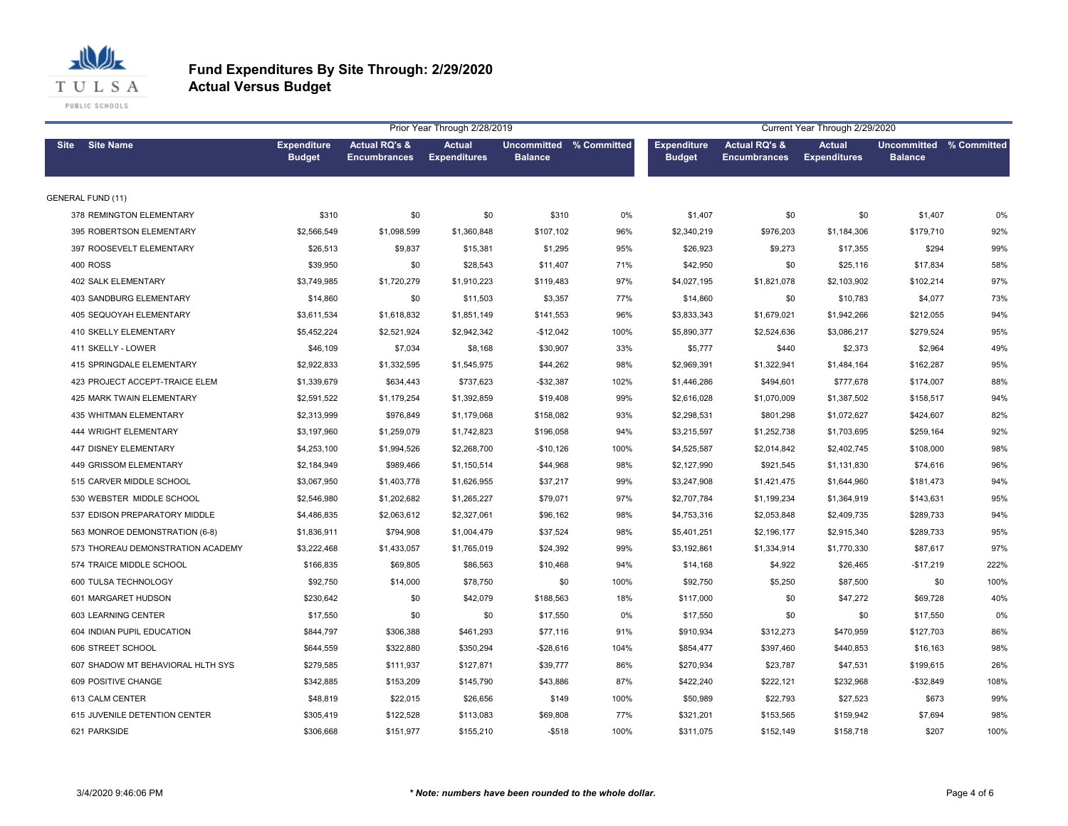# Fund Expenditures By Site Through: 2/29/2020

## Actual Versus Budget

| Site | Site Name | Prior Year Through 2/28/2019 | | | | | Current Year Through 2/29/2020 | | | | |
|---|---|---|---|---|---|---|---|---|---|---|---|
| | | Expenditure Budget | Actual RQ's & Encumbrances | Actual Expenditures | Uncommitted Balance | % Committed | Expenditure Budget | Actual RQ's & Encumbrances | Actual Expenditures | Uncommitted Balance | % Committed |
| GENERAL FUND (11) | | | | | | | | | | | |
| 378 | REMINGTON ELEMENTARY | $310 | $0 | $0 | $310 | 0% | $1,407 | $0 | $0 | $1,407 | 0% |
| 395 | ROBERTSON ELEMENTARY | $2,566,549 | $1,098,599 | $1,360,848 | $107,102 | 96% | $2,340,219 | $976,203 | $1,184,306 | $179,710 | 92% |
| 397 | ROOSEVELT ELEMENTARY | $26,513 | $9,837 | $15,381 | $1,295 | 95% | $26,923 | $9,273 | $17,355 | $294 | 99% |
| 400 | ROSS | $39,950 | $0 | $28,543 | $11,407 | 71% | $42,950 | $0 | $25,116 | $17,834 | 58% |
| 402 | SALK ELEMENTARY | $3,749,985 | $1,720,279 | $1,910,223 | $119,483 | 97% | $4,027,195 | $1,821,078 | $2,103,902 | $102,214 | 97% |
| 403 | SANDBURG ELEMENTARY | $14,860 | $0 | $11,503 | $3,357 | 77% | $14,860 | $0 | $10,783 | $4,077 | 73% |
| 405 | SEQUOYAH ELEMENTARY | $3,611,534 | $1,618,832 | $1,851,149 | $141,553 | 96% | $3,833,343 | $1,679,021 | $1,942,266 | $212,055 | 94% |
| 410 | SKELLY ELEMENTARY | $5,452,224 | $2,521,924 | $2,942,342 | -$12,042 | 100% | $5,890,377 | $2,524,636 | $3,086,217 | $279,524 | 95% |
| 411 | SKELLY - LOWER | $46,109 | $7,034 | $8,168 | $30,907 | 33% | $5,777 | $440 | $2,373 | $2,964 | 49% |
| 415 | SPRINGDALE ELEMENTARY | $2,922,833 | $1,332,595 | $1,545,975 | $44,262 | 98% | $2,969,391 | $1,322,941 | $1,484,164 | $162,287 | 95% |
| 423 | PROJECT ACCEPT-TRAICE ELEM | $1,339,679 | $634,443 | $737,623 | -$32,387 | 102% | $1,446,286 | $494,601 | $777,678 | $174,007 | 88% |
| 425 | MARK TWAIN ELEMENTARY | $2,591,522 | $1,179,254 | $1,392,859 | $19,408 | 99% | $2,616,028 | $1,070,009 | $1,387,502 | $158,517 | 94% |
| 435 | WHITMAN ELEMENTARY | $2,313,999 | $976,849 | $1,179,068 | $158,082 | 93% | $2,298,531 | $801,298 | $1,072,627 | $424,607 | 82% |
| 444 | WRIGHT ELEMENTARY | $3,197,960 | $1,259,079 | $1,742,823 | $196,058 | 94% | $3,215,597 | $1,252,738 | $1,703,695 | $259,164 | 92% |
| 447 | DISNEY ELEMENTARY | $4,253,100 | $1,994,526 | $2,268,700 | -$10,126 | 100% | $4,525,587 | $2,014,842 | $2,402,745 | $108,000 | 98% |
| 449 | GRISSOM ELEMENTARY | $2,184,949 | $989,466 | $1,150,514 | $44,968 | 98% | $2,127,990 | $921,545 | $1,131,830 | $74,616 | 96% |
| 515 | CARVER MIDDLE SCHOOL | $3,067,950 | $1,403,778 | $1,626,955 | $37,217 | 99% | $3,247,908 | $1,421,475 | $1,644,960 | $181,473 | 94% |
| 530 | WEBSTER MIDDLE SCHOOL | $2,546,980 | $1,202,682 | $1,265,227 | $79,071 | 97% | $2,707,784 | $1,199,234 | $1,364,919 | $143,631 | 95% |
| 537 | EDISON PREPARATORY MIDDLE | $4,486,835 | $2,063,612 | $2,327,061 | $96,162 | 98% | $4,753,316 | $2,053,848 | $2,409,735 | $289,733 | 94% |
| 563 | MONROE DEMONSTRATION (6-8) | $1,836,911 | $794,908 | $1,004,479 | $37,524 | 98% | $5,401,251 | $2,196,177 | $2,915,340 | $289,733 | 95% |
| 573 | THOREAU DEMONSTRATION ACADEMY | $3,222,468 | $1,433,057 | $1,765,019 | $24,392 | 99% | $3,192,861 | $1,334,914 | $1,770,330 | $87,617 | 97% |
| 574 | TRAICE MIDDLE SCHOOL | $166,835 | $69,805 | $86,563 | $10,468 | 94% | $14,168 | $4,922 | $26,465 | -$17,219 | 222% |
| 600 | TULSA TECHNOLOGY | $92,750 | $14,000 | $78,750 | $0 | 100% | $92,750 | $5,250 | $87,500 | $0 | 100% |
| 601 | MARGARET HUDSON | $230,642 | $0 | $42,079 | $188,563 | 18% | $117,000 | $0 | $47,272 | $69,728 | 40% |
| 603 | LEARNING CENTER | $17,550 | $0 | $0 | $17,550 | 0% | $17,550 | $0 | $0 | $17,550 | 0% |
| 604 | INDIAN PUPIL EDUCATION | $844,797 | $306,388 | $461,293 | $77,116 | 91% | $910,934 | $312,273 | $470,959 | $127,703 | 86% |
| 606 | STREET SCHOOL | $644,559 | $322,880 | $350,294 | -$28,616 | 104% | $854,477 | $397,460 | $440,853 | $16,163 | 98% |
| 607 | SHADOW MT BEHAVIORAL HLTH SYS | $279,585 | $111,937 | $127,871 | $39,777 | 86% | $270,934 | $23,787 | $47,531 | $199,615 | 26% |
| 609 | POSITIVE CHANGE | $342,885 | $153,209 | $145,790 | $43,886 | 87% | $422,240 | $222,121 | $232,968 | -$32,849 | 108% |
| 613 | CALM CENTER | $48,819 | $22,015 | $26,656 | $149 | 100% | $50,989 | $22,793 | $27,523 | $673 | 99% |
| 615 | JUVENILE DETENTION CENTER | $305,419 | $122,528 | $113,083 | $69,808 | 77% | $321,201 | $153,565 | $159,942 | $7,694 | 98% |
| 621 | PARKSIDE | $306,668 | $151,977 | $155,210 | -$518 | 100% | $311,075 | $152,149 | $158,718 | $207 | 100% |

3/4/2020 9:46:06 PM

*** Note: numbers have been rounded to the whole dollar.**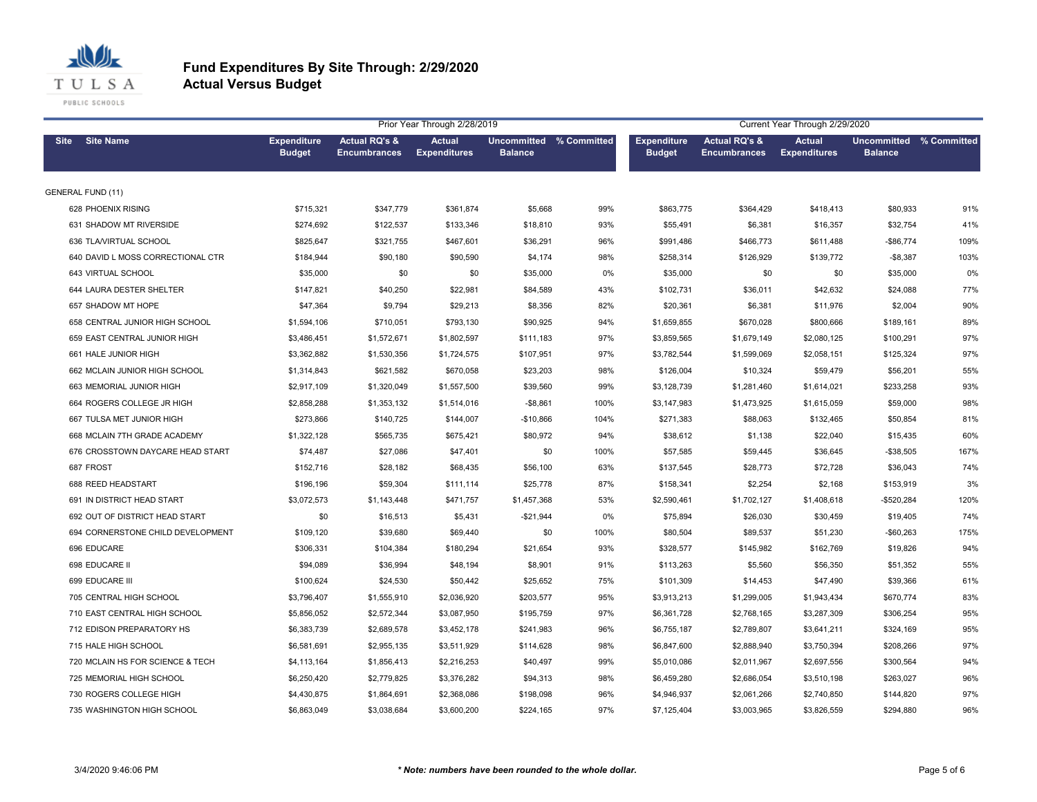# Fund Expenditures By Site Through: 2/29/2020
## Actual Versus Budget

| Site | Site Name | Prior Year Through 2/28/2019 | | | | | Current Year Through 2/29/2020 | | | | |
|---|---|---|---|---|---|---|---|---|---|---|---|
| | | Expenditure Budget | Actual RQ's & Encumbrances | Actual Expenditures | Uncommitted Balance | % Committed | Expenditure Budget | Actual RQ's & Encumbrances | Actual Expenditures | Uncommitted Balance | % Committed |
| GENERAL FUND (11) | | | | | | | | | | | |
| 628 | PHOENIX RISING | $715,321 | $347,779 | $361,874 | $5,668 | 99% | $863,775 | $364,429 | $418,413 | $80,933 | 91% |
| 631 | SHADOW MT RIVERSIDE | $274,692 | $122,537 | $133,346 | $18,810 | 93% | $55,491 | $6,381 | $16,357 | $32,754 | 41% |
| 636 | TLA/VIRTUAL SCHOOL | $825,647 | $321,755 | $467,601 | $36,291 | 96% | $991,486 | $466,773 | $611,488 | -$86,774 | 109% |
| 640 | DAVID L MOSS CORRECTIONAL CTR | $184,944 | $90,180 | $90,590 | $4,174 | 98% | $258,314 | $126,929 | $139,772 | -$8,387 | 103% |
| 643 | VIRTUAL SCHOOL | $35,000 | $0 | $0 | $35,000 | 0% | $35,000 | $0 | $0 | $35,000 | 0% |
| 644 | LAURA DESTER SHELTER | $147,821 | $40,250 | $22,981 | $84,589 | 43% | $102,731 | $36,011 | $42,632 | $24,088 | 77% |
| 657 | SHADOW MT HOPE | $47,364 | $9,794 | $29,213 | $8,356 | 82% | $20,361 | $6,381 | $11,976 | $2,004 | 90% |
| 658 | CENTRAL JUNIOR HIGH SCHOOL | $1,594,106 | $710,051 | $793,130 | $90,925 | 94% | $1,659,855 | $670,028 | $800,666 | $189,161 | 89% |
| 659 | EAST CENTRAL JUNIOR HIGH | $3,486,451 | $1,572,671 | $1,802,597 | $111,183 | 97% | $3,859,565 | $1,679,149 | $2,080,125 | $100,291 | 97% |
| 661 | HALE JUNIOR HIGH | $3,362,882 | $1,530,356 | $1,724,575 | $107,951 | 97% | $3,782,544 | $1,599,069 | $2,058,151 | $125,324 | 97% |
| 662 | MCLAIN JUNIOR HIGH SCHOOL | $1,314,843 | $621,582 | $670,058 | $23,203 | 98% | $126,004 | $10,324 | $59,479 | $56,201 | 55% |
| 663 | MEMORIAL JUNIOR HIGH | $2,917,109 | $1,320,049 | $1,557,500 | $39,560 | 99% | $3,128,739 | $1,281,460 | $1,614,021 | $233,258 | 93% |
| 664 | ROGERS COLLEGE JR HIGH | $2,858,288 | $1,353,132 | $1,514,016 | -$8,861 | 100% | $3,147,983 | $1,473,925 | $1,615,059 | $59,000 | 98% |
| 667 | TULSA MET JUNIOR HIGH | $273,866 | $140,725 | $144,007 | -$10,866 | 104% | $271,383 | $88,063 | $132,465 | $50,854 | 81% |
| 668 | MCLAIN 7TH GRADE ACADEMY | $1,322,128 | $565,735 | $675,421 | $80,972 | 94% | $38,612 | $1,138 | $22,040 | $15,435 | 60% |
| 676 | CROSSTOWN DAYCARE HEAD START | $74,487 | $27,086 | $47,401 | $0 | 100% | $57,585 | $59,445 | $36,645 | -$38,505 | 167% |
| 687 | FROST | $152,716 | $28,182 | $68,435 | $56,100 | 63% | $137,545 | $28,773 | $72,728 | $36,043 | 74% |
| 688 | REED HEADSTART | $196,196 | $59,304 | $111,114 | $25,778 | 87% | $158,341 | $2,254 | $2,168 | $153,919 | 3% |
| 691 | IN DISTRICT HEAD START | $3,072,573 | $1,143,448 | $471,757 | $1,457,368 | 53% | $2,590,461 | $1,702,127 | $1,408,618 | -$520,284 | 120% |
| 692 | OUT OF DISTRICT HEAD START | $0 | $16,513 | $5,431 | -$21,944 | 0% | $75,894 | $26,030 | $30,459 | $19,405 | 74% |
| 694 | CORNERSTONE CHILD DEVELOPMENT | $109,120 | $39,680 | $69,440 | $0 | 100% | $80,504 | $89,537 | $51,230 | -$60,263 | 175% |
| 696 | EDUCARE | $306,331 | $104,384 | $180,294 | $21,654 | 93% | $328,577 | $145,982 | $162,769 | $19,826 | 94% |
| 698 | EDUCARE II | $94,089 | $36,994 | $48,194 | $8,901 | 91% | $113,263 | $5,560 | $56,350 | $51,352 | 55% |
| 699 | EDUCARE III | $100,624 | $24,530 | $50,442 | $25,652 | 75% | $101,309 | $14,453 | $47,490 | $39,366 | 61% |
| 705 | CENTRAL HIGH SCHOOL | $3,796,407 | $1,555,910 | $2,036,920 | $203,577 | 95% | $3,913,213 | $1,299,005 | $1,943,434 | $670,774 | 83% |
| 710 | EAST CENTRAL HIGH SCHOOL | $5,856,052 | $2,572,344 | $3,087,950 | $195,759 | 97% | $6,361,728 | $2,768,165 | $3,287,309 | $306,254 | 95% |
| 712 | EDISON PREPARATORY HS | $6,383,739 | $2,689,578 | $3,452,178 | $241,983 | 96% | $6,755,187 | $2,789,807 | $3,641,211 | $324,169 | 95% |
| 715 | HALE HIGH SCHOOL | $6,581,691 | $2,955,135 | $3,511,929 | $114,628 | 98% | $6,847,600 | $2,888,940 | $3,750,394 | $208,266 | 97% |
| 720 | MCLAIN HS FOR SCIENCE & TECH | $4,113,164 | $1,856,413 | $2,216,253 | $40,497 | 99% | $5,010,086 | $2,011,967 | $2,697,556 | $300,564 | 94% |
| 725 | MEMORIAL HIGH SCHOOL | $6,250,420 | $2,779,825 | $3,376,282 | $94,313 | 98% | $6,459,280 | $2,686,054 | $3,510,198 | $263,027 | 96% |
| 730 | ROGERS COLLEGE HIGH | $4,430,875 | $1,864,691 | $2,368,086 | $198,098 | 96% | $4,946,937 | $2,061,266 | $2,740,850 | $144,820 | 97% |
| 735 | WASHINGTON HIGH SCHOOL | $6,863,049 | $3,038,684 | $3,600,200 | $224,165 | 97% | $7,125,404 | $3,003,965 | $3,826,559 | $294,880 | 96% |

3/4/2020 9:46:06 PM

*** Note: numbers have been rounded to the whole dollar.**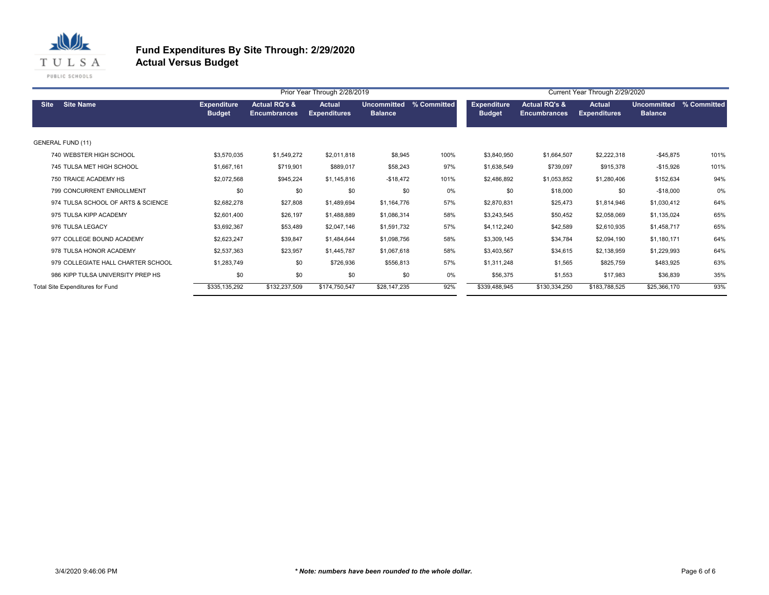# Fund Expenditures By Site Through: 2/29/2020
## Actual Versus Budget

| Site | Site Name | Prior Year Through 2/28/2019 | | | | | Current Year Through 2/29/2020 | | | | |
|---|---|---|---|---|---|---|---|---|---|---|---|
| | | Expenditure Budget | Actual RQ's & Encumbrances | Actual Expenditures | Uncommitted Balance | % Committed | Expenditure Budget | Actual RQ's & Encumbrances | Actual Expenditures | Uncommitted Balance | % Committed |
| GENERAL FUND (11) | | | | | | | | | | | |
| 740 | WEBSTER HIGH SCHOOL | $3,570,035 | $1,549,272 | $2,011,818 | $8,945 | 100% | $3,840,950 | $1,664,507 | $2,222,318 | -$45,875 | 101% |
| 745 | TULSA MET HIGH SCHOOL | $1,667,161 | $719,901 | $889,017 | $58,243 | 97% | $1,638,549 | $739,097 | $915,378 | -$15,926 | 101% |
| 750 | TRAICE ACADEMY HS | $2,072,568 | $945,224 | $1,145,816 | -$18,472 | 101% | $2,486,892 | $1,053,852 | $1,280,406 | $152,634 | 94% |
| 799 | CONCURRENT ENROLLMENT | $0 | $0 | $0 | $0 | 0% | $0 | $18,000 | $0 | -$18,000 | 0% |
| 974 | TULSA SCHOOL OF ARTS & SCIENCE | $2,682,278 | $27,808 | $1,489,694 | $1,164,776 | 57% | $2,870,831 | $25,473 | $1,814,946 | $1,030,412 | 64% |
| 975 | TULSA KIPP ACADEMY | $2,601,400 | $26,197 | $1,488,889 | $1,086,314 | 58% | $3,243,545 | $50,452 | $2,058,069 | $1,135,024 | 65% |
| 976 | TULSA LEGACY | $3,692,367 | $53,489 | $2,047,146 | $1,591,732 | 57% | $4,112,240 | $42,589 | $2,610,935 | $1,458,717 | 65% |
| 977 | COLLEGE BOUND ACADEMY | $2,623,247 | $39,847 | $1,484,644 | $1,098,756 | 58% | $3,309,145 | $34,784 | $2,094,190 | $1,180,171 | 64% |
| 978 | TULSA HONOR ACADEMY | $2,537,363 | $23,957 | $1,445,787 | $1,067,618 | 58% | $3,403,567 | $34,615 | $2,138,959 | $1,229,993 | 64% |
| 979 | COLLEGIATE HALL CHARTER SCHOOL | $1,283,749 | $0 | $726,936 | $556,813 | 57% | $1,311,248 | $1,565 | $825,759 | $483,925 | 63% |
| 986 | KIPP TULSA UNIVERSITY PREP HS | $0 | $0 | $0 | $0 | 0% | $56,375 | $1,553 | $17,983 | $36,839 | 35% |
| Total Site Expenditures for Fund | | $335,135,292 | $132,237,509 | $174,750,547 | $28,147,235 | 92% | $339,488,945 | $130,334,250 | $183,788,525 | $25,366,170 | 93% |

3/4/2020 9:46:06 PM

*** Note: numbers have been rounded to the whole dollar.***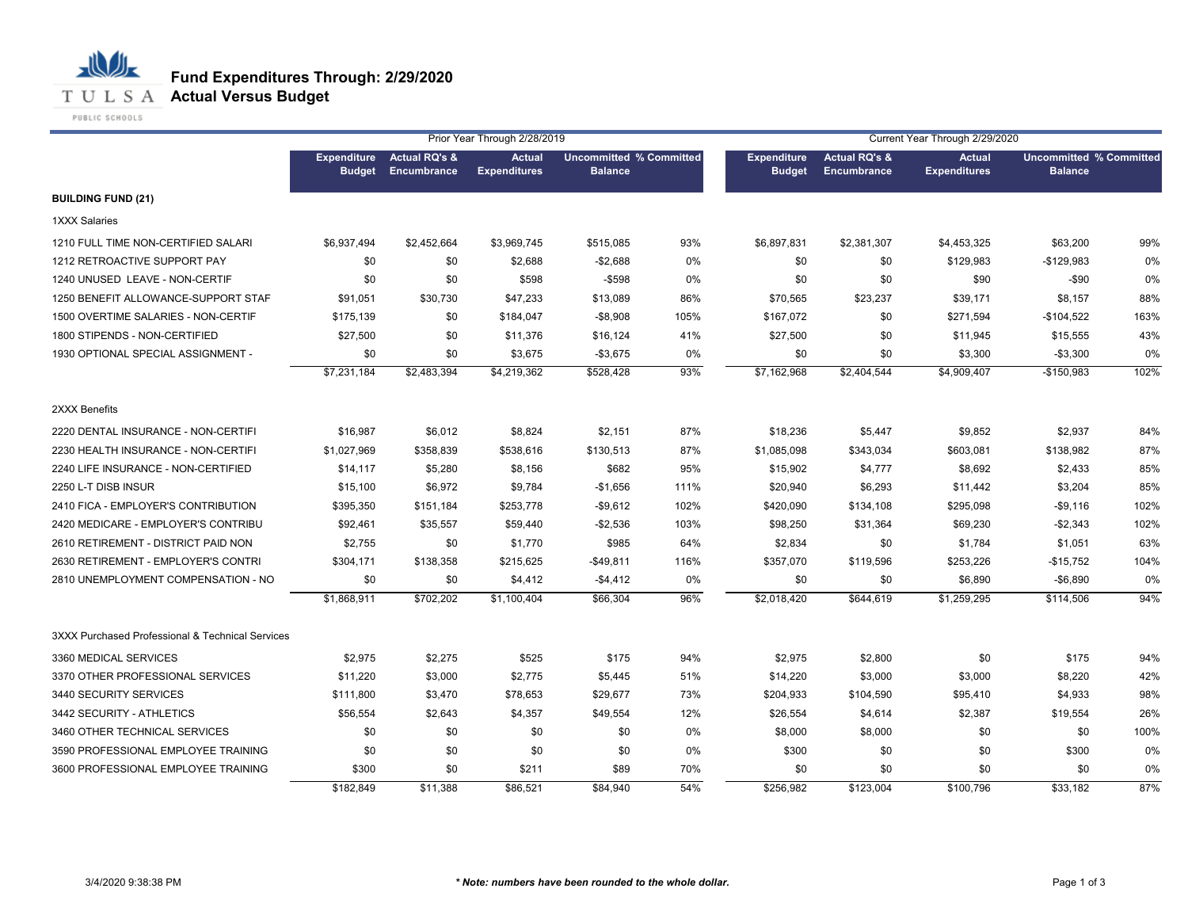# Fund Expenditures Through: 2/29/2020
## Actual Versus Budget

| | Prior Year Through 2/28/2019 | | | | | Current Year Through 2/29/2020 | | | | |
|---|---|---|---|---|---|---|---|---|---|---|
| | Expenditure Budget | Actual RQ's & Encumbrance | Actual Expenditures | Uncommitted Balance | % Committed | Expenditure Budget | Actual RQ's & Encumbrance | Actual Expenditures | Uncommitted Balance | % Committed |
| **BUILDING FUND (21)** | | | | | | | | | | |
| 1XXX Salaries | | | | | | | | | | |
| 1210 FULL TIME NON-CERTIFIED SALARI | $6,937,494 | $2,452,664 | $3,969,745 | $515,085 | 93% | $6,897,831 | $2,381,307 | $4,453,325 | $63,200 | 99% |
| 1212 RETROACTIVE SUPPORT PAY | $0 | $0 | $2,688 | -$2,688 | 0% | $0 | $0 | $129,983 | -$129,983 | 0% |
| 1240 UNUSED LEAVE - NON-CERTIF | $0 | $0 | $598 | -$598 | 0% | $0 | $0 | $90 | -$90 | 0% |
| 1250 BENEFIT ALLOWANCE-SUPPORT STAF | $91,051 | $30,730 | $47,233 | $13,089 | 86% | $70,565 | $23,237 | $39,171 | $8,157 | 88% |
| 1500 OVERTIME SALARIES - NON-CERTIF | $175,139 | $0 | $184,047 | -$8,908 | 105% | $167,072 | $0 | $271,594 | -$104,522 | 163% |
| 1800 STIPENDS - NON-CERTIFIED | $27,500 | $0 | $11,376 | $16,124 | 41% | $27,500 | $0 | $11,945 | $15,555 | 43% |
| 1930 OPTIONAL SPECIAL ASSIGNMENT - | $0 | $0 | $3,675 | -$3,675 | 0% | $0 | $0 | $3,300 | -$3,300 | 0% |
| | $7,231,184 | $2,483,394 | $4,219,362 | $528,428 | 93% | $7,162,968 | $2,404,544 | $4,909,407 | -$150,983 | 102% |
| 2XXX Benefits | | | | | | | | | | |
| 2220 DENTAL INSURANCE - NON-CERTIFI | $16,987 | $6,012 | $8,824 | $2,151 | 87% | $18,236 | $5,447 | $9,852 | $2,937 | 84% |
| 2230 HEALTH INSURANCE - NON-CERTIFI | $1,027,969 | $358,839 | $538,616 | $130,513 | 87% | $1,085,098 | $343,034 | $603,081 | $138,982 | 87% |
| 2240 LIFE INSURANCE - NON-CERTIFIED | $14,117 | $5,280 | $8,156 | $682 | 95% | $15,902 | $4,777 | $8,692 | $2,433 | 85% |
| 2250 L-T DISB INSUR | $15,100 | $6,972 | $9,784 | -$1,656 | 111% | $20,940 | $6,293 | $11,442 | $3,204 | 85% |
| 2410 FICA - EMPLOYER'S CONTRIBUTION | $395,350 | $151,184 | $253,778 | -$9,612 | 102% | $420,090 | $134,108 | $295,098 | -$9,116 | 102% |
| 2420 MEDICARE - EMPLOYER'S CONTRIBU | $92,461 | $35,557 | $59,440 | -$2,536 | 103% | $98,250 | $31,364 | $69,230 | -$2,343 | 102% |
| 2610 RETIREMENT - DISTRICT PAID NON | $2,755 | $0 | $1,770 | $985 | 64% | $2,834 | $0 | $1,784 | $1,051 | 63% |
| 2630 RETIREMENT - EMPLOYER'S CONTRI | $304,171 | $138,358 | $215,625 | -$49,811 | 116% | $357,070 | $119,596 | $253,226 | -$15,752 | 104% |
| 2810 UNEMPLOYMENT COMPENSATION - NO | $0 | $0 | $4,412 | -$4,412 | 0% | $0 | $0 | $6,890 | -$6,890 | 0% |
| | $1,868,911 | $702,202 | $1,100,404 | $66,304 | 96% | $2,018,420 | $644,619 | $1,259,295 | $114,506 | 94% |
| 3XXX Purchased Professional & Technical Services | | | | | | | | | | |
| 3360 MEDICAL SERVICES | $2,975 | $2,275 | $525 | $175 | 94% | $2,975 | $2,800 | $0 | $175 | 94% |
| 3370 OTHER PROFESSIONAL SERVICES | $11,220 | $3,000 | $2,775 | $5,445 | 51% | $14,220 | $3,000 | $3,000 | $8,220 | 42% |
| 3440 SECURITY SERVICES | $111,800 | $3,470 | $78,653 | $29,677 | 73% | $204,933 | $104,590 | $95,410 | $4,933 | 98% |
| 3442 SECURITY - ATHLETICS | $56,554 | $2,643 | $4,357 | $49,554 | 12% | $26,554 | $4,614 | $2,387 | $19,554 | 26% |
| 3460 OTHER TECHNICAL SERVICES | $0 | $0 | $0 | $0 | 0% | $8,000 | $8,000 | $0 | $0 | 100% |
| 3590 PROFESSIONAL EMPLOYEE TRAINING | $0 | $0 | $0 | $0 | 0% | $300 | $0 | $0 | $300 | 0% |
| 3600 PROFESSIONAL EMPLOYEE TRAINING | $300 | $0 | $211 | $89 | 70% | $0 | $0 | $0 | $0 | 0% |
| | $182,849 | $11,388 | $86,521 | $84,940 | 54% | $256,982 | $123,004 | $100,796 | $33,182 | 87% |

3/4/2020 9:38:38 PM

***Note: numbers have been rounded to the whole dollar.***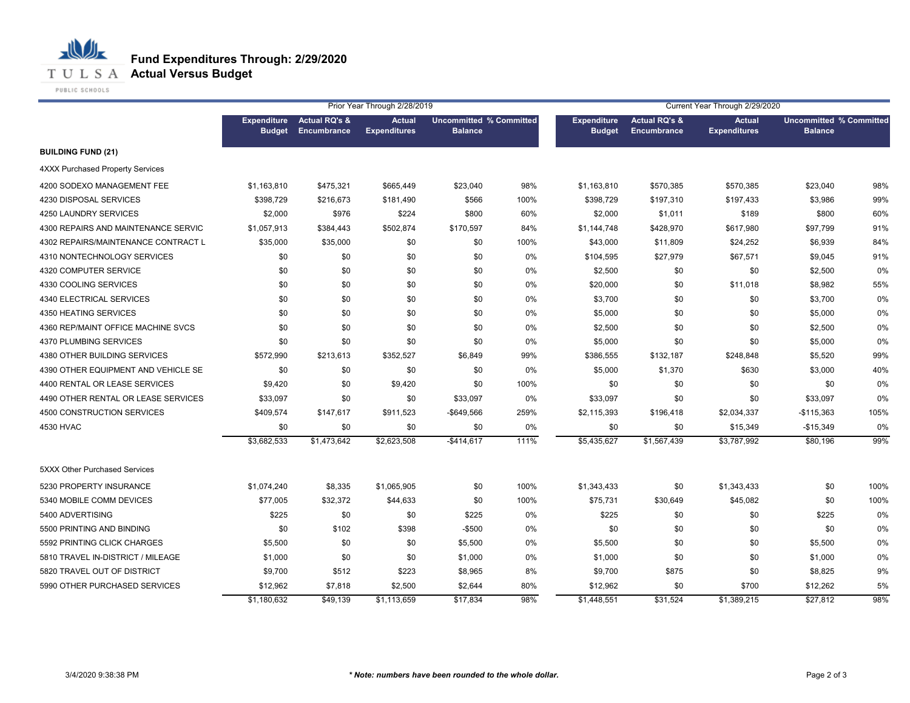# Fund Expenditures Through: 2/29/2020
## Actual Versus Budget

| | Prior Year Through 2/28/2019 | | | | | Current Year Through 2/29/2020 | | | | |
|---|---|---|---|---|---|---|---|---|---|---|
| | Expenditure Budget | Actual RQ's & Encumbrance | Actual Expenditures | Uncommitted Balance | % Committed | Expenditure Budget | Actual RQ's & Encumbrance | Actual Expenditures | Uncommitted Balance | % Committed |
| **BUILDING FUND (21)** | | | | | | | | | | |
| 4XXX Purchased Property Services | | | | | | | | | | |
| 4200 SODEXO MANAGEMENT FEE | $1,163,810 | $475,321 | $665,449 | $23,040 | 98% | $1,163,810 | $570,385 | $570,385 | $23,040 | 98% |
| 4230 DISPOSAL SERVICES | $398,729 | $216,673 | $181,490 | $566 | 100% | $398,729 | $197,310 | $197,433 | $3,986 | 99% |
| 4250 LAUNDRY SERVICES | $2,000 | $976 | $224 | $800 | 60% | $2,000 | $1,011 | $189 | $800 | 60% |
| 4300 REPAIRS AND MAINTENANCE SERVIC | $1,057,913 | $384,443 | $502,874 | $170,597 | 84% | $1,144,748 | $428,970 | $617,980 | $97,799 | 91% |
| 4302 REPAIRS/MAINTENANCE CONTRACT L | $35,000 | $35,000 | $0 | $0 | 100% | $43,000 | $11,809 | $24,252 | $6,939 | 84% |
| 4310 NONTECHNOLOGY SERVICES | $0 | $0 | $0 | $0 | 0% | $104,595 | $27,979 | $67,571 | $9,045 | 91% |
| 4320 COMPUTER SERVICE | $0 | $0 | $0 | $0 | 0% | $2,500 | $0 | $0 | $2,500 | 0% |
| 4330 COOLING SERVICES | $0 | $0 | $0 | $0 | 0% | $20,000 | $0 | $11,018 | $8,982 | 55% |
| 4340 ELECTRICAL SERVICES | $0 | $0 | $0 | $0 | 0% | $3,700 | $0 | $0 | $3,700 | 0% |
| 4350 HEATING SERVICES | $0 | $0 | $0 | $0 | 0% | $5,000 | $0 | $0 | $5,000 | 0% |
| 4360 REP/MAINT OFFICE MACHINE SVCS | $0 | $0 | $0 | $0 | 0% | $2,500 | $0 | $0 | $2,500 | 0% |
| 4370 PLUMBING SERVICES | $0 | $0 | $0 | $0 | 0% | $5,000 | $0 | $0 | $5,000 | 0% |
| 4380 OTHER BUILDING SERVICES | $572,990 | $213,613 | $352,527 | $6,849 | 99% | $386,555 | $132,187 | $248,848 | $5,520 | 99% |
| 4390 OTHER EQUIPMENT AND VEHICLE SE | $0 | $0 | $0 | $0 | 0% | $5,000 | $1,370 | $630 | $3,000 | 40% |
| 4400 RENTAL OR LEASE SERVICES | $9,420 | $0 | $9,420 | $0 | 100% | $0 | $0 | $0 | $0 | 0% |
| 4490 OTHER RENTAL OR LEASE SERVICES | $33,097 | $0 | $0 | $33,097 | 0% | $33,097 | $0 | $0 | $33,097 | 0% |
| 4500 CONSTRUCTION SERVICES | $409,574 | $147,617 | $911,523 | -$649,566 | 259% | $2,115,393 | $196,418 | $2,034,337 | -$115,363 | 105% |
| 4530 HVAC | $0 | $0 | $0 | $0 | 0% | $0 | $0 | $15,349 | -$15,349 | 0% |
| | $3,682,533 | $1,473,642 | $2,623,508 | -$414,617 | 111% | $5,435,627 | $1,567,439 | $3,787,992 | $80,196 | 99% |
| 5XXX Other Purchased Services | | | | | | | | | | |
| 5230 PROPERTY INSURANCE | $1,074,240 | $8,335 | $1,065,905 | $0 | 100% | $1,343,433 | $0 | $1,343,433 | $0 | 100% |
| 5340 MOBILE COMM DEVICES | $77,005 | $32,372 | $44,633 | $0 | 100% | $75,731 | $30,649 | $45,082 | $0 | 100% |
| 5400 ADVERTISING | $225 | $0 | $0 | $225 | 0% | $225 | $0 | $0 | $225 | 0% |
| 5500 PRINTING AND BINDING | $0 | $102 | $398 | -$500 | 0% | $0 | $0 | $0 | $0 | 0% |
| 5592 PRINTING CLICK CHARGES | $5,500 | $0 | $0 | $5,500 | 0% | $5,500 | $0 | $0 | $5,500 | 0% |
| 5810 TRAVEL IN-DISTRICT / MILEAGE | $1,000 | $0 | $0 | $1,000 | 0% | $1,000 | $0 | $0 | $1,000 | 0% |
| 5820 TRAVEL OUT OF DISTRICT | $9,700 | $512 | $223 | $8,965 | 8% | $9,700 | $875 | $0 | $8,825 | 9% |
| 5990 OTHER PURCHASED SERVICES | $12,962 | $7,818 | $2,500 | $2,644 | 80% | $12,962 | $0 | $700 | $12,262 | 5% |
| | $1,180,632 | $49,139 | $1,113,659 | $17,834 | 98% | $1,448,551 | $31,524 | $1,389,215 | $27,812 | 98% |

3/4/2020 9:38:38 PM

*** Note: numbers have been rounded to the whole dollar.**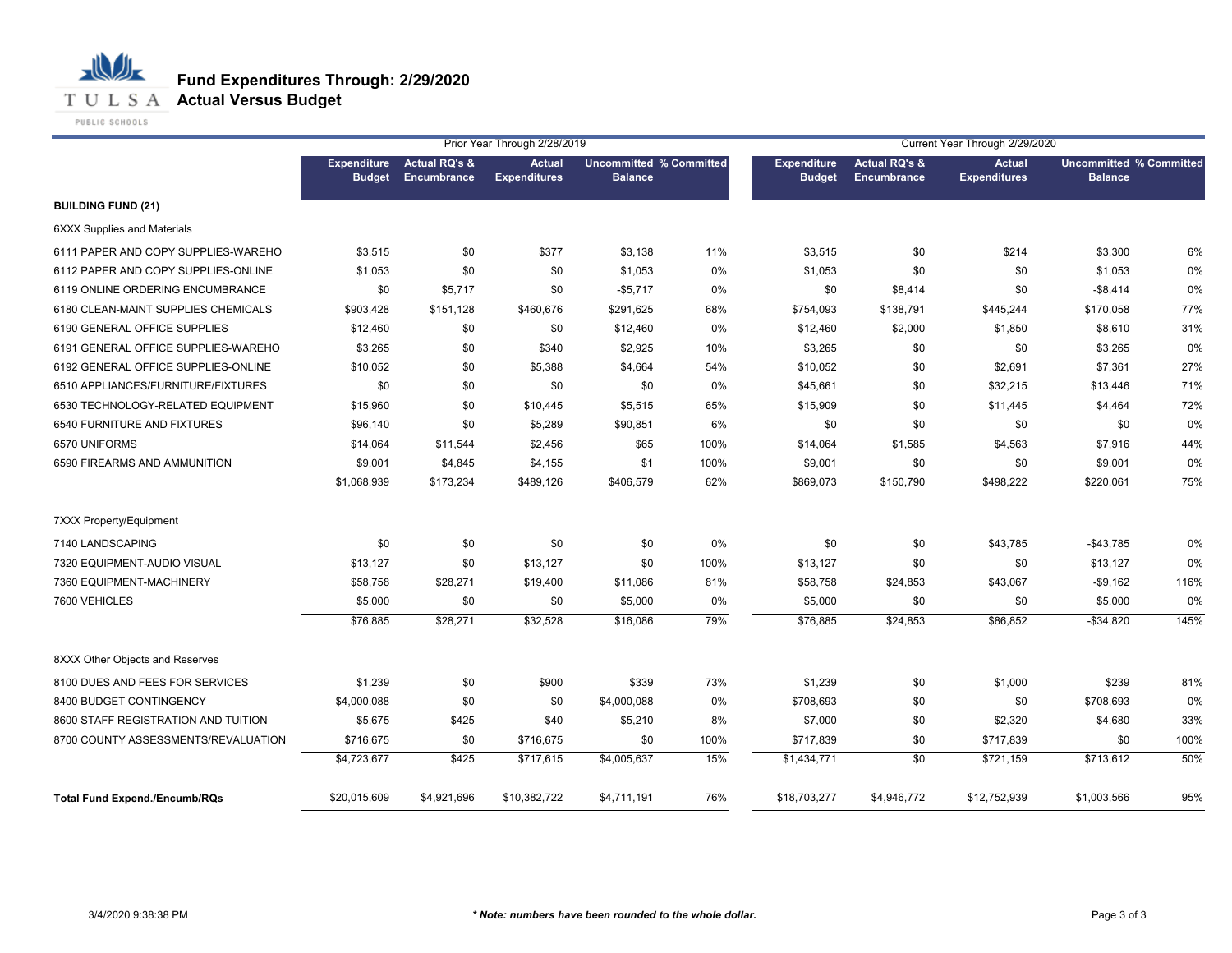# Fund Expenditures Through: 2/29/2020
## Actual Versus Budget

| | Prior Year Through 2/28/2019 | | | | | Current Year Through 2/29/2020 | | | | |
|---|---|---|---|---|---|---|---|---|---|---|
| | Expenditure Budget | Actual RQ's & Encumbrance | Actual Expenditures | Uncommitted Balance | % Committed | Expenditure Budget | Actual RQ's & Encumbrance | Actual Expenditures | Uncommitted Balance | % Committed |
| **BUILDING FUND (21)** | | | | | | | | | | |
| 6XXX Supplies and Materials | | | | | | | | | | |
| 6111 PAPER AND COPY SUPPLIES-WAREHO | $3,515 | $0 | $377 | $3,138 | 11% | $3,515 | $0 | $214 | $3,300 | 6% |
| 6112 PAPER AND COPY SUPPLIES-ONLINE | $1,053 | $0 | $0 | $1,053 | 0% | $1,053 | $0 | $0 | $1,053 | 0% |
| 6119 ONLINE ORDERING ENCUMBRANCE | $0 | $5,717 | $0 | -$5,717 | 0% | $0 | $8,414 | $0 | -$8,414 | 0% |
| 6180 CLEAN-MAINT SUPPLIES CHEMICALS | $903,428 | $151,128 | $460,676 | $291,625 | 68% | $754,093 | $138,791 | $445,244 | $170,058 | 77% |
| 6190 GENERAL OFFICE SUPPLIES | $12,460 | $0 | $0 | $12,460 | 0% | $12,460 | $2,000 | $1,850 | $8,610 | 31% |
| 6191 GENERAL OFFICE SUPPLIES-WAREHO | $3,265 | $0 | $340 | $2,925 | 10% | $3,265 | $0 | $0 | $3,265 | 0% |
| 6192 GENERAL OFFICE SUPPLIES-ONLINE | $10,052 | $0 | $5,388 | $4,664 | 54% | $10,052 | $0 | $2,691 | $7,361 | 27% |
| 6510 APPLIANCES/FURNITURE/FIXTURES | $0 | $0 | $0 | $0 | 0% | $45,661 | $0 | $32,215 | $13,446 | 71% |
| 6530 TECHNOLOGY-RELATED EQUIPMENT | $15,960 | $0 | $10,445 | $5,515 | 65% | $15,909 | $0 | $11,445 | $4,464 | 72% |
| 6540 FURNITURE AND FIXTURES | $96,140 | $0 | $5,289 | $90,851 | 6% | $0 | $0 | $0 | $0 | 0% |
| 6570 UNIFORMS | $14,064 | $11,544 | $2,456 | $65 | 100% | $14,064 | $1,585 | $4,563 | $7,916 | 44% |
| 6590 FIREARMS AND AMMUNITION | $9,001 | $4,845 | $4,155 | $1 | 100% | $9,001 | $0 | $0 | $9,001 | 0% |
| | $1,068,939 | $173,234 | $489,126 | $406,579 | 62% | $869,073 | $150,790 | $498,222 | $220,061 | 75% |
| 7XXX Property/Equipment | | | | | | | | | | |
| 7140 LANDSCAPING | $0 | $0 | $0 | $0 | 0% | $0 | $0 | $43,785 | -$43,785 | 0% |
| 7320 EQUIPMENT-AUDIO VISUAL | $13,127 | $0 | $13,127 | $0 | 100% | $13,127 | $0 | $0 | $13,127 | 0% |
| 7360 EQUIPMENT-MACHINERY | $58,758 | $28,271 | $19,400 | $11,086 | 81% | $58,758 | $24,853 | $43,067 | -$9,162 | 116% |
| 7600 VEHICLES | $5,000 | $0 | $0 | $5,000 | 0% | $5,000 | $0 | $0 | $5,000 | 0% |
| | $76,885 | $28,271 | $32,528 | $16,086 | 79% | $76,885 | $24,853 | $86,852 | -$34,820 | 145% |
| 8XXX Other Objects and Reserves | | | | | | | | | | |
| 8100 DUES AND FEES FOR SERVICES | $1,239 | $0 | $900 | $339 | 73% | $1,239 | $0 | $1,000 | $239 | 81% |
| 8400 BUDGET CONTINGENCY | $4,000,088 | $0 | $0 | $4,000,088 | 0% | $708,693 | $0 | $0 | $708,693 | 0% |
| 8600 STAFF REGISTRATION AND TUITION | $5,675 | $425 | $40 | $5,210 | 8% | $7,000 | $0 | $2,320 | $4,680 | 33% |
| 8700 COUNTY ASSESSMENTS/REVALUATION | $716,675 | $0 | $716,675 | $0 | 100% | $717,839 | $0 | $717,839 | $0 | 100% |
| | $4,723,677 | $425 | $717,615 | $4,005,637 | 15% | $1,434,771 | $0 | $721,159 | $713,612 | 50% |
| **Total Fund Expend./Encumb/RQs** | $20,015,609 | $4,921,696 | $10,382,722 | $4,711,191 | 76% | $18,703,277 | $4,946,772 | $12,752,939 | $1,003,566 | 95% |

3/4/2020 9:38:38 PM

*** Note: numbers have been rounded to the whole dollar.***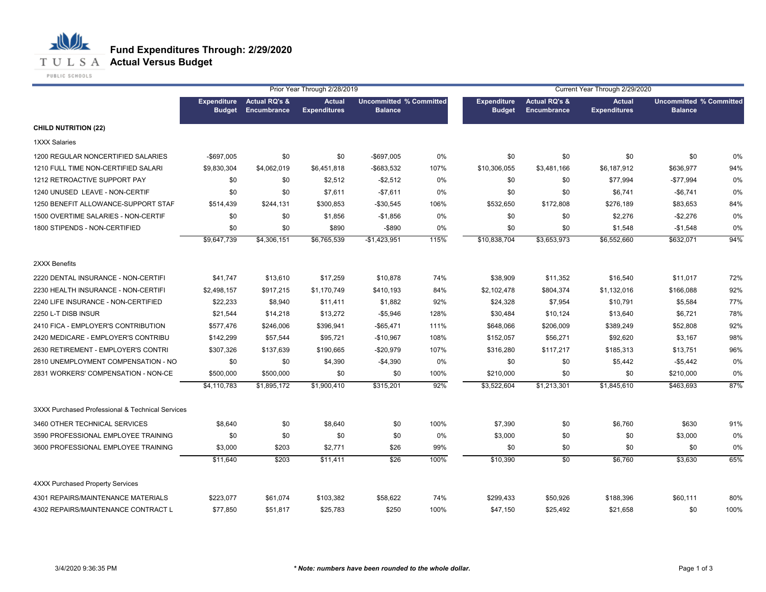# Fund Expenditures Through: 2/29/2020
## Actual Versus Budget

| | Prior Year Through 2/28/2019 | | | | | Current Year Through 2/29/2020 | | | | |
|---|---|---|---|---|---|---|---|---|---|---|
| | Expenditure Budget | Actual RQ's & Encumbrance | Actual Expenditures | Uncommitted Balance | % Committed | Expenditure Budget | Actual RQ's & Encumbrance | Actual Expenditures | Uncommitted Balance | % Committed |
| **CHILD NUTRITION (22)** | | | | | | | | | | |
| 1XXX Salaries | | | | | | | | | | |
| 1200 REGULAR NONCERTIFIED SALARIES | -$697,005 | $0 | $0 | -$697,005 | 0% | $0 | $0 | $0 | $0 | 0% |
| 1210 FULL TIME NON-CERTIFIED SALARI | $9,830,304 | $4,062,019 | $6,451,818 | -$683,532 | 107% | $10,306,055 | $3,481,166 | $6,187,912 | $636,977 | 94% |
| 1212 RETROACTIVE SUPPORT PAY | $0 | $0 | $2,512 | -$2,512 | 0% | $0 | $0 | $77,994 | -$77,994 | 0% |
| 1240 UNUSED LEAVE - NON-CERTIF | $0 | $0 | $7,611 | -$7,611 | 0% | $0 | $0 | $6,741 | -$6,741 | 0% |
| 1250 BENEFIT ALLOWANCE-SUPPORT STAF | $514,439 | $244,131 | $300,853 | -$30,545 | 106% | $532,650 | $172,808 | $276,189 | $83,653 | 84% |
| 1500 OVERTIME SALARIES - NON-CERTIF | $0 | $0 | $1,856 | -$1,856 | 0% | $0 | $0 | $2,276 | -$2,276 | 0% |
| 1800 STIPENDS - NON-CERTIFIED | $0 | $0 | $890 | -$890 | 0% | $0 | $0 | $1,548 | -$1,548 | 0% |
| | $9,647,739 | $4,306,151 | $6,765,539 | -$1,423,951 | 115% | $10,838,704 | $3,653,973 | $6,552,660 | $632,071 | 94% |
| 2XXX Benefits | | | | | | | | | | |
| 2220 DENTAL INSURANCE - NON-CERTIFI | $41,747 | $13,610 | $17,259 | $10,878 | 74% | $38,909 | $11,352 | $16,540 | $11,017 | 72% |
| 2230 HEALTH INSURANCE - NON-CERTIFI | $2,498,157 | $917,215 | $1,170,749 | $410,193 | 84% | $2,102,478 | $804,374 | $1,132,016 | $166,088 | 92% |
| 2240 LIFE INSURANCE - NON-CERTIFIED | $22,233 | $8,940 | $11,411 | $1,882 | 92% | $24,328 | $7,954 | $10,791 | $5,584 | 77% |
| 2250 L-T DISB INSUR | $21,544 | $14,218 | $13,272 | -$5,946 | 128% | $30,484 | $10,124 | $13,640 | $6,721 | 78% |
| 2410 FICA - EMPLOYER'S CONTRIBUTION | $577,476 | $246,006 | $396,941 | -$65,471 | 111% | $648,066 | $206,009 | $389,249 | $52,808 | 92% |
| 2420 MEDICARE - EMPLOYER'S CONTRIBU | $142,299 | $57,544 | $95,721 | -$10,967 | 108% | $152,057 | $56,271 | $92,620 | $3,167 | 98% |
| 2630 RETIREMENT - EMPLOYER'S CONTRI | $307,326 | $137,639 | $190,665 | -$20,979 | 107% | $316,280 | $117,217 | $185,313 | $13,751 | 96% |
| 2810 UNEMPLOYMENT COMPENSATION - NO | $0 | $0 | $4,390 | -$4,390 | 0% | $0 | $0 | $5,442 | -$5,442 | 0% |
| 2831 WORKERS' COMPENSATION - NON-CE | $500,000 | $500,000 | $0 | $0 | 100% | $210,000 | $0 | $0 | $210,000 | 0% |
| | $4,110,783 | $1,895,172 | $1,900,410 | $315,201 | 92% | $3,522,604 | $1,213,301 | $1,845,610 | $463,693 | 87% |
| 3XXX Purchased Professional & Technical Services | | | | | | | | | | |
| 3460 OTHER TECHNICAL SERVICES | $8,640 | $0 | $8,640 | $0 | 100% | $7,390 | $0 | $6,760 | $630 | 91% |
| 3590 PROFESSIONAL EMPLOYEE TRAINING | $0 | $0 | $0 | $0 | 0% | $3,000 | $0 | $0 | $3,000 | 0% |
| 3600 PROFESSIONAL EMPLOYEE TRAINING | $3,000 | $203 | $2,771 | $26 | 99% | $0 | $0 | $0 | $0 | 0% |
| | $11,640 | $203 | $11,411 | $26 | 100% | $10,390 | $0 | $6,760 | $3,630 | 65% |
| 4XXX Purchased Property Services | | | | | | | | | | |
| 4301 REPAIRS/MAINTENANCE MATERIALS | $223,077 | $61,074 | $103,382 | $58,622 | 74% | $299,433 | $50,926 | $188,396 | $60,111 | 80% |
| 4302 REPAIRS/MAINTENANCE CONTRACT L | $77,850 | $51,817 | $25,783 | $250 | 100% | $47,150 | $25,492 | $21,658 | $0 | 100% |

3/4/2020 9:36:35 PM

***Note: numbers have been rounded to the whole dollar.***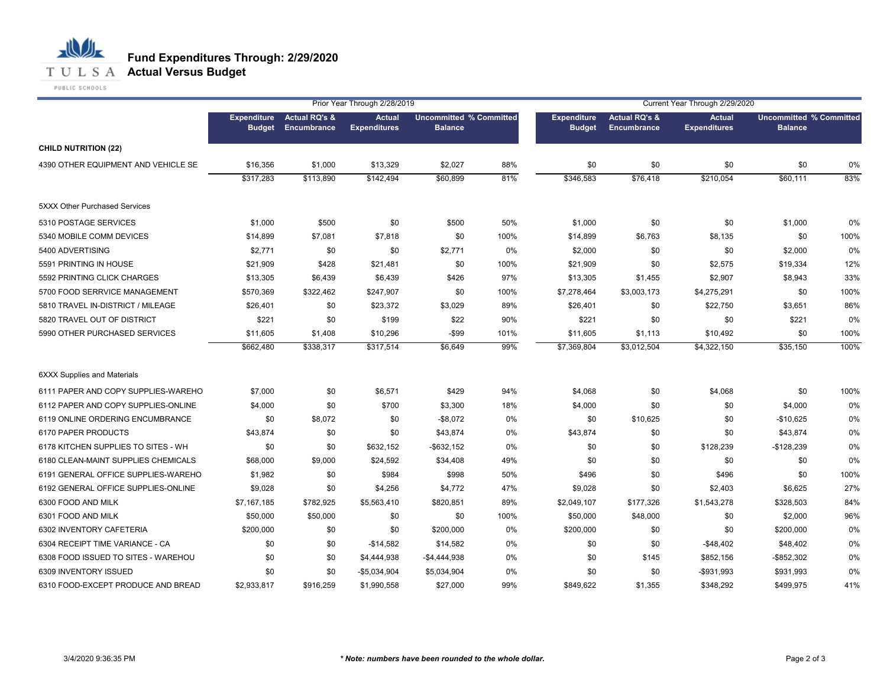# Fund Expenditures Through: 2/29/2020

## Actual Versus Budget

| | Prior Year Through 2/28/2019 | | | | | Current Year Through 2/29/2020 | | | | |
|---|---|---|---|---|---|---|---|---|---|---|
| | Expenditure Budget | Actual RQ's & Encumbrance | Actual Expenditures | Uncommitted Balance | % Committed | Expenditure Budget | Actual RQ's & Encumbrance | Actual Expenditures | Uncommitted Balance | % Committed |
| **CHILD NUTRITION (22)** | | | | | | | | | | |
| 4390 OTHER EQUIPMENT AND VEHICLE SE | $16,356 | $1,000 | $13,329 | $2,027 | 88% | $0 | $0 | $0 | $0 | 0% |
| | $317,283 | $113,890 | $142,494 | $60,899 | 81% | $346,583 | $76,418 | $210,054 | $60,111 | 83% |
| 5XXX Other Purchased Services | | | | | | | | | | |
| 5310 POSTAGE SERVICES | $1,000 | $500 | $0 | $500 | 50% | $1,000 | $0 | $0 | $1,000 | 0% |
| 5340 MOBILE COMM DEVICES | $14,899 | $7,081 | $7,818 | $0 | 100% | $14,899 | $6,763 | $8,135 | $0 | 100% |
| 5400 ADVERTISING | $2,771 | $0 | $0 | $2,771 | 0% | $2,000 | $0 | $0 | $2,000 | 0% |
| 5591 PRINTING IN HOUSE | $21,909 | $428 | $21,481 | $0 | 100% | $21,909 | $0 | $2,575 | $19,334 | 12% |
| 5592 PRINTING CLICK CHARGES | $13,305 | $6,439 | $6,439 | $426 | 97% | $13,305 | $1,455 | $2,907 | $8,943 | 33% |
| 5700 FOOD SERRVICE MANAGEMENT | $570,369 | $322,462 | $247,907 | $0 | 100% | $7,278,464 | $3,003,173 | $4,275,291 | $0 | 100% |
| 5810 TRAVEL IN-DISTRICT / MILEAGE | $26,401 | $0 | $23,372 | $3,029 | 89% | $26,401 | $0 | $22,750 | $3,651 | 86% |
| 5820 TRAVEL OUT OF DISTRICT | $221 | $0 | $199 | $22 | 90% | $221 | $0 | $0 | $221 | 0% |
| 5990 OTHER PURCHASED SERVICES | $11,605 | $1,408 | $10,296 | -$99 | 101% | $11,605 | $1,113 | $10,492 | $0 | 100% |
| | $662,480 | $338,317 | $317,514 | $6,649 | 99% | $7,369,804 | $3,012,504 | $4,322,150 | $35,150 | 100% |
| 6XXX Supplies and Materials | | | | | | | | | | |
| 6111 PAPER AND COPY SUPPLIES-WAREHO | $7,000 | $0 | $6,571 | $429 | 94% | $4,068 | $0 | $4,068 | $0 | 100% |
| 6112 PAPER AND COPY SUPPLIES-ONLINE | $4,000 | $0 | $700 | $3,300 | 18% | $4,000 | $0 | $0 | $4,000 | 0% |
| 6119 ONLINE ORDERING ENCUMBRANCE | $0 | $8,072 | $0 | -$8,072 | 0% | $0 | $10,625 | $0 | -$10,625 | 0% |
| 6170 PAPER PRODUCTS | $43,874 | $0 | $0 | $43,874 | 0% | $43,874 | $0 | $0 | $43,874 | 0% |
| 6178 KITCHEN SUPPLIES TO SITES - WH | $0 | $0 | $632,152 | -$632,152 | 0% | $0 | $0 | $128,239 | -$128,239 | 0% |
| 6180 CLEAN-MAINT SUPPLIES CHEMICALS | $68,000 | $9,000 | $24,592 | $34,408 | 49% | $0 | $0 | $0 | $0 | 0% |
| 6191 GENERAL OFFICE SUPPLIES-WAREHO | $1,982 | $0 | $984 | $998 | 50% | $496 | $0 | $496 | $0 | 100% |
| 6192 GENERAL OFFICE SUPPLIES-ONLINE | $9,028 | $0 | $4,256 | $4,772 | 47% | $9,028 | $0 | $2,403 | $6,625 | 27% |
| 6300 FOOD AND MILK | $7,167,185 | $782,925 | $5,563,410 | $820,851 | 89% | $2,049,107 | $177,326 | $1,543,278 | $328,503 | 84% |
| 6301 FOOD AND MILK | $50,000 | $50,000 | $0 | $0 | 100% | $50,000 | $48,000 | $0 | $2,000 | 96% |
| 6302 INVENTORY CAFETERIA | $200,000 | $0 | $0 | $200,000 | 0% | $200,000 | $0 | $0 | $200,000 | 0% |
| 6304 RECEIPT TIME VARIANCE - CA | $0 | $0 | -$14,582 | $14,582 | 0% | $0 | $0 | -$48,402 | $48,402 | 0% |
| 6308 FOOD ISSUED TO SITES - WAREHOU | $0 | $0 | $4,444,938 | -$4,444,938 | 0% | $0 | $145 | $852,156 | -$852,302 | 0% |
| 6309 INVENTORY ISSUED | $0 | $0 | -$5,034,904 | $5,034,904 | 0% | $0 | $0 | -$931,993 | $931,993 | 0% |
| 6310 FOOD-EXCEPT PRODUCE AND BREAD | $2,933,817 | $916,259 | $1,990,558 | $27,000 | 99% | $849,622 | $1,355 | $348,292 | $499,975 | 41% |

3/4/2020 9:36:35 PM

*** Note: numbers have been rounded to the whole dollar.**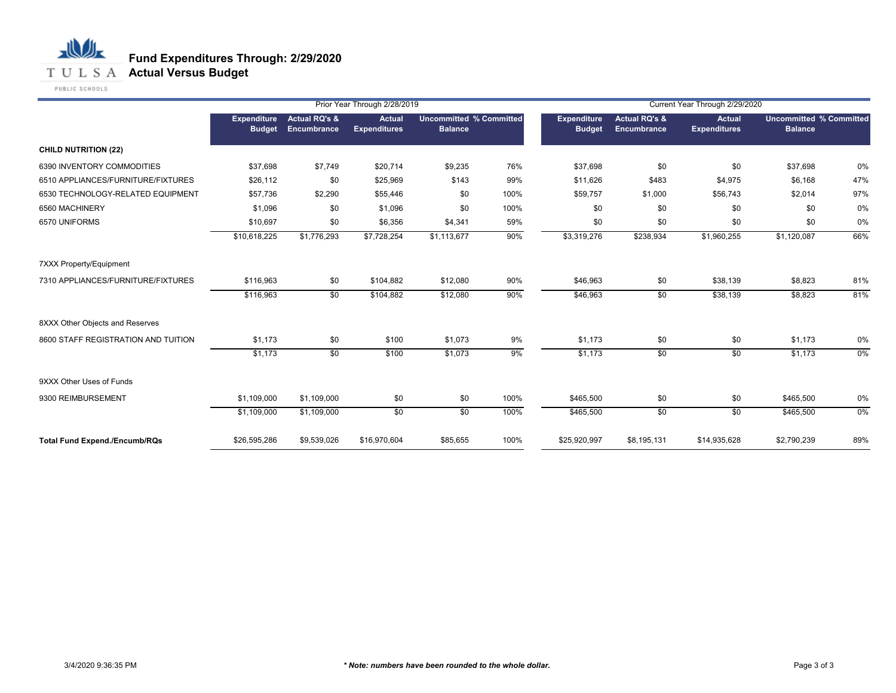# Fund Expenditures Through: 2/29/2020
## Actual Versus Budget

| | Prior Year Through 2/28/2019 | | | | | Current Year Through 2/29/2020 | | | | |
|---|---|---|---|---|---|---|---|---|---|---|
| | Expenditure Budget | Actual RQ's & Encumbrance | Actual Expenditures | Uncommitted Balance | % Committed | Expenditure Budget | Actual RQ's & Encumbrance | Actual Expenditures | Uncommitted Balance | % Committed |
| **CHILD NUTRITION (22)** | | | | | | | | | | |
| 6390 INVENTORY COMMODITIES | $37,698 | $7,749 | $20,714 | $9,235 | 76% | $37,698 | $0 | $0 | $37,698 | 0% |
| 6510 APPLIANCES/FURNITURE/FIXTURES | $26,112 | $0 | $25,969 | $143 | 99% | $11,626 | $483 | $4,975 | $6,168 | 47% |
| 6530 TECHNOLOGY-RELATED EQUIPMENT | $57,736 | $2,290 | $55,446 | $0 | 100% | $59,757 | $1,000 | $56,743 | $2,014 | 97% |
| 6560 MACHINERY | $1,096 | $0 | $1,096 | $0 | 100% | $0 | $0 | $0 | $0 | 0% |
| 6570 UNIFORMS | $10,697 | $0 | $6,356 | $4,341 | 59% | $0 | $0 | $0 | $0 | 0% |
| | $10,618,225 | $1,776,293 | $7,728,254 | $1,113,677 | 90% | $3,319,276 | $238,934 | $1,960,255 | $1,120,087 | 66% |
| 7XXX Property/Equipment | | | | | | | | | | |
| 7310 APPLIANCES/FURNITURE/FIXTURES | $116,963 | $0 | $104,882 | $12,080 | 90% | $46,963 | $0 | $38,139 | $8,823 | 81% |
| | $116,963 | $0 | $104,882 | $12,080 | 90% | $46,963 | $0 | $38,139 | $8,823 | 81% |
| 8XXX Other Objects and Reserves | | | | | | | | | | |
| 8600 STAFF REGISTRATION AND TUITION | $1,173 | $0 | $100 | $1,073 | 9% | $1,173 | $0 | $0 | $1,173 | 0% |
| | $1,173 | $0 | $100 | $1,073 | 9% | $1,173 | $0 | $0 | $1,173 | 0% |
| 9XXX Other Uses of Funds | | | | | | | | | | |
| 9300 REIMBURSEMENT | $1,109,000 | $1,109,000 | $0 | $0 | 100% | $465,500 | $0 | $0 | $465,500 | 0% |
| | $1,109,000 | $1,109,000 | $0 | $0 | 100% | $465,500 | $0 | $0 | $465,500 | 0% |
| **Total Fund Expend./Encumb/RQs** | $26,595,286 | $9,539,026 | $16,970,604 | $85,655 | 100% | $25,920,997 | $8,195,131 | $14,935,628 | $2,790,239 | 89% |

3/4/2020 9:36:35 PM

***Note: numbers have been rounded to the whole dollar.***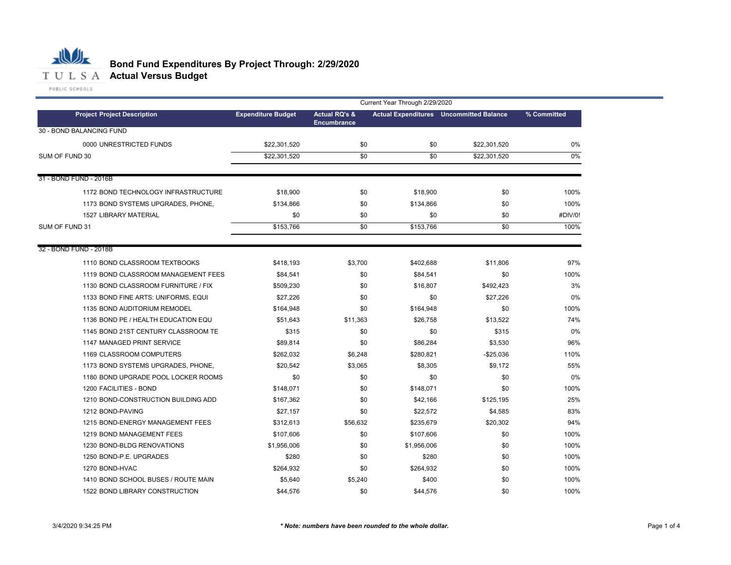# Bond Fund Expenditures By Project Through: 2/29/2020

## Actual Versus Budget

TULSA PUBLIC SCHOOLS

| Project Project Description | Expenditure Budget | Actual RQ's & Encumbrance | Actual Expenditures | Uncommitted Balance | % Committed |
|---|---|---|---|---|---|
| | | Current Year Through 2/29/2020 | | | |
| **30 - BOND BALANCING FUND** | | | | | |
| 0000 UNRESTRICTED FUNDS | $22,301,520 | $0 | $0 | $22,301,520 | 0% |
| SUM OF FUND 30 | $22,301,520 | $0 | $0 | $22,301,520 | 0% |
| **31 - BOND FUND - 2016B** | | | | | |
| 1172 BOND TECHNOLOGY INFRASTRUCTURE | $18,900 | $0 | $18,900 | $0 | 100% |
| 1173 BOND SYSTEMS UPGRADES, PHONE, | $134,866 | $0 | $134,866 | $0 | 100% |
| 1527 LIBRARY MATERIAL | $0 | $0 | $0 | $0 | #DIV/0! |
| SUM OF FUND 31 | $153,766 | $0 | $153,766 | $0 | 100% |
| **32 - BOND FUND - 2018B** | | | | | |
| 1110 BOND CLASSROOM TEXTBOOKS | $418,193 | $3,700 | $402,688 | $11,806 | 97% |
| 1119 BOND CLASSROOM MANAGEMENT FEES | $84,541 | $0 | $84,541 | $0 | 100% |
| 1130 BOND CLASSROOM FURNITURE / FIX | $509,230 | $0 | $16,807 | $492,423 | 3% |
| 1133 BOND FINE ARTS: UNIFORMS, EQUI | $27,226 | $0 | $0 | $27,226 | 0% |
| 1135 BOND AUDITORIUM REMODEL | $164,948 | $0 | $164,948 | $0 | 100% |
| 1136 BOND PE / HEALTH EDUCATION EQU | $51,643 | $11,363 | $26,758 | $13,522 | 74% |
| 1145 BOND 21ST CENTURY CLASSROOM TE | $315 | $0 | $0 | $315 | 0% |
| 1147 MANAGED PRINT SERVICE | $89,814 | $0 | $86,284 | $3,530 | 96% |
| 1169 CLASSROOM COMPUTERS | $262,032 | $6,248 | $280,821 | -$25,036 | 110% |
| 1173 BOND SYSTEMS UPGRADES, PHONE, | $20,542 | $3,065 | $8,305 | $9,172 | 55% |
| 1180 BOND UPGRADE POOL LOCKER ROOMS | $0 | $0 | $0 | $0 | 0% |
| 1200 FACILITIES - BOND | $148,071 | $0 | $148,071 | $0 | 100% |
| 1210 BOND-CONSTRUCTION BUILDING ADD | $167,362 | $0 | $42,166 | $125,195 | 25% |
| 1212 BOND-PAVING | $27,157 | $0 | $22,572 | $4,585 | 83% |
| 1215 BOND-ENERGY MANAGEMENT FEES | $312,613 | $56,632 | $235,679 | $20,302 | 94% |
| 1219 BOND MANAGEMENT FEES | $107,606 | $0 | $107,606 | $0 | 100% |
| 1230 BOND-BLDG RENOVATIONS | $1,956,006 | $0 | $1,956,006 | $0 | 100% |
| 1250 BOND-P.E. UPGRADES | $280 | $0 | $280 | $0 | 100% |
| 1270 BOND-HVAC | $264,932 | $0 | $264,932 | $0 | 100% |
| 1410 BOND SCHOOL BUSES / ROUTE MAIN | $5,640 | $5,240 | $400 | $0 | 100% |
| 1522 BOND LIBRARY CONSTRUCTION | $44,576 | $0 | $44,576 | $0 | 100% |

3/4/2020 9:34:25 PM

*\* Note: numbers have been rounded to the whole dollar.*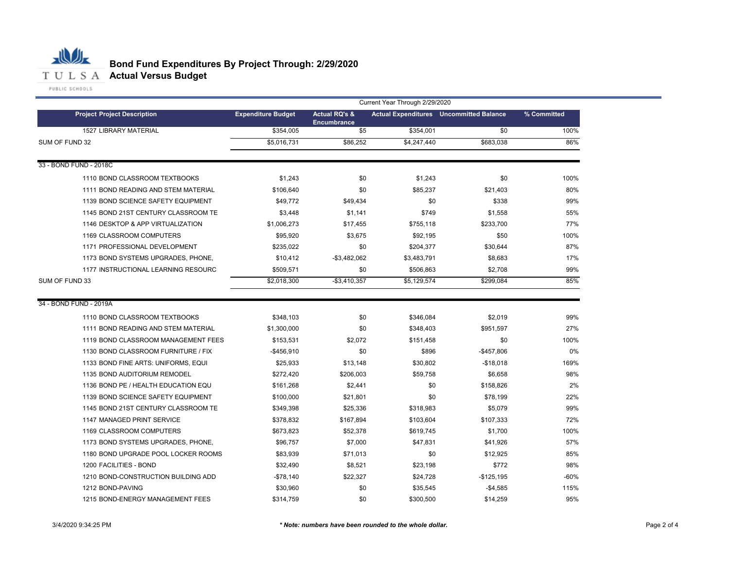# Bond Fund Expenditures By Project Through: 2/29/2020

## Actual Versus Budget

| Project Project Description | Expenditure Budget | Actual RQ's & Encumbrance | Actual Expenditures | Uncommitted Balance | % Committed |
|---|---|---|---|---|---|
| | | Current Year Through 2/29/2020 | | | |
| 1527 LIBRARY MATERIAL | $354,005 | $5 | $354,001 | $0 | 100% |
| SUM OF FUND 32 | $5,016,731 | $86,252 | $4,247,440 | $683,038 | 86% |
| **33 - BOND FUND - 2018C** | | | | | |
| 1110 BOND CLASSROOM TEXTBOOKS | $1,243 | $0 | $1,243 | $0 | 100% |
| 1111 BOND READING AND STEM MATERIAL | $106,640 | $0 | $85,237 | $21,403 | 80% |
| 1139 BOND SCIENCE SAFETY EQUIPMENT | $49,772 | $49,434 | $0 | $338 | 99% |
| 1145 BOND 21ST CENTURY CLASSROOM TE | $3,448 | $1,141 | $749 | $1,558 | 55% |
| 1146 DESKTOP & APP VIRTUALIZATION | $1,006,273 | $17,455 | $755,118 | $233,700 | 77% |
| 1169 CLASSROOM COMPUTERS | $95,920 | $3,675 | $92,195 | $50 | 100% |
| 1171 PROFESSIONAL DEVELOPMENT | $235,022 | $0 | $204,377 | $30,644 | 87% |
| 1173 BOND SYSTEMS UPGRADES, PHONE, | $10,412 | -$3,482,062 | $3,483,791 | $8,683 | 17% |
| 1177 INSTRUCTIONAL LEARNING RESOURC | $509,571 | $0 | $506,863 | $2,708 | 99% |
| SUM OF FUND 33 | $2,018,300 | -$3,410,357 | $5,129,574 | $299,084 | 85% |
| **34 - BOND FUND - 2019A** | | | | | |
| 1110 BOND CLASSROOM TEXTBOOKS | $348,103 | $0 | $346,084 | $2,019 | 99% |
| 1111 BOND READING AND STEM MATERIAL | $1,300,000 | $0 | $348,403 | $951,597 | 27% |
| 1119 BOND CLASSROOM MANAGEMENT FEES | $153,531 | $2,072 | $151,458 | $0 | 100% |
| 1130 BOND CLASSROOM FURNITURE / FIX | -$456,910 | $0 | $896 | -$457,806 | 0% |
| 1133 BOND FINE ARTS: UNIFORMS, EQUI | $25,933 | $13,148 | $30,802 | -$18,018 | 169% |
| 1135 BOND AUDITORIUM REMODEL | $272,420 | $206,003 | $59,758 | $6,658 | 98% |
| 1136 BOND PE / HEALTH EDUCATION EQU | $161,268 | $2,441 | $0 | $158,826 | 2% |
| 1139 BOND SCIENCE SAFETY EQUIPMENT | $100,000 | $21,801 | $0 | $78,199 | 22% |
| 1145 BOND 21ST CENTURY CLASSROOM TE | $349,398 | $25,336 | $318,983 | $5,079 | 99% |
| 1147 MANAGED PRINT SERVICE | $378,832 | $167,894 | $103,604 | $107,333 | 72% |
| 1169 CLASSROOM COMPUTERS | $673,823 | $52,378 | $619,745 | $1,700 | 100% |
| 1173 BOND SYSTEMS UPGRADES, PHONE, | $96,757 | $7,000 | $47,831 | $41,926 | 57% |
| 1180 BOND UPGRADE POOL LOCKER ROOMS | $83,939 | $71,013 | $0 | $12,925 | 85% |
| 1200 FACILITIES - BOND | $32,490 | $8,521 | $23,198 | $772 | 98% |
| 1210 BOND-CONSTRUCTION BUILDING ADD | -$78,140 | $22,327 | $24,728 | -$125,195 | -60% |
| 1212 BOND-PAVING | $30,960 | $0 | $35,545 | -$4,585 | 115% |
| 1215 BOND-ENERGY MANAGEMENT FEES | $314,759 | $0 | $300,500 | $14,259 | 95% |

3/4/2020 9:34:25 PM

*\* Note: numbers have been rounded to the whole dollar.*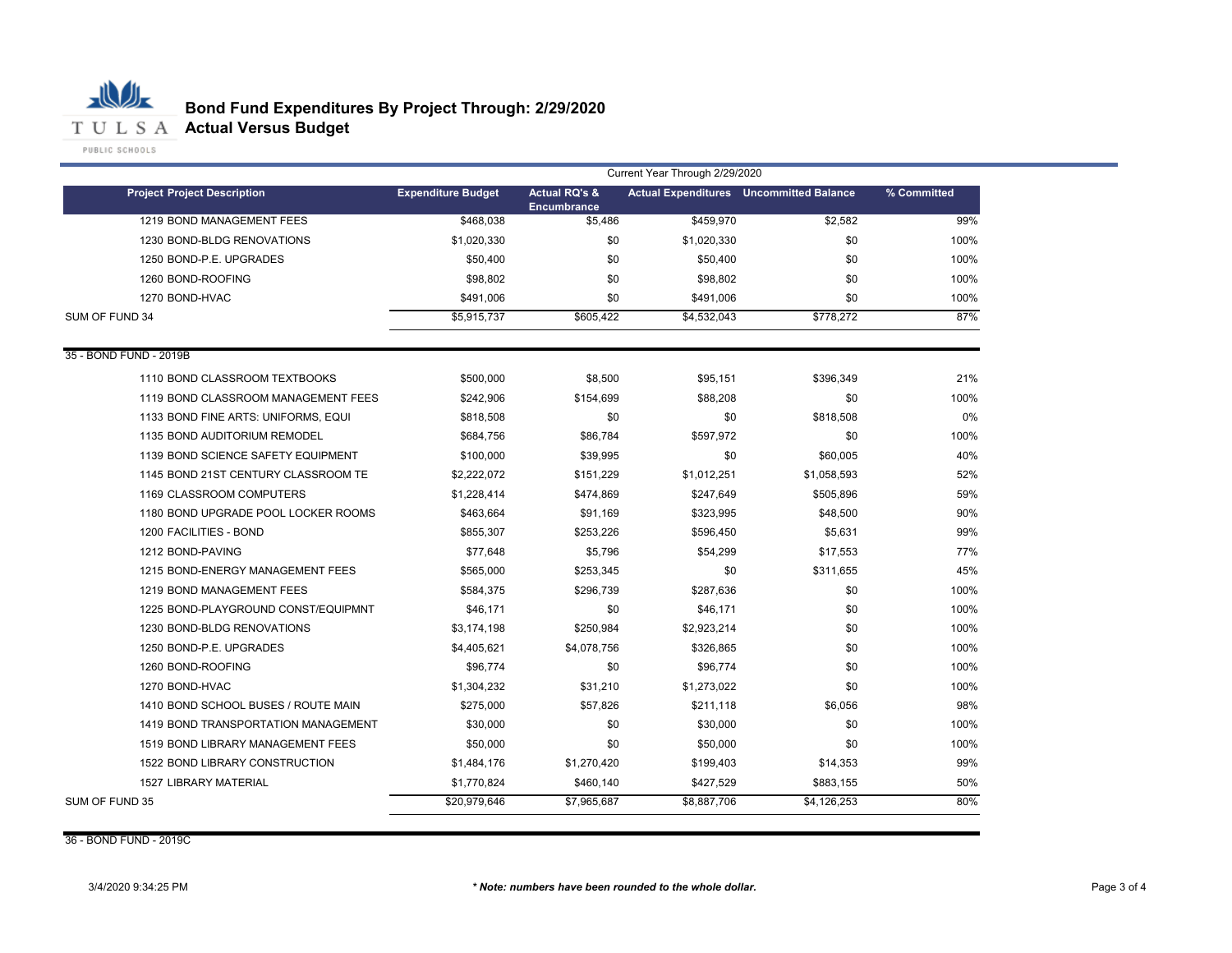# Bond Fund Expenditures By Project Through: 2/29/2020

## Actual Versus Budget

| Project Project Description | Expenditure Budget | Actual RQ's & Encumbrance | Actual Expenditures | Uncommitted Balance | % Committed |
|---|---|---|---|---|---|
| | Current Year Through 2/29/2020 | | | | |
| 1219 BOND MANAGEMENT FEES | $468,038 | $5,486 | $459,970 | $2,582 | 99% |
| 1230 BOND-BLDG RENOVATIONS | $1,020,330 | $0 | $1,020,330 | $0 | 100% |
| 1250 BOND-P.E. UPGRADES | $50,400 | $0 | $50,400 | $0 | 100% |
| 1260 BOND-ROOFING | $98,802 | $0 | $98,802 | $0 | 100% |
| 1270 BOND-HVAC | $491,006 | $0 | $491,006 | $0 | 100% |
| SUM OF FUND 34 | $5,915,737 | $605,422 | $4,532,043 | $778,272 | 87% |
| **35 - BOND FUND - 2019B** | | | | | |
| 1110 BOND CLASSROOM TEXTBOOKS | $500,000 | $8,500 | $95,151 | $396,349 | 21% |
| 1119 BOND CLASSROOM MANAGEMENT FEES | $242,906 | $154,699 | $88,208 | $0 | 100% |
| 1133 BOND FINE ARTS: UNIFORMS, EQUI | $818,508 | $0 | $0 | $818,508 | 0% |
| 1135 BOND AUDITORIUM REMODEL | $684,756 | $86,784 | $597,972 | $0 | 100% |
| 1139 BOND SCIENCE SAFETY EQUIPMENT | $100,000 | $39,995 | $0 | $60,005 | 40% |
| 1145 BOND 21ST CENTURY CLASSROOM TE | $2,222,072 | $151,229 | $1,012,251 | $1,058,593 | 52% |
| 1169 CLASSROOM COMPUTERS | $1,228,414 | $474,869 | $247,649 | $505,896 | 59% |
| 1180 BOND UPGRADE POOL LOCKER ROOMS | $463,664 | $91,169 | $323,995 | $48,500 | 90% |
| 1200 FACILITIES - BOND | $855,307 | $253,226 | $596,450 | $5,631 | 99% |
| 1212 BOND-PAVING | $77,648 | $5,796 | $54,299 | $17,553 | 77% |
| 1215 BOND-ENERGY MANAGEMENT FEES | $565,000 | $253,345 | $0 | $311,655 | 45% |
| 1219 BOND MANAGEMENT FEES | $584,375 | $296,739 | $287,636 | $0 | 100% |
| 1225 BOND-PLAYGROUND CONST/EQUIPMNT | $46,171 | $0 | $46,171 | $0 | 100% |
| 1230 BOND-BLDG RENOVATIONS | $3,174,198 | $250,984 | $2,923,214 | $0 | 100% |
| 1250 BOND-P.E. UPGRADES | $4,405,621 | $4,078,756 | $326,865 | $0 | 100% |
| 1260 BOND-ROOFING | $96,774 | $0 | $96,774 | $0 | 100% |
| 1270 BOND-HVAC | $1,304,232 | $31,210 | $1,273,022 | $0 | 100% |
| 1410 BOND SCHOOL BUSES / ROUTE MAIN | $275,000 | $57,826 | $211,118 | $6,056 | 98% |
| 1419 BOND TRANSPORTATION MANAGEMENT | $30,000 | $0 | $30,000 | $0 | 100% |
| 1519 BOND LIBRARY MANAGEMENT FEES | $50,000 | $0 | $50,000 | $0 | 100% |
| 1522 BOND LIBRARY CONSTRUCTION | $1,484,176 | $1,270,420 | $199,403 | $14,353 | 99% |
| 1527 LIBRARY MATERIAL | $1,770,824 | $460,140 | $427,529 | $883,155 | 50% |
| SUM OF FUND 35 | $20,979,646 | $7,965,687 | $8,887,706 | $4,126,253 | 80% |
| **36 - BOND FUND - 2019C** | | | | | |

3/4/2020 9:34:25 PM

*** Note: numbers have been rounded to the whole dollar.***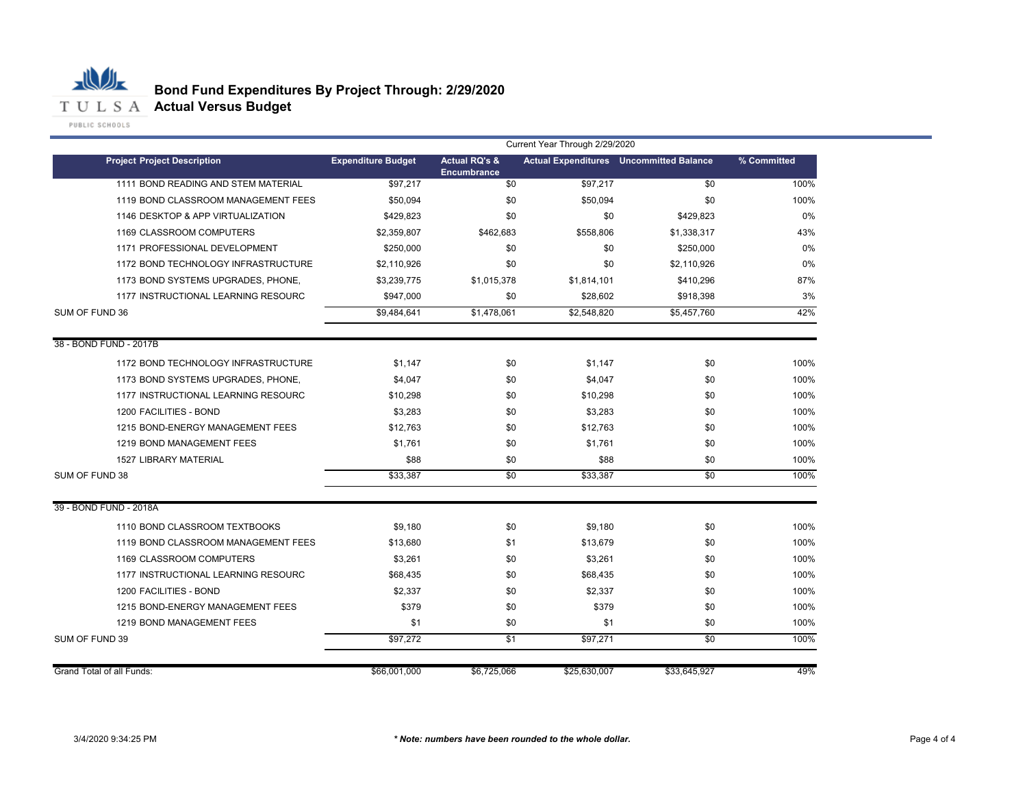# Bond Fund Expenditures By Project Through: 2/29/2020

## Actual Versus Budget

| | | Current Year Through 2/29/2020 | | | |
|---|---|---|---|---|---|
| Project Project Description | Expenditure Budget | Actual RQ's & Encumbrance | Actual Expenditures | Uncommitted Balance | % Committed |
| 1111 BOND READING AND STEM MATERIAL | $97,217 | $0 | $97,217 | $0 | 100% |
| 1119 BOND CLASSROOM MANAGEMENT FEES | $50,094 | $0 | $50,094 | $0 | 100% |
| 1146 DESKTOP & APP VIRTUALIZATION | $429,823 | $0 | $0 | $429,823 | 0% |
| 1169 CLASSROOM COMPUTERS | $2,359,807 | $462,683 | $558,806 | $1,338,317 | 43% |
| 1171 PROFESSIONAL DEVELOPMENT | $250,000 | $0 | $0 | $250,000 | 0% |
| 1172 BOND TECHNOLOGY INFRASTRUCTURE | $2,110,926 | $0 | $0 | $2,110,926 | 0% |
| 1173 BOND SYSTEMS UPGRADES, PHONE, | $3,239,775 | $1,015,378 | $1,814,101 | $410,296 | 87% |
| 1177 INSTRUCTIONAL LEARNING RESOURC | $947,000 | $0 | $28,602 | $918,398 | 3% |
| SUM OF FUND 36 | $9,484,641 | $1,478,061 | $2,548,820 | $5,457,760 | 42% |
| 38 - BOND FUND - 2017B | | | | | |
| 1172 BOND TECHNOLOGY INFRASTRUCTURE | $1,147 | $0 | $1,147 | $0 | 100% |
| 1173 BOND SYSTEMS UPGRADES, PHONE, | $4,047 | $0 | $4,047 | $0 | 100% |
| 1177 INSTRUCTIONAL LEARNING RESOURC | $10,298 | $0 | $10,298 | $0 | 100% |
| 1200 FACILITIES - BOND | $3,283 | $0 | $3,283 | $0 | 100% |
| 1215 BOND-ENERGY MANAGEMENT FEES | $12,763 | $0 | $12,763 | $0 | 100% |
| 1219 BOND MANAGEMENT FEES | $1,761 | $0 | $1,761 | $0 | 100% |
| 1527 LIBRARY MATERIAL | $88 | $0 | $88 | $0 | 100% |
| SUM OF FUND 38 | $33,387 | $0 | $33,387 | $0 | 100% |
| 39 - BOND FUND - 2018A | | | | | |
| 1110 BOND CLASSROOM TEXTBOOKS | $9,180 | $0 | $9,180 | $0 | 100% |
| 1119 BOND CLASSROOM MANAGEMENT FEES | $13,680 | $1 | $13,679 | $0 | 100% |
| 1169 CLASSROOM COMPUTERS | $3,261 | $0 | $3,261 | $0 | 100% |
| 1177 INSTRUCTIONAL LEARNING RESOURC | $68,435 | $0 | $68,435 | $0 | 100% |
| 1200 FACILITIES - BOND | $2,337 | $0 | $2,337 | $0 | 100% |
| 1215 BOND-ENERGY MANAGEMENT FEES | $379 | $0 | $379 | $0 | 100% |
| 1219 BOND MANAGEMENT FEES | $1 | $0 | $1 | $0 | 100% |
| SUM OF FUND 39 | $97,272 | $1 | $97,271 | $0 | 100% |
| Grand Total of all Funds: | $66,001,000 | $6,725,066 | $25,630,007 | $33,645,927 | 49% |

3/4/2020 9:34:25 PM

*** Note: numbers have been rounded to the whole dollar.**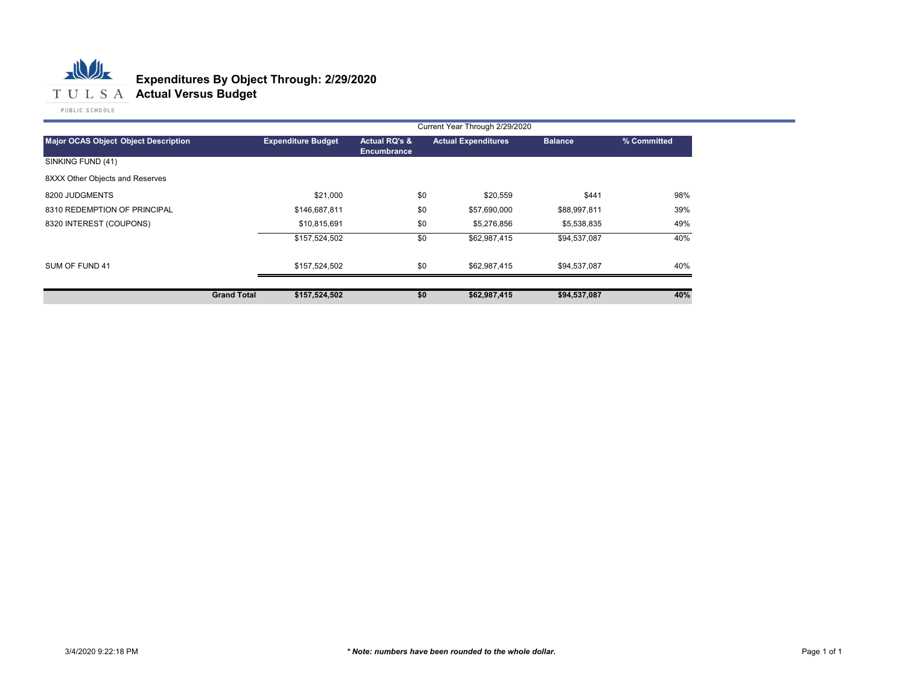TULSA PUBLIC SCHOOLS

# Expenditures By Object Through: 2/29/2020
## Actual Versus Budget

| | Current Year Through 2/29/2020 | | | | |
|---|---|---|---|---|---|
| **Major OCAS Object Object Description** | **Expenditure Budget** | **Actual RQ's & Encumbrance** | **Actual Expenditures** | **Balance** | **% Committed** |
| SINKING FUND (41) | | | | | |
| 8XXX Other Objects and Reserves | | | | | |
| 8200 JUDGMENTS | $21,000 | $0 | $20,559 | $441 | 98% |
| 8310 REDEMPTION OF PRINCIPAL | $146,687,811 | $0 | $57,690,000 | $88,997,811 | 39% |
| 8320 INTEREST (COUPONS) | $10,815,691 | $0 | $5,276,856 | $5,538,835 | 49% |
| | $157,524,502 | $0 | $62,987,415 | $94,537,087 | 40% |
| SUM OF FUND 41 | $157,524,502 | $0 | $62,987,415 | $94,537,087 | 40% |
| **Grand Total** | **$157,524,502** | **$0** | **$62,987,415** | **$94,537,087** | **40%** |

3/4/2020 9:22:18 PM

***\* Note: numbers have been rounded to the whole dollar.***